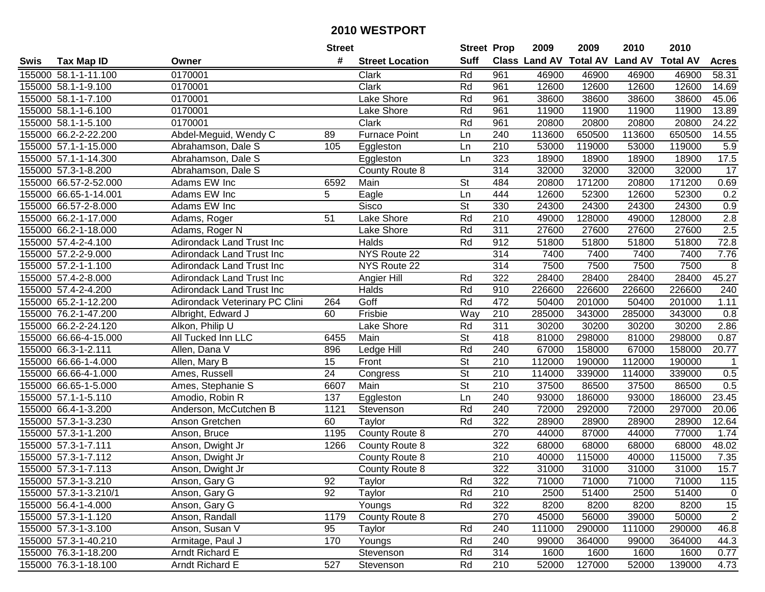# 2010 WESTPORT

| Swis | Tax Map ID | Owner | Street # | Street Location | Street Suff | Prop Class | 2009 Land AV | 2009 Total AV | 2010 Land AV | 2010 Total AV | Acres |
|---|---|---|---|---|---|---|---|---|---|---|---|
| 155000 | 58.1-1-11.100 | 0170001 | | Clark | Rd | 961 | 46900 | 46900 | 46900 | 46900 | 58.31 |
| 155000 | 58.1-1-9.100 | 0170001 | | Clark | Rd | 961 | 12600 | 12600 | 12600 | 12600 | 14.69 |
| 155000 | 58.1-1-7.100 | 0170001 | | Lake Shore | Rd | 961 | 38600 | 38600 | 38600 | 38600 | 45.06 |
| 155000 | 58.1-1-6.100 | 0170001 | | Lake Shore | Rd | 961 | 11900 | 11900 | 11900 | 11900 | 13.89 |
| 155000 | 58.1-1-5.100 | 0170001 | | Clark | Rd | 961 | 20800 | 20800 | 20800 | 20800 | 24.22 |
| 155000 | 66.2-2-22.200 | Abdel-Meguid, Wendy C | 89 | Furnace Point | Ln | 240 | 113600 | 650500 | 113600 | 650500 | 14.55 |
| 155000 | 57.1-1-15.000 | Abrahamson, Dale S | 105 | Eggleston | Ln | 210 | 53000 | 119000 | 53000 | 119000 | 5.9 |
| 155000 | 57.1-1-14.300 | Abrahamson, Dale S | | Eggleston | Ln | 323 | 18900 | 18900 | 18900 | 18900 | 17.5 |
| 155000 | 57.3-1-8.200 | Abrahamson, Dale S | | County Route 8 | | 314 | 32000 | 32000 | 32000 | 32000 | 17 |
| 155000 | 66.57-2-52.000 | Adams EW Inc | 6592 | Main | St | 484 | 20800 | 171200 | 20800 | 171200 | 0.69 |
| 155000 | 66.65-1-14.001 | Adams EW Inc | 5 | Eagle | Ln | 444 | 12600 | 52300 | 12600 | 52300 | 0.2 |
| 155000 | 66.57-2-8.000 | Adams EW Inc | | Sisco | St | 330 | 24300 | 24300 | 24300 | 24300 | 0.9 |
| 155000 | 66.2-1-17.000 | Adams, Roger | 51 | Lake Shore | Rd | 210 | 49000 | 128000 | 49000 | 128000 | 2.8 |
| 155000 | 66.2-1-18.000 | Adams, Roger N | | Lake Shore | Rd | 311 | 27600 | 27600 | 27600 | 27600 | 2.5 |
| 155000 | 57.4-2-4.100 | Adirondack Land Trust Inc | | Halds | Rd | 912 | 51800 | 51800 | 51800 | 51800 | 72.8 |
| 155000 | 57.2-2-9.000 | Adirondack Land Trust Inc | | NYS Route 22 | | 314 | 7400 | 7400 | 7400 | 7400 | 7.76 |
| 155000 | 57.2-1-1.100 | Adirondack Land Trust Inc | | NYS Route 22 | | 314 | 7500 | 7500 | 7500 | 7500 | 8 |
| 155000 | 57.4-2-8.000 | Adirondack Land Trust Inc | | Angier Hill | Rd | 322 | 28400 | 28400 | 28400 | 28400 | 45.27 |
| 155000 | 57.4-2-4.200 | Adirondack Land Trust Inc | | Halds | Rd | 910 | 226600 | 226600 | 226600 | 226600 | 240 |
| 155000 | 65.2-1-12.200 | Adirondack Veterinary PC Clini | 264 | Goff | Rd | 472 | 50400 | 201000 | 50400 | 201000 | 1.11 |
| 155000 | 76.2-1-47.200 | Albright, Edward J | 60 | Frisbie | Way | 210 | 285000 | 343000 | 285000 | 343000 | 0.8 |
| 155000 | 66.2-2-24.120 | Alkon, Philip U | | Lake Shore | Rd | 311 | 30200 | 30200 | 30200 | 30200 | 2.86 |
| 155000 | 66.66-4-15.000 | All Tucked Inn LLC | 6455 | Main | St | 418 | 81000 | 298000 | 81000 | 298000 | 0.87 |
| 155000 | 66.3-1-2.111 | Allen, Dana V | 896 | Ledge Hill | Rd | 240 | 67000 | 158000 | 67000 | 158000 | 20.77 |
| 155000 | 66.66-1-4.000 | Allen, Mary B | 15 | Front | St | 210 | 112000 | 190000 | 112000 | 190000 | 1 |
| 155000 | 66.66-4-1.000 | Ames, Russell | 24 | Congress | St | 210 | 114000 | 339000 | 114000 | 339000 | 0.5 |
| 155000 | 66.65-1-5.000 | Ames, Stephanie S | 6607 | Main | St | 210 | 37500 | 86500 | 37500 | 86500 | 0.5 |
| 155000 | 57.1-1-5.110 | Amodio, Robin R | 137 | Eggleston | Ln | 240 | 93000 | 186000 | 93000 | 186000 | 23.45 |
| 155000 | 66.4-1-3.200 | Anderson, McCutchen B | 1121 | Stevenson | Rd | 240 | 72000 | 292000 | 72000 | 297000 | 20.06 |
| 155000 | 57.3-1-3.230 | Anson Gretchen | 60 | Taylor | Rd | 322 | 28900 | 28900 | 28900 | 28900 | 12.64 |
| 155000 | 57.3-1-1.200 | Anson, Bruce | 1195 | County Route 8 | | 270 | 44000 | 87000 | 44000 | 77000 | 1.74 |
| 155000 | 57.3-1-7.111 | Anson, Dwight Jr | 1266 | County Route 8 | | 322 | 68000 | 68000 | 68000 | 68000 | 48.02 |
| 155000 | 57.3-1-7.112 | Anson, Dwight Jr | | County Route 8 | | 210 | 40000 | 115000 | 40000 | 115000 | 7.35 |
| 155000 | 57.3-1-7.113 | Anson, Dwight Jr | | County Route 8 | | 322 | 31000 | 31000 | 31000 | 31000 | 15.7 |
| 155000 | 57.3-1-3.210 | Anson, Gary G | 92 | Taylor | Rd | 322 | 71000 | 71000 | 71000 | 71000 | 115 |
| 155000 | 57.3-1-3.210/1 | Anson, Gary G | 92 | Taylor | Rd | 210 | 2500 | 51400 | 2500 | 51400 | 0 |
| 155000 | 56.4-1-4.000 | Anson, Gary G | | Youngs | Rd | 322 | 8200 | 8200 | 8200 | 8200 | 15 |
| 155000 | 57.3-1-1.120 | Anson, Randall | 1179 | County Route 8 | | 270 | 45000 | 56000 | 39000 | 50000 | 2 |
| 155000 | 57.3-1-3.100 | Anson, Susan V | 95 | Taylor | Rd | 240 | 111000 | 290000 | 111000 | 290000 | 46.8 |
| 155000 | 57.3-1-40.210 | Armitage, Paul J | 170 | Youngs | Rd | 240 | 99000 | 364000 | 99000 | 364000 | 44.3 |
| 155000 | 76.3-1-18.200 | Arndt Richard E | | Stevenson | Rd | 314 | 1600 | 1600 | 1600 | 1600 | 0.77 |
| 155000 | 76.3-1-18.100 | Arndt Richard E | 527 | Stevenson | Rd | 210 | 52000 | 127000 | 52000 | 139000 | 4.73 |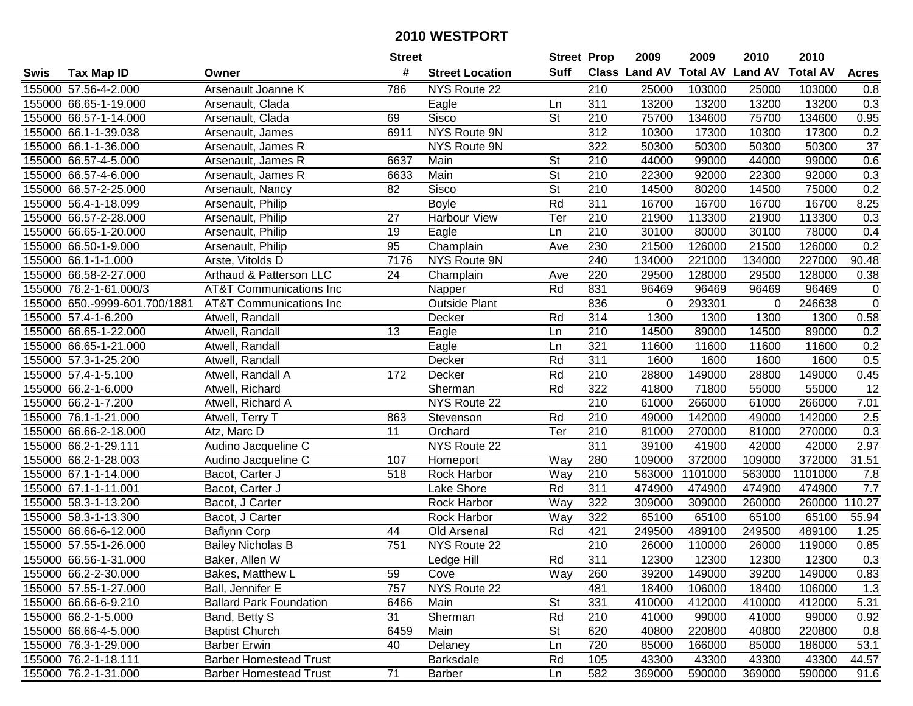# 2010 WESTPORT

| Swis | Tax Map ID | Owner | Street # | Street Location | Street Suff | Prop Class | 2009 Land AV | 2009 Total AV | 2010 Land AV | 2010 Total AV | Acres |
|---|---|---|---|---|---|---|---|---|---|---|---|
| 155000 | 57.56-4-2.000 | Arsenault Joanne K | 786 | NYS Route 22 | | 210 | 25000 | 103000 | 25000 | 103000 | 0.8 |
| 155000 | 66.65-1-19.000 | Arsenault, Clada | | Eagle | Ln | 311 | 13200 | 13200 | 13200 | 13200 | 0.3 |
| 155000 | 66.57-1-14.000 | Arsenault, Clada | 69 | Sisco | St | 210 | 75700 | 134600 | 75700 | 134600 | 0.95 |
| 155000 | 66.1-1-39.038 | Arsenault, James | 6911 | NYS Route 9N | | 312 | 10300 | 17300 | 10300 | 17300 | 0.2 |
| 155000 | 66.1-1-36.000 | Arsenault, James R | | NYS Route 9N | | 322 | 50300 | 50300 | 50300 | 50300 | 37 |
| 155000 | 66.57-4-5.000 | Arsenault, James R | 6637 | Main | St | 210 | 44000 | 99000 | 44000 | 99000 | 0.6 |
| 155000 | 66.57-4-6.000 | Arsenault, James R | 6633 | Main | St | 210 | 22300 | 92000 | 22300 | 92000 | 0.3 |
| 155000 | 66.57-2-25.000 | Arsenault, Nancy | 82 | Sisco | St | 210 | 14500 | 80200 | 14500 | 75000 | 0.2 |
| 155000 | 56.4-1-18.099 | Arsenault, Philip | | Boyle | Rd | 311 | 16700 | 16700 | 16700 | 16700 | 8.25 |
| 155000 | 66.57-2-28.000 | Arsenault, Philip | 27 | Harbour View | Ter | 210 | 21900 | 113300 | 21900 | 113300 | 0.3 |
| 155000 | 66.65-1-20.000 | Arsenault, Philip | 19 | Eagle | Ln | 210 | 30100 | 80000 | 30100 | 78000 | 0.4 |
| 155000 | 66.50-1-9.000 | Arsenault, Philip | 95 | Champlain | Ave | 230 | 21500 | 126000 | 21500 | 126000 | 0.2 |
| 155000 | 66.1-1-1.000 | Arste, Vitolds D | 7176 | NYS Route 9N | | 240 | 134000 | 221000 | 134000 | 227000 | 90.48 |
| 155000 | 66.58-2-27.000 | Arthaud & Patterson LLC | 24 | Champlain | Ave | 220 | 29500 | 128000 | 29500 | 128000 | 0.38 |
| 155000 | 76.2-1-61.000/3 | AT&T Communications Inc | | Napper | Rd | 831 | 96469 | 96469 | 96469 | 96469 | 0 |
| 155000 | 650.-9999-601.700/1881 | AT&T Communications Inc | | Outside Plant | | 836 | 0 | 293301 | 0 | 246638 | 0 |
| 155000 | 57.4-1-6.200 | Atwell, Randall | | Decker | Rd | 314 | 1300 | 1300 | 1300 | 1300 | 0.58 |
| 155000 | 66.65-1-22.000 | Atwell, Randall | 13 | Eagle | Ln | 210 | 14500 | 89000 | 14500 | 89000 | 0.2 |
| 155000 | 66.65-1-21.000 | Atwell, Randall | | Eagle | Ln | 321 | 11600 | 11600 | 11600 | 11600 | 0.2 |
| 155000 | 57.3-1-25.200 | Atwell, Randall | | Decker | Rd | 311 | 1600 | 1600 | 1600 | 1600 | 0.5 |
| 155000 | 57.4-1-5.100 | Atwell, Randall A | 172 | Decker | Rd | 210 | 28800 | 149000 | 28800 | 149000 | 0.45 |
| 155000 | 66.2-1-6.000 | Atwell, Richard | | Sherman | Rd | 322 | 41800 | 71800 | 55000 | 55000 | 12 |
| 155000 | 66.2-1-7.200 | Atwell, Richard A | | NYS Route 22 | | 210 | 61000 | 266000 | 61000 | 266000 | 7.01 |
| 155000 | 76.1-1-21.000 | Atwell, Terry T | 863 | Stevenson | Rd | 210 | 49000 | 142000 | 49000 | 142000 | 2.5 |
| 155000 | 66.66-2-18.000 | Atz, Marc D | 11 | Orchard | Ter | 210 | 81000 | 270000 | 81000 | 270000 | 0.3 |
| 155000 | 66.2-1-29.111 | Audino Jacqueline C | | NYS Route 22 | | 311 | 39100 | 41900 | 42000 | 42000 | 2.97 |
| 155000 | 66.2-1-28.003 | Audino Jacqueline C | 107 | Homeport | Way | 280 | 109000 | 372000 | 109000 | 372000 | 31.51 |
| 155000 | 67.1-1-14.000 | Bacot, Carter J | 518 | Rock Harbor | Way | 210 | 563000 | 1101000 | 563000 | 1101000 | 7.8 |
| 155000 | 67.1-1-11.001 | Bacot, Carter J | | Lake Shore | Rd | 311 | 474900 | 474900 | 474900 | 474900 | 7.7 |
| 155000 | 58.3-1-13.200 | Bacot, J Carter | | Rock Harbor | Way | 322 | 309000 | 309000 | 260000 | 260000 | 110.27 |
| 155000 | 58.3-1-13.300 | Bacot, J Carter | | Rock Harbor | Way | 322 | 65100 | 65100 | 65100 | 65100 | 55.94 |
| 155000 | 66.66-6-12.000 | Baflynn Corp | 44 | Old Arsenal | Rd | 421 | 249500 | 489100 | 249500 | 489100 | 1.25 |
| 155000 | 57.55-1-26.000 | Bailey Nicholas B | 751 | NYS Route 22 | | 210 | 26000 | 110000 | 26000 | 119000 | 0.85 |
| 155000 | 66.56-1-31.000 | Baker, Allen W | | Ledge Hill | Rd | 311 | 12300 | 12300 | 12300 | 12300 | 0.3 |
| 155000 | 66.2-2-30.000 | Bakes, Matthew L | 59 | Cove | Way | 260 | 39200 | 149000 | 39200 | 149000 | 0.83 |
| 155000 | 57.55-1-27.000 | Ball, Jennifer E | 757 | NYS Route 22 | | 481 | 18400 | 106000 | 18400 | 106000 | 1.3 |
| 155000 | 66.66-6-9.210 | Ballard Park Foundation | 6466 | Main | St | 331 | 410000 | 412000 | 410000 | 412000 | 5.31 |
| 155000 | 66.2-1-5.000 | Band, Betty S | 31 | Sherman | Rd | 210 | 41000 | 99000 | 41000 | 99000 | 0.92 |
| 155000 | 66.66-4-5.000 | Baptist Church | 6459 | Main | St | 620 | 40800 | 220800 | 40800 | 220800 | 0.8 |
| 155000 | 76.3-1-29.000 | Barber Erwin | 40 | Delaney | Ln | 720 | 85000 | 166000 | 85000 | 186000 | 53.1 |
| 155000 | 76.2-1-18.111 | Barber Homestead Trust | | Barksdale | Rd | 105 | 43300 | 43300 | 43300 | 43300 | 44.57 |
| 155000 | 76.2-1-31.000 | Barber Homestead Trust | 71 | Barber | Ln | 582 | 369000 | 590000 | 369000 | 590000 | 91.6 |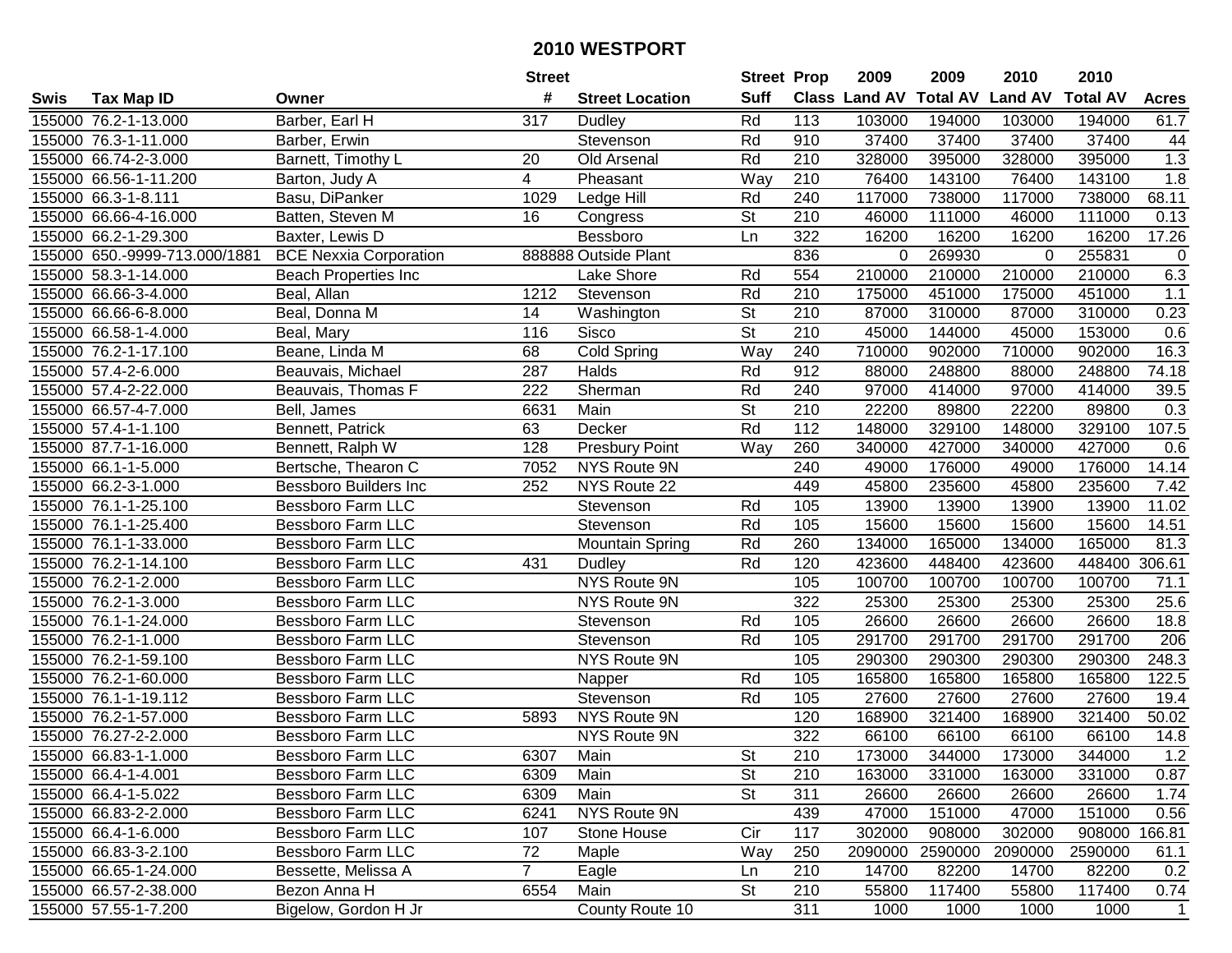# 2010 WESTPORT

| Swis | Tax Map ID | Owner | Street # | Street Location | Street Suff | Prop Class | 2009 Land AV | 2009 Total AV | 2010 Land AV | 2010 Total AV | Acres |
|---|---|---|---|---|---|---|---|---|---|---|---|
| 155000 | 76.2-1-13.000 | Barber, Earl H | 317 | Dudley | Rd | 113 | 103000 | 194000 | 103000 | 194000 | 61.7 |
| 155000 | 76.3-1-11.000 | Barber, Erwin | | Stevenson | Rd | 910 | 37400 | 37400 | 37400 | 37400 | 44 |
| 155000 | 66.74-2-3.000 | Barnett, Timothy L | 20 | Old Arsenal | Rd | 210 | 328000 | 395000 | 328000 | 395000 | 1.3 |
| 155000 | 66.56-1-11.200 | Barton, Judy A | 4 | Pheasant | Way | 210 | 76400 | 143100 | 76400 | 143100 | 1.8 |
| 155000 | 66.3-1-8.111 | Basu, DiPanker | 1029 | Ledge Hill | Rd | 240 | 117000 | 738000 | 117000 | 738000 | 68.11 |
| 155000 | 66.66-4-16.000 | Batten, Steven M | 16 | Congress | St | 210 | 46000 | 111000 | 46000 | 111000 | 0.13 |
| 155000 | 66.2-1-29.300 | Baxter, Lewis D | | Bessboro | Ln | 322 | 16200 | 16200 | 16200 | 16200 | 17.26 |
| 155000 | 650.-9999-713.000/1881 | BCE Nexxia Corporation | 888888 | Outside Plant | | 836 | 0 | 269930 | 0 | 255831 | 0 |
| 155000 | 58.3-1-14.000 | Beach Properties Inc | | Lake Shore | Rd | 554 | 210000 | 210000 | 210000 | 210000 | 6.3 |
| 155000 | 66.66-3-4.000 | Beal, Allan | 1212 | Stevenson | Rd | 210 | 175000 | 451000 | 175000 | 451000 | 1.1 |
| 155000 | 66.66-6-8.000 | Beal, Donna M | 14 | Washington | St | 210 | 87000 | 310000 | 87000 | 310000 | 0.23 |
| 155000 | 66.58-1-4.000 | Beal, Mary | 116 | Sisco | St | 210 | 45000 | 144000 | 45000 | 153000 | 0.6 |
| 155000 | 76.2-1-17.100 | Beane, Linda M | 68 | Cold Spring | Way | 240 | 710000 | 902000 | 710000 | 902000 | 16.3 |
| 155000 | 57.4-2-6.000 | Beauvais, Michael | 287 | Halds | Rd | 912 | 88000 | 248800 | 88000 | 248800 | 74.18 |
| 155000 | 57.4-2-22.000 | Beauvais, Thomas F | 222 | Sherman | Rd | 240 | 97000 | 414000 | 97000 | 414000 | 39.5 |
| 155000 | 66.57-4-7.000 | Bell, James | 6631 | Main | St | 210 | 22200 | 89800 | 22200 | 89800 | 0.3 |
| 155000 | 57.4-1-1.100 | Bennett, Patrick | 63 | Decker | Rd | 112 | 148000 | 329100 | 148000 | 329100 | 107.5 |
| 155000 | 87.7-1-16.000 | Bennett, Ralph W | 128 | Presbury Point | Way | 260 | 340000 | 427000 | 340000 | 427000 | 0.6 |
| 155000 | 66.1-1-5.000 | Bertsche, Thearon C | 7052 | NYS Route 9N | | 240 | 49000 | 176000 | 49000 | 176000 | 14.14 |
| 155000 | 66.2-3-1.000 | Bessboro Builders Inc | 252 | NYS Route 22 | | 449 | 45800 | 235600 | 45800 | 235600 | 7.42 |
| 155000 | 76.1-1-25.100 | Bessboro Farm LLC | | Stevenson | Rd | 105 | 13900 | 13900 | 13900 | 13900 | 11.02 |
| 155000 | 76.1-1-25.400 | Bessboro Farm LLC | | Stevenson | Rd | 105 | 15600 | 15600 | 15600 | 15600 | 14.51 |
| 155000 | 76.1-1-33.000 | Bessboro Farm LLC | | Mountain Spring | Rd | 260 | 134000 | 165000 | 134000 | 165000 | 81.3 |
| 155000 | 76.2-1-14.100 | Bessboro Farm LLC | 431 | Dudley | Rd | 120 | 423600 | 448400 | 423600 | 448400 | 306.61 |
| 155000 | 76.2-1-2.000 | Bessboro Farm LLC | | NYS Route 9N | | 105 | 100700 | 100700 | 100700 | 100700 | 71.1 |
| 155000 | 76.2-1-3.000 | Bessboro Farm LLC | | NYS Route 9N | | 322 | 25300 | 25300 | 25300 | 25300 | 25.6 |
| 155000 | 76.1-1-24.000 | Bessboro Farm LLC | | Stevenson | Rd | 105 | 26600 | 26600 | 26600 | 26600 | 18.8 |
| 155000 | 76.2-1-1.000 | Bessboro Farm LLC | | Stevenson | Rd | 105 | 291700 | 291700 | 291700 | 291700 | 206 |
| 155000 | 76.2-1-59.100 | Bessboro Farm LLC | | NYS Route 9N | | 105 | 290300 | 290300 | 290300 | 290300 | 248.3 |
| 155000 | 76.2-1-60.000 | Bessboro Farm LLC | | Napper | Rd | 105 | 165800 | 165800 | 165800 | 165800 | 122.5 |
| 155000 | 76.1-1-19.112 | Bessboro Farm LLC | | Stevenson | Rd | 105 | 27600 | 27600 | 27600 | 27600 | 19.4 |
| 155000 | 76.2-1-57.000 | Bessboro Farm LLC | 5893 | NYS Route 9N | | 120 | 168900 | 321400 | 168900 | 321400 | 50.02 |
| 155000 | 76.27-2-2.000 | Bessboro Farm LLC | | NYS Route 9N | | 322 | 66100 | 66100 | 66100 | 66100 | 14.8 |
| 155000 | 66.83-1-1.000 | Bessboro Farm LLC | 6307 | Main | St | 210 | 173000 | 344000 | 173000 | 344000 | 1.2 |
| 155000 | 66.4-1-4.001 | Bessboro Farm LLC | 6309 | Main | St | 210 | 163000 | 331000 | 163000 | 331000 | 0.87 |
| 155000 | 66.4-1-5.022 | Bessboro Farm LLC | 6309 | Main | St | 311 | 26600 | 26600 | 26600 | 26600 | 1.74 |
| 155000 | 66.83-2-2.000 | Bessboro Farm LLC | 6241 | NYS Route 9N | | 439 | 47000 | 151000 | 47000 | 151000 | 0.56 |
| 155000 | 66.4-1-6.000 | Bessboro Farm LLC | 107 | Stone House | Cir | 117 | 302000 | 908000 | 302000 | 908000 | 166.81 |
| 155000 | 66.83-3-2.100 | Bessboro Farm LLC | 72 | Maple | Way | 250 | 2090000 | 2590000 | 2090000 | 2590000 | 61.1 |
| 155000 | 66.65-1-24.000 | Bessette, Melissa A | 7 | Eagle | Ln | 210 | 14700 | 82200 | 14700 | 82200 | 0.2 |
| 155000 | 66.57-2-38.000 | Bezon Anna H | 6554 | Main | St | 210 | 55800 | 117400 | 55800 | 117400 | 0.74 |
| 155000 | 57.55-1-7.200 | Bigelow, Gordon H Jr | | County Route 10 | | 311 | 1000 | 1000 | 1000 | 1000 | 1 |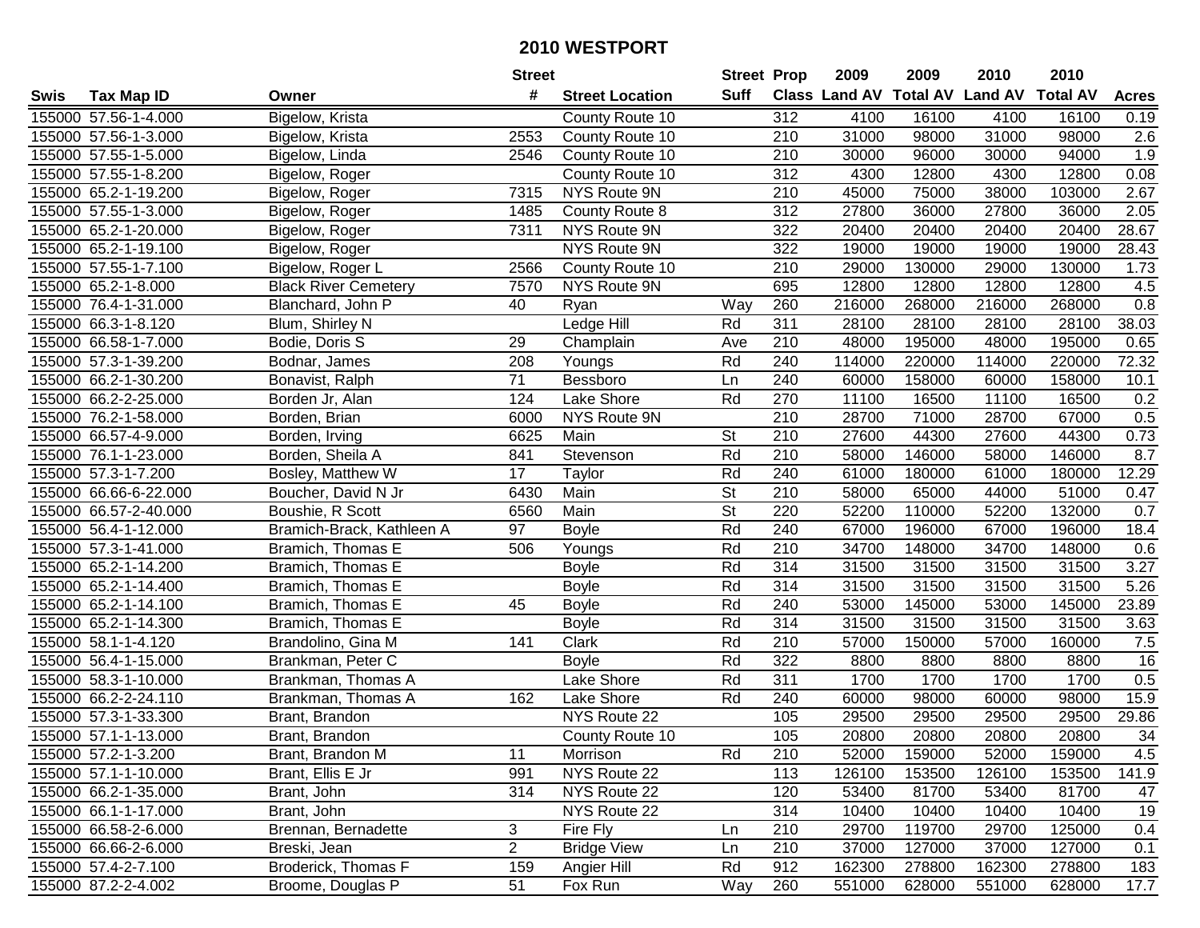# 2010 WESTPORT

| Swis | Tax Map ID | Owner | Street # | Street Location | Street Suff | Prop Class | 2009 Land AV | 2009 Total AV | 2010 Land AV | 2010 Total AV | Acres |
|---|---|---|---|---|---|---|---|---|---|---|---|
| 155000 | 57.56-1-4.000 | Bigelow, Krista | | County Route 10 | | 312 | 4100 | 16100 | 4100 | 16100 | 0.19 |
| 155000 | 57.56-1-3.000 | Bigelow, Krista | 2553 | County Route 10 | | 210 | 31000 | 98000 | 31000 | 98000 | 2.6 |
| 155000 | 57.55-1-5.000 | Bigelow, Linda | 2546 | County Route 10 | | 210 | 30000 | 96000 | 30000 | 94000 | 1.9 |
| 155000 | 57.55-1-8.200 | Bigelow, Roger | | County Route 10 | | 312 | 4300 | 12800 | 4300 | 12800 | 0.08 |
| 155000 | 65.2-1-19.200 | Bigelow, Roger | 7315 | NYS Route 9N | | 210 | 45000 | 75000 | 38000 | 103000 | 2.67 |
| 155000 | 57.55-1-3.000 | Bigelow, Roger | 1485 | County Route 8 | | 312 | 27800 | 36000 | 27800 | 36000 | 2.05 |
| 155000 | 65.2-1-20.000 | Bigelow, Roger | 7311 | NYS Route 9N | | 322 | 20400 | 20400 | 20400 | 20400 | 28.67 |
| 155000 | 65.2-1-19.100 | Bigelow, Roger | | NYS Route 9N | | 322 | 19000 | 19000 | 19000 | 19000 | 28.43 |
| 155000 | 57.55-1-7.100 | Bigelow, Roger L | 2566 | County Route 10 | | 210 | 29000 | 130000 | 29000 | 130000 | 1.73 |
| 155000 | 65.2-1-8.000 | Black River Cemetery | 7570 | NYS Route 9N | | 695 | 12800 | 12800 | 12800 | 12800 | 4.5 |
| 155000 | 76.4-1-31.000 | Blanchard, John P | 40 | Ryan | Way | 260 | 216000 | 268000 | 216000 | 268000 | 0.8 |
| 155000 | 66.3-1-8.120 | Blum, Shirley N | | Ledge Hill | Rd | 311 | 28100 | 28100 | 28100 | 28100 | 38.03 |
| 155000 | 66.58-1-7.000 | Bodie, Doris S | 29 | Champlain | Ave | 210 | 48000 | 195000 | 48000 | 195000 | 0.65 |
| 155000 | 57.3-1-39.200 | Bodnar, James | 208 | Youngs | Rd | 240 | 114000 | 220000 | 114000 | 220000 | 72.32 |
| 155000 | 66.2-1-30.200 | Bonavist, Ralph | 71 | Bessboro | Ln | 240 | 60000 | 158000 | 60000 | 158000 | 10.1 |
| 155000 | 66.2-2-25.000 | Borden Jr, Alan | 124 | Lake Shore | Rd | 270 | 11100 | 16500 | 11100 | 16500 | 0.2 |
| 155000 | 76.2-1-58.000 | Borden, Brian | 6000 | NYS Route 9N | | 210 | 28700 | 71000 | 28700 | 67000 | 0.5 |
| 155000 | 66.57-4-9.000 | Borden, Irving | 6625 | Main | St | 210 | 27600 | 44300 | 27600 | 44300 | 0.73 |
| 155000 | 76.1-1-23.000 | Borden, Sheila A | 841 | Stevenson | Rd | 210 | 58000 | 146000 | 58000 | 146000 | 8.7 |
| 155000 | 57.3-1-7.200 | Bosley, Matthew W | 17 | Taylor | Rd | 240 | 61000 | 180000 | 61000 | 180000 | 12.29 |
| 155000 | 66.66-6-22.000 | Boucher, David N Jr | 6430 | Main | St | 210 | 58000 | 65000 | 44000 | 51000 | 0.47 |
| 155000 | 66.57-2-40.000 | Boushie, R Scott | 6560 | Main | St | 220 | 52200 | 110000 | 52200 | 132000 | 0.7 |
| 155000 | 56.4-1-12.000 | Bramich-Brack, Kathleen A | 97 | Boyle | Rd | 240 | 67000 | 196000 | 67000 | 196000 | 18.4 |
| 155000 | 57.3-1-41.000 | Bramich, Thomas E | 506 | Youngs | Rd | 210 | 34700 | 148000 | 34700 | 148000 | 0.6 |
| 155000 | 65.2-1-14.200 | Bramich, Thomas E | | Boyle | Rd | 314 | 31500 | 31500 | 31500 | 31500 | 3.27 |
| 155000 | 65.2-1-14.400 | Bramich, Thomas E | | Boyle | Rd | 314 | 31500 | 31500 | 31500 | 31500 | 5.26 |
| 155000 | 65.2-1-14.100 | Bramich, Thomas E | 45 | Boyle | Rd | 240 | 53000 | 145000 | 53000 | 145000 | 23.89 |
| 155000 | 65.2-1-14.300 | Bramich, Thomas E | | Boyle | Rd | 314 | 31500 | 31500 | 31500 | 31500 | 3.63 |
| 155000 | 58.1-1-4.120 | Brandolino, Gina M | 141 | Clark | Rd | 210 | 57000 | 150000 | 57000 | 160000 | 7.5 |
| 155000 | 56.4-1-15.000 | Brankman, Peter C | | Boyle | Rd | 322 | 8800 | 8800 | 8800 | 8800 | 16 |
| 155000 | 58.3-1-10.000 | Brankman, Thomas A | | Lake Shore | Rd | 311 | 1700 | 1700 | 1700 | 1700 | 0.5 |
| 155000 | 66.2-2-24.110 | Brankman, Thomas A | 162 | Lake Shore | Rd | 240 | 60000 | 98000 | 60000 | 98000 | 15.9 |
| 155000 | 57.3-1-33.300 | Brant, Brandon | | NYS Route 22 | | 105 | 29500 | 29500 | 29500 | 29500 | 29.86 |
| 155000 | 57.1-1-13.000 | Brant, Brandon | | County Route 10 | | 105 | 20800 | 20800 | 20800 | 20800 | 34 |
| 155000 | 57.2-1-3.200 | Brant, Brandon M | 11 | Morrison | Rd | 210 | 52000 | 159000 | 52000 | 159000 | 4.5 |
| 155000 | 57.1-1-10.000 | Brant, Ellis E Jr | 991 | NYS Route 22 | | 113 | 126100 | 153500 | 126100 | 153500 | 141.9 |
| 155000 | 66.2-1-35.000 | Brant, John | 314 | NYS Route 22 | | 120 | 53400 | 81700 | 53400 | 81700 | 47 |
| 155000 | 66.1-1-17.000 | Brant, John | | NYS Route 22 | | 314 | 10400 | 10400 | 10400 | 10400 | 19 |
| 155000 | 66.58-2-6.000 | Brennan, Bernadette | 3 | Fire Fly | Ln | 210 | 29700 | 119700 | 29700 | 125000 | 0.4 |
| 155000 | 66.66-2-6.000 | Breski, Jean | 2 | Bridge View | Ln | 210 | 37000 | 127000 | 37000 | 127000 | 0.1 |
| 155000 | 57.4-2-7.100 | Broderick, Thomas F | 159 | Angier Hill | Rd | 912 | 162300 | 278800 | 162300 | 278800 | 183 |
| 155000 | 87.2-2-4.002 | Broome, Douglas P | 51 | Fox Run | Way | 260 | 551000 | 628000 | 551000 | 628000 | 17.7 |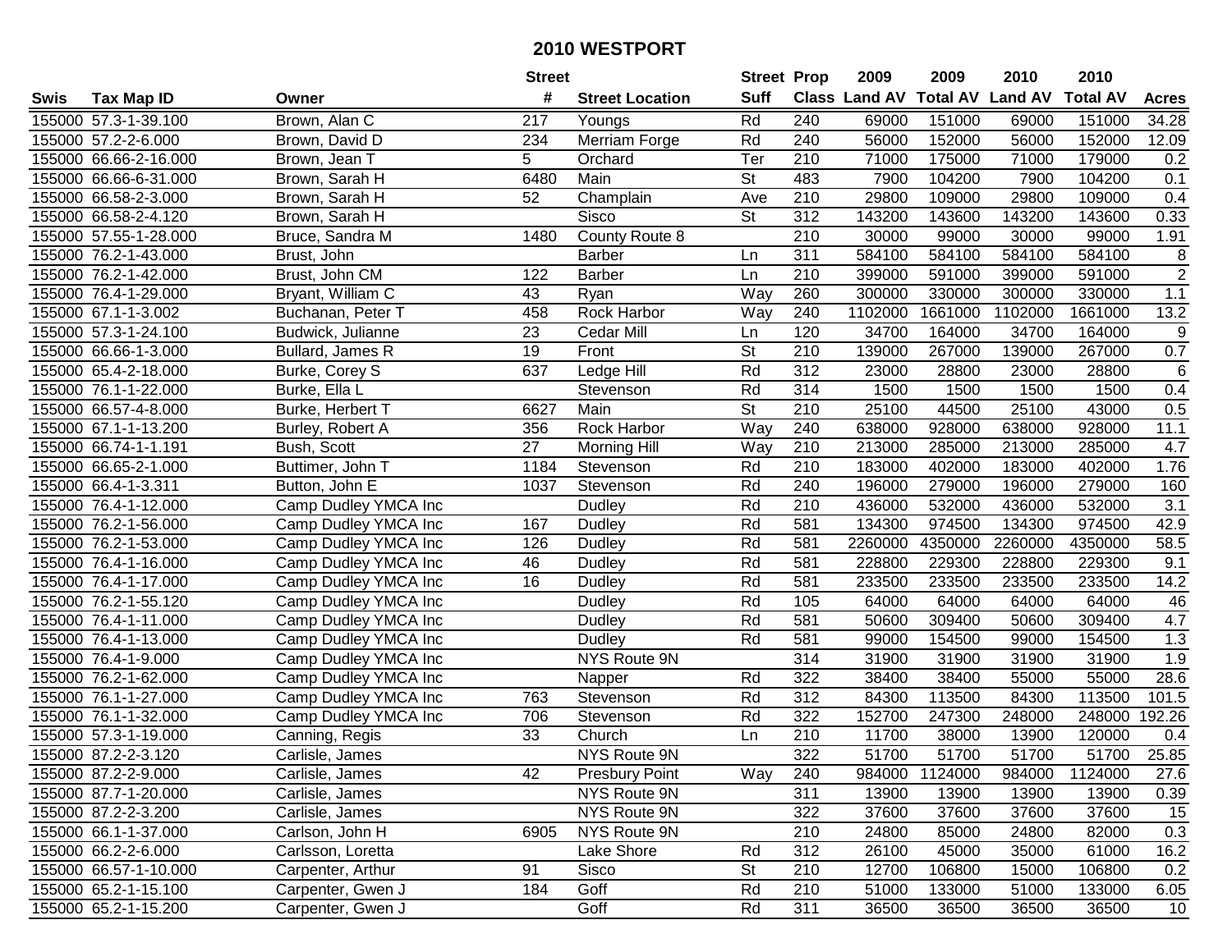# 2010 WESTPORT

| Swis | Tax Map ID | Owner | Street # | Street Location | Street Suff | Prop Class | 2009 Land AV | 2009 Total AV | 2010 Land AV | 2010 Total AV | Acres |
|---|---|---|---|---|---|---|---|---|---|---|---|
| 155000 | 57.3-1-39.100 | Brown, Alan C | 217 | Youngs | Rd | 240 | 69000 | 151000 | 69000 | 151000 | 34.28 |
| 155000 | 57.2-2-6.000 | Brown, David D | 234 | Merriam Forge | Rd | 240 | 56000 | 152000 | 56000 | 152000 | 12.09 |
| 155000 | 66.66-2-16.000 | Brown, Jean T | 5 | Orchard | Ter | 210 | 71000 | 175000 | 71000 | 179000 | 0.2 |
| 155000 | 66.66-6-31.000 | Brown, Sarah H | 6480 | Main | St | 483 | 7900 | 104200 | 7900 | 104200 | 0.1 |
| 155000 | 66.58-2-3.000 | Brown, Sarah H | 52 | Champlain | Ave | 210 | 29800 | 109000 | 29800 | 109000 | 0.4 |
| 155000 | 66.58-2-4.120 | Brown, Sarah H | | Sisco | St | 312 | 143200 | 143600 | 143200 | 143600 | 0.33 |
| 155000 | 57.55-1-28.000 | Bruce, Sandra M | 1480 | County Route 8 | | 210 | 30000 | 99000 | 30000 | 99000 | 1.91 |
| 155000 | 76.2-1-43.000 | Brust, John | | Barber | Ln | 311 | 584100 | 584100 | 584100 | 584100 | 8 |
| 155000 | 76.2-1-42.000 | Brust, John CM | 122 | Barber | Ln | 210 | 399000 | 591000 | 399000 | 591000 | 2 |
| 155000 | 76.4-1-29.000 | Bryant, William C | 43 | Ryan | Way | 260 | 300000 | 330000 | 300000 | 330000 | 1.1 |
| 155000 | 67.1-1-3.002 | Buchanan, Peter T | 458 | Rock Harbor | Way | 240 | 1102000 | 1661000 | 1102000 | 1661000 | 13.2 |
| 155000 | 57.3-1-24.100 | Budwick, Julianne | 23 | Cedar Mill | Ln | 120 | 34700 | 164000 | 34700 | 164000 | 9 |
| 155000 | 66.66-1-3.000 | Bullard, James R | 19 | Front | St | 210 | 139000 | 267000 | 139000 | 267000 | 0.7 |
| 155000 | 65.4-2-18.000 | Burke, Corey S | 637 | Ledge Hill | Rd | 312 | 23000 | 28800 | 23000 | 28800 | 6 |
| 155000 | 76.1-1-22.000 | Burke, Ella L | | Stevenson | Rd | 314 | 1500 | 1500 | 1500 | 1500 | 0.4 |
| 155000 | 66.57-4-8.000 | Burke, Herbert T | 6627 | Main | St | 210 | 25100 | 44500 | 25100 | 43000 | 0.5 |
| 155000 | 67.1-1-13.200 | Burley, Robert A | 356 | Rock Harbor | Way | 240 | 638000 | 928000 | 638000 | 928000 | 11.1 |
| 155000 | 66.74-1-1.191 | Bush, Scott | 27 | Morning Hill | Way | 210 | 213000 | 285000 | 213000 | 285000 | 4.7 |
| 155000 | 66.65-2-1.000 | Buttimer, John T | 1184 | Stevenson | Rd | 210 | 183000 | 402000 | 183000 | 402000 | 1.76 |
| 155000 | 66.4-1-3.311 | Button, John E | 1037 | Stevenson | Rd | 240 | 196000 | 279000 | 196000 | 279000 | 160 |
| 155000 | 76.4-1-12.000 | Camp Dudley YMCA Inc | | Dudley | Rd | 210 | 436000 | 532000 | 436000 | 532000 | 3.1 |
| 155000 | 76.2-1-56.000 | Camp Dudley YMCA Inc | 167 | Dudley | Rd | 581 | 134300 | 974500 | 134300 | 974500 | 42.9 |
| 155000 | 76.2-1-53.000 | Camp Dudley YMCA Inc | 126 | Dudley | Rd | 581 | 2260000 | 4350000 | 2260000 | 4350000 | 58.5 |
| 155000 | 76.4-1-16.000 | Camp Dudley YMCA Inc | 46 | Dudley | Rd | 581 | 228800 | 229300 | 228800 | 229300 | 9.1 |
| 155000 | 76.4-1-17.000 | Camp Dudley YMCA Inc | 16 | Dudley | Rd | 581 | 233500 | 233500 | 233500 | 233500 | 14.2 |
| 155000 | 76.2-1-55.120 | Camp Dudley YMCA Inc | | Dudley | Rd | 105 | 64000 | 64000 | 64000 | 64000 | 46 |
| 155000 | 76.4-1-11.000 | Camp Dudley YMCA Inc | | Dudley | Rd | 581 | 50600 | 309400 | 50600 | 309400 | 4.7 |
| 155000 | 76.4-1-13.000 | Camp Dudley YMCA Inc | | Dudley | Rd | 581 | 99000 | 154500 | 99000 | 154500 | 1.3 |
| 155000 | 76.4-1-9.000 | Camp Dudley YMCA Inc | | NYS Route 9N | | 314 | 31900 | 31900 | 31900 | 31900 | 1.9 |
| 155000 | 76.2-1-62.000 | Camp Dudley YMCA Inc | | Napper | Rd | 322 | 38400 | 38400 | 55000 | 55000 | 28.6 |
| 155000 | 76.1-1-27.000 | Camp Dudley YMCA Inc | 763 | Stevenson | Rd | 312 | 84300 | 113500 | 84300 | 113500 | 101.5 |
| 155000 | 76.1-1-32.000 | Camp Dudley YMCA Inc | 706 | Stevenson | Rd | 322 | 152700 | 247300 | 248000 | 248000 | 192.26 |
| 155000 | 57.3-1-19.000 | Canning, Regis | 33 | Church | Ln | 210 | 11700 | 38000 | 13900 | 120000 | 0.4 |
| 155000 | 87.2-2-3.120 | Carlisle, James | | NYS Route 9N | | 322 | 51700 | 51700 | 51700 | 51700 | 25.85 |
| 155000 | 87.2-2-9.000 | Carlisle, James | 42 | Presbury Point | Way | 240 | 984000 | 1124000 | 984000 | 1124000 | 27.6 |
| 155000 | 87.7-1-20.000 | Carlisle, James | | NYS Route 9N | | 311 | 13900 | 13900 | 13900 | 13900 | 0.39 |
| 155000 | 87.2-2-3.200 | Carlisle, James | | NYS Route 9N | | 322 | 37600 | 37600 | 37600 | 37600 | 15 |
| 155000 | 66.1-1-37.000 | Carlson, John H | 6905 | NYS Route 9N | | 210 | 24800 | 85000 | 24800 | 82000 | 0.3 |
| 155000 | 66.2-2-6.000 | Carlsson, Loretta | | Lake Shore | Rd | 312 | 26100 | 45000 | 35000 | 61000 | 16.2 |
| 155000 | 66.57-1-10.000 | Carpenter, Arthur | 91 | Sisco | St | 210 | 12700 | 106800 | 15000 | 106800 | 0.2 |
| 155000 | 65.2-1-15.100 | Carpenter, Gwen J | 184 | Goff | Rd | 210 | 51000 | 133000 | 51000 | 133000 | 6.05 |
| 155000 | 65.2-1-15.200 | Carpenter, Gwen J | | Goff | Rd | 311 | 36500 | 36500 | 36500 | 36500 | 10 |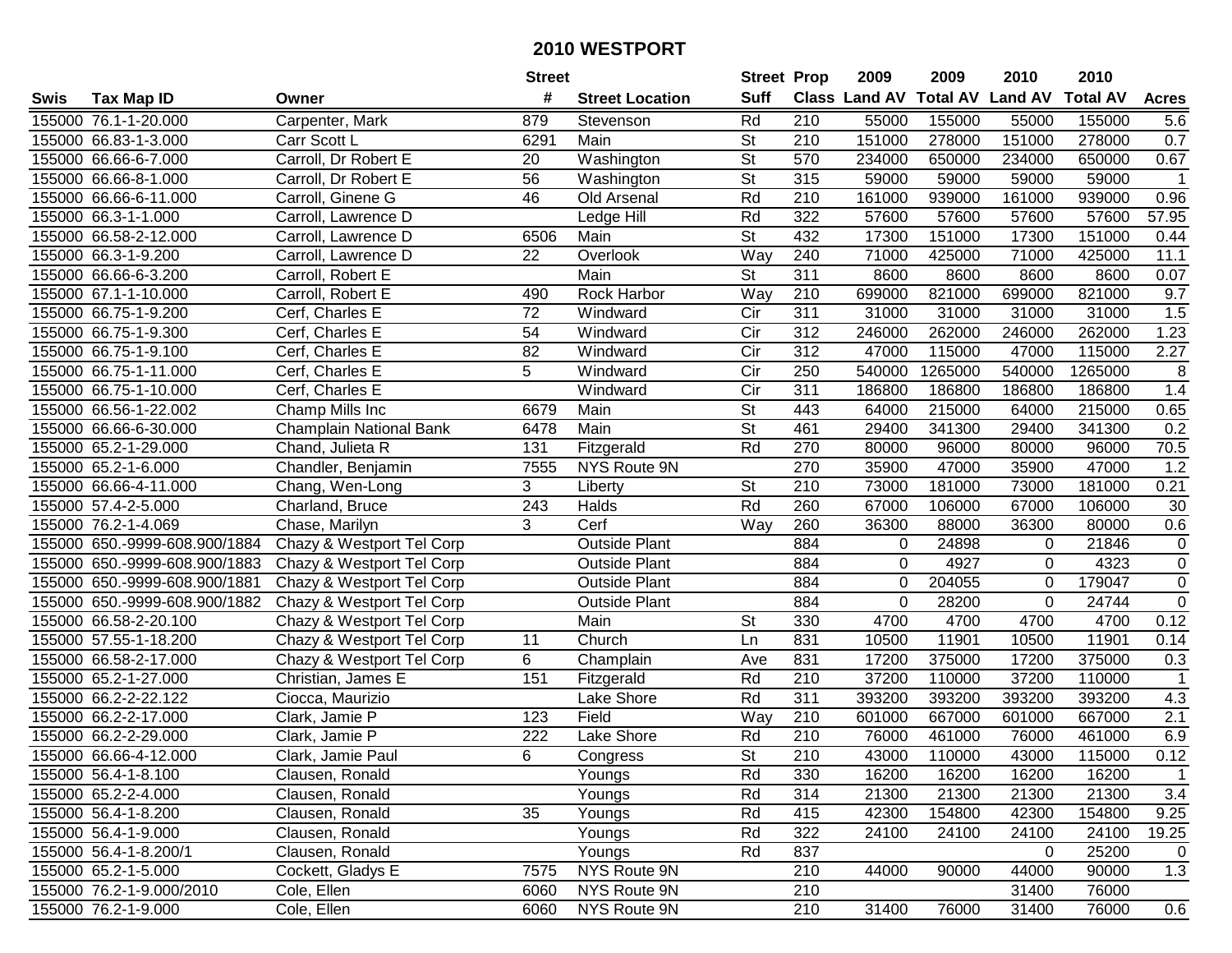# 2010 WESTPORT

| Swis | Tax Map ID | Owner | Street # | Street Location | Street Suff | Prop Class | 2009 Land AV | 2009 Total AV | 2010 Land AV | 2010 Total AV | Acres |
|---|---|---|---|---|---|---|---|---|---|---|---|
| 155000 | 76.1-1-20.000 | Carpenter, Mark | 879 | Stevenson | Rd | 210 | 55000 | 155000 | 55000 | 155000 | 5.6 |
| 155000 | 66.83-1-3.000 | Carr Scott L | 6291 | Main | St | 210 | 151000 | 278000 | 151000 | 278000 | 0.7 |
| 155000 | 66.66-6-7.000 | Carroll, Dr Robert E | 20 | Washington | St | 570 | 234000 | 650000 | 234000 | 650000 | 0.67 |
| 155000 | 66.66-8-1.000 | Carroll, Dr Robert E | 56 | Washington | St | 315 | 59000 | 59000 | 59000 | 59000 | 1 |
| 155000 | 66.66-6-11.000 | Carroll, Ginene G | 46 | Old Arsenal | Rd | 210 | 161000 | 939000 | 161000 | 939000 | 0.96 |
| 155000 | 66.3-1-1.000 | Carroll, Lawrence D | | Ledge Hill | Rd | 322 | 57600 | 57600 | 57600 | 57600 | 57.95 |
| 155000 | 66.58-2-12.000 | Carroll, Lawrence D | 6506 | Main | St | 432 | 17300 | 151000 | 17300 | 151000 | 0.44 |
| 155000 | 66.3-1-9.200 | Carroll, Lawrence D | 22 | Overlook | Way | 240 | 71000 | 425000 | 71000 | 425000 | 11.1 |
| 155000 | 66.66-6-3.200 | Carroll, Robert E | | Main | St | 311 | 8600 | 8600 | 8600 | 8600 | 0.07 |
| 155000 | 67.1-1-10.000 | Carroll, Robert E | 490 | Rock Harbor | Way | 210 | 699000 | 821000 | 699000 | 821000 | 9.7 |
| 155000 | 66.75-1-9.200 | Cerf, Charles E | 72 | Windward | Cir | 311 | 31000 | 31000 | 31000 | 31000 | 1.5 |
| 155000 | 66.75-1-9.300 | Cerf, Charles E | 54 | Windward | Cir | 312 | 246000 | 262000 | 246000 | 262000 | 1.23 |
| 155000 | 66.75-1-9.100 | Cerf, Charles E | 82 | Windward | Cir | 312 | 47000 | 115000 | 47000 | 115000 | 2.27 |
| 155000 | 66.75-1-11.000 | Cerf, Charles E | 5 | Windward | Cir | 250 | 540000 | 1265000 | 540000 | 1265000 | 8 |
| 155000 | 66.75-1-10.000 | Cerf, Charles E | | Windward | Cir | 311 | 186800 | 186800 | 186800 | 186800 | 1.4 |
| 155000 | 66.56-1-22.002 | Champ Mills Inc | 6679 | Main | St | 443 | 64000 | 215000 | 64000 | 215000 | 0.65 |
| 155000 | 66.66-6-30.000 | Champlain National Bank | 6478 | Main | St | 461 | 29400 | 341300 | 29400 | 341300 | 0.2 |
| 155000 | 65.2-1-29.000 | Chand, Julieta R | 131 | Fitzgerald | Rd | 270 | 80000 | 96000 | 80000 | 96000 | 70.5 |
| 155000 | 65.2-1-6.000 | Chandler, Benjamin | 7555 | NYS Route 9N | | 270 | 35900 | 47000 | 35900 | 47000 | 1.2 |
| 155000 | 66.66-4-11.000 | Chang, Wen-Long | 3 | Liberty | St | 210 | 73000 | 181000 | 73000 | 181000 | 0.21 |
| 155000 | 57.4-2-5.000 | Charland, Bruce | 243 | Halds | Rd | 260 | 67000 | 106000 | 67000 | 106000 | 30 |
| 155000 | 76.2-1-4.069 | Chase, Marilyn | 3 | Cerf | Way | 260 | 36300 | 88000 | 36300 | 80000 | 0.6 |
| 155000 | 650.-9999-608.900/1884 | Chazy & Westport Tel Corp | | Outside Plant | | 884 | 0 | 24898 | 0 | 21846 | 0 |
| 155000 | 650.-9999-608.900/1883 | Chazy & Westport Tel Corp | | Outside Plant | | 884 | 0 | 4927 | 0 | 4323 | 0 |
| 155000 | 650.-9999-608.900/1881 | Chazy & Westport Tel Corp | | Outside Plant | | 884 | 0 | 204055 | 0 | 179047 | 0 |
| 155000 | 650.-9999-608.900/1882 | Chazy & Westport Tel Corp | | Outside Plant | | 884 | 0 | 28200 | 0 | 24744 | 0 |
| 155000 | 66.58-2-20.100 | Chazy & Westport Tel Corp | | Main | St | 330 | 4700 | 4700 | 4700 | 4700 | 0.12 |
| 155000 | 57.55-1-18.200 | Chazy & Westport Tel Corp | 11 | Church | Ln | 831 | 10500 | 11901 | 10500 | 11901 | 0.14 |
| 155000 | 66.58-2-17.000 | Chazy & Westport Tel Corp | 6 | Champlain | Ave | 831 | 17200 | 375000 | 17200 | 375000 | 0.3 |
| 155000 | 65.2-1-27.000 | Christian, James E | 151 | Fitzgerald | Rd | 210 | 37200 | 110000 | 37200 | 110000 | 1 |
| 155000 | 66.2-2-22.122 | Ciocca, Maurizio | | Lake Shore | Rd | 311 | 393200 | 393200 | 393200 | 393200 | 4.3 |
| 155000 | 66.2-2-17.000 | Clark, Jamie P | 123 | Field | Way | 210 | 601000 | 667000 | 601000 | 667000 | 2.1 |
| 155000 | 66.2-2-29.000 | Clark, Jamie P | 222 | Lake Shore | Rd | 210 | 76000 | 461000 | 76000 | 461000 | 6.9 |
| 155000 | 66.66-4-12.000 | Clark, Jamie Paul | 6 | Congress | St | 210 | 43000 | 110000 | 43000 | 115000 | 0.12 |
| 155000 | 56.4-1-8.100 | Clausen, Ronald | | Youngs | Rd | 330 | 16200 | 16200 | 16200 | 16200 | 1 |
| 155000 | 65.2-2-4.000 | Clausen, Ronald | | Youngs | Rd | 314 | 21300 | 21300 | 21300 | 21300 | 3.4 |
| 155000 | 56.4-1-8.200 | Clausen, Ronald | 35 | Youngs | Rd | 415 | 42300 | 154800 | 42300 | 154800 | 9.25 |
| 155000 | 56.4-1-9.000 | Clausen, Ronald | | Youngs | Rd | 322 | 24100 | 24100 | 24100 | 24100 | 19.25 |
| 155000 | 56.4-1-8.200/1 | Clausen, Ronald | | Youngs | Rd | 837 | | | 0 | 25200 | 0 |
| 155000 | 65.2-1-5.000 | Cockett, Gladys E | 7575 | NYS Route 9N | | 210 | 44000 | 90000 | 44000 | 90000 | 1.3 |
| 155000 | 76.2-1-9.000/2010 | Cole, Ellen | 6060 | NYS Route 9N | | 210 | | | 31400 | 76000 | |
| 155000 | 76.2-1-9.000 | Cole, Ellen | 6060 | NYS Route 9N | | 210 | 31400 | 76000 | 31400 | 76000 | 0.6 |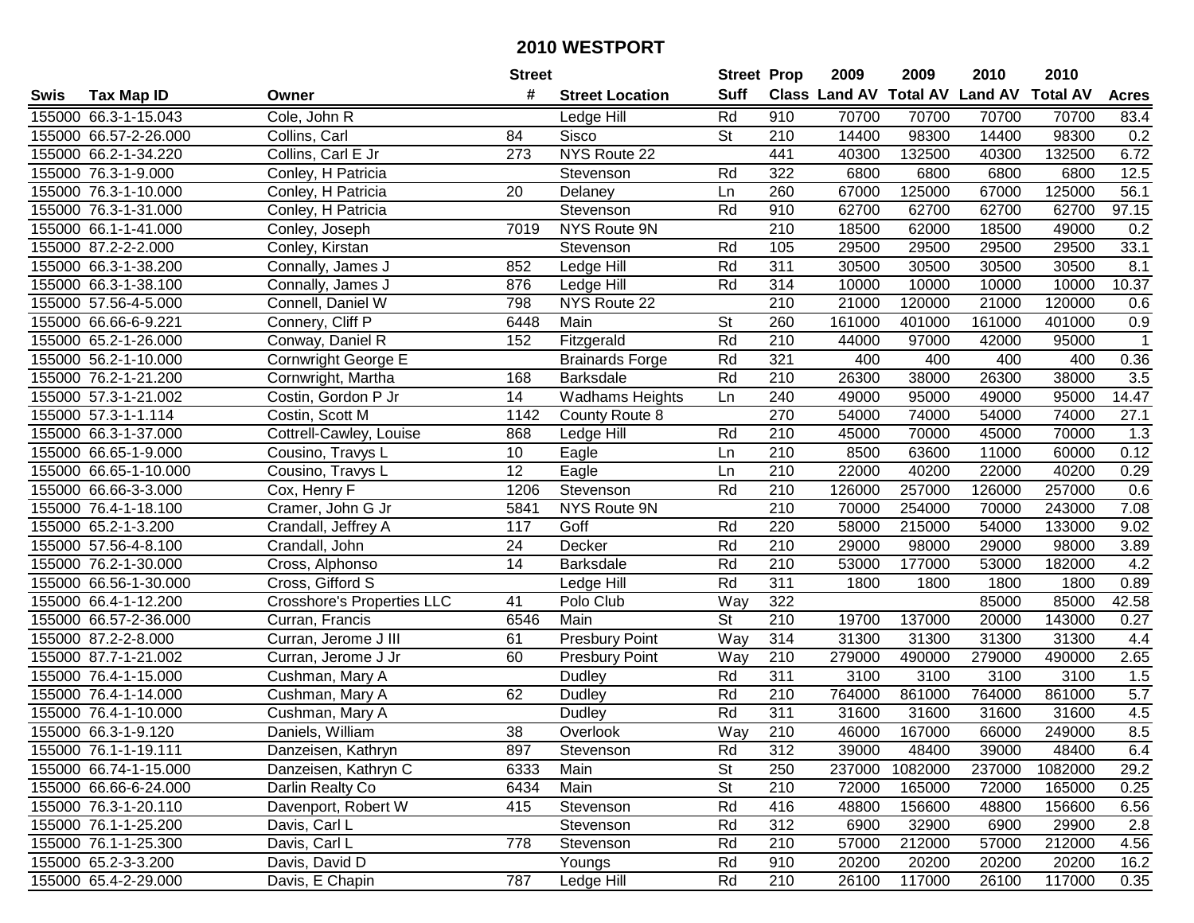# 2010 WESTPORT

| Swis | Tax Map ID | Owner | Street # | Street Location | Street Suff | Prop Class | 2009 Land AV | 2009 Total AV | 2010 Land AV | 2010 Total AV | Acres |
|---|---|---|---|---|---|---|---|---|---|---|---|
| 155000 | 66.3-1-15.043 | Cole, John R | | Ledge Hill | Rd | 910 | 70700 | 70700 | 70700 | 70700 | 83.4 |
| 155000 | 66.57-2-26.000 | Collins, Carl | 84 | Sisco | St | 210 | 14400 | 98300 | 14400 | 98300 | 0.2 |
| 155000 | 66.2-1-34.220 | Collins, Carl E Jr | 273 | NYS Route 22 | | 441 | 40300 | 132500 | 40300 | 132500 | 6.72 |
| 155000 | 76.3-1-9.000 | Conley, H Patricia | | Stevenson | Rd | 322 | 6800 | 6800 | 6800 | 6800 | 12.5 |
| 155000 | 76.3-1-10.000 | Conley, H Patricia | 20 | Delaney | Ln | 260 | 67000 | 125000 | 67000 | 125000 | 56.1 |
| 155000 | 76.3-1-31.000 | Conley, H Patricia | | Stevenson | Rd | 910 | 62700 | 62700 | 62700 | 62700 | 97.15 |
| 155000 | 66.1-1-41.000 | Conley, Joseph | 7019 | NYS Route 9N | | 210 | 18500 | 62000 | 18500 | 49000 | 0.2 |
| 155000 | 87.2-2-2.000 | Conley, Kirstan | | Stevenson | Rd | 105 | 29500 | 29500 | 29500 | 29500 | 33.1 |
| 155000 | 66.3-1-38.200 | Connally, James J | 852 | Ledge Hill | Rd | 311 | 30500 | 30500 | 30500 | 30500 | 8.1 |
| 155000 | 66.3-1-38.100 | Connally, James J | 876 | Ledge Hill | Rd | 314 | 10000 | 10000 | 10000 | 10000 | 10.37 |
| 155000 | 57.56-4-5.000 | Connell, Daniel W | 798 | NYS Route 22 | | 210 | 21000 | 120000 | 21000 | 120000 | 0.6 |
| 155000 | 66.66-6-9.221 | Connery, Cliff P | 6448 | Main | St | 260 | 161000 | 401000 | 161000 | 401000 | 0.9 |
| 155000 | 65.2-1-26.000 | Conway, Daniel R | 152 | Fitzgerald | Rd | 210 | 44000 | 97000 | 42000 | 95000 | 1 |
| 155000 | 56.2-1-10.000 | Cornwright George E | | Brainards Forge | Rd | 321 | 400 | 400 | 400 | 400 | 0.36 |
| 155000 | 76.2-1-21.200 | Cornwright, Martha | 168 | Barksdale | Rd | 210 | 26300 | 38000 | 26300 | 38000 | 3.5 |
| 155000 | 57.3-1-21.002 | Costin, Gordon P Jr | 14 | Wadhams Heights | Ln | 240 | 49000 | 95000 | 49000 | 95000 | 14.47 |
| 155000 | 57.3-1-1.114 | Costin, Scott M | 1142 | County Route 8 | | 270 | 54000 | 74000 | 54000 | 74000 | 27.1 |
| 155000 | 66.3-1-37.000 | Cottrell-Cawley, Louise | 868 | Ledge Hill | Rd | 210 | 45000 | 70000 | 45000 | 70000 | 1.3 |
| 155000 | 66.65-1-9.000 | Cousino, Travys L | 10 | Eagle | Ln | 210 | 8500 | 63600 | 11000 | 60000 | 0.12 |
| 155000 | 66.65-1-10.000 | Cousino, Travys L | 12 | Eagle | Ln | 210 | 22000 | 40200 | 22000 | 40200 | 0.29 |
| 155000 | 66.66-3-3.000 | Cox, Henry F | 1206 | Stevenson | Rd | 210 | 126000 | 257000 | 126000 | 257000 | 0.6 |
| 155000 | 76.4-1-18.100 | Cramer, John G Jr | 5841 | NYS Route 9N | | 210 | 70000 | 254000 | 70000 | 243000 | 7.08 |
| 155000 | 65.2-1-3.200 | Crandall, Jeffrey A | 117 | Goff | Rd | 220 | 58000 | 215000 | 54000 | 133000 | 9.02 |
| 155000 | 57.56-4-8.100 | Crandall, John | 24 | Decker | Rd | 210 | 29000 | 98000 | 29000 | 98000 | 3.89 |
| 155000 | 76.2-1-30.000 | Cross, Alphonso | 14 | Barksdale | Rd | 210 | 53000 | 177000 | 53000 | 182000 | 4.2 |
| 155000 | 66.56-1-30.000 | Cross, Gifford S | | Ledge Hill | Rd | 311 | 1800 | 1800 | 1800 | 1800 | 0.89 |
| 155000 | 66.4-1-12.200 | Crosshore's Properties LLC | 41 | Polo Club | Way | 322 | | | 85000 | 85000 | 42.58 |
| 155000 | 66.57-2-36.000 | Curran, Francis | 6546 | Main | St | 210 | 19700 | 137000 | 20000 | 143000 | 0.27 |
| 155000 | 87.2-2-8.000 | Curran, Jerome J III | 61 | Presbury Point | Way | 314 | 31300 | 31300 | 31300 | 31300 | 4.4 |
| 155000 | 87.7-1-21.002 | Curran, Jerome J Jr | 60 | Presbury Point | Way | 210 | 279000 | 490000 | 279000 | 490000 | 2.65 |
| 155000 | 76.4-1-15.000 | Cushman, Mary A | | Dudley | Rd | 311 | 3100 | 3100 | 3100 | 3100 | 1.5 |
| 155000 | 76.4-1-14.000 | Cushman, Mary A | 62 | Dudley | Rd | 210 | 764000 | 861000 | 764000 | 861000 | 5.7 |
| 155000 | 76.4-1-10.000 | Cushman, Mary A | | Dudley | Rd | 311 | 31600 | 31600 | 31600 | 31600 | 4.5 |
| 155000 | 66.3-1-9.120 | Daniels, William | 38 | Overlook | Way | 210 | 46000 | 167000 | 66000 | 249000 | 8.5 |
| 155000 | 76.1-1-19.111 | Danzeisen, Kathryn | 897 | Stevenson | Rd | 312 | 39000 | 48400 | 39000 | 48400 | 6.4 |
| 155000 | 66.74-1-15.000 | Danzeisen, Kathryn C | 6333 | Main | St | 250 | 237000 | 1082000 | 237000 | 1082000 | 29.2 |
| 155000 | 66.66-6-24.000 | Darlin Realty Co | 6434 | Main | St | 210 | 72000 | 165000 | 72000 | 165000 | 0.25 |
| 155000 | 76.3-1-20.110 | Davenport, Robert W | 415 | Stevenson | Rd | 416 | 48800 | 156600 | 48800 | 156600 | 6.56 |
| 155000 | 76.1-1-25.200 | Davis, Carl L | | Stevenson | Rd | 312 | 6900 | 32900 | 6900 | 29900 | 2.8 |
| 155000 | 76.1-1-25.300 | Davis, Carl L | 778 | Stevenson | Rd | 210 | 57000 | 212000 | 57000 | 212000 | 4.56 |
| 155000 | 65.2-3-3.200 | Davis, David D | | Youngs | Rd | 910 | 20200 | 20200 | 20200 | 20200 | 16.2 |
| 155000 | 65.4-2-29.000 | Davis, E Chapin | 787 | Ledge Hill | Rd | 210 | 26100 | 117000 | 26100 | 117000 | 0.35 |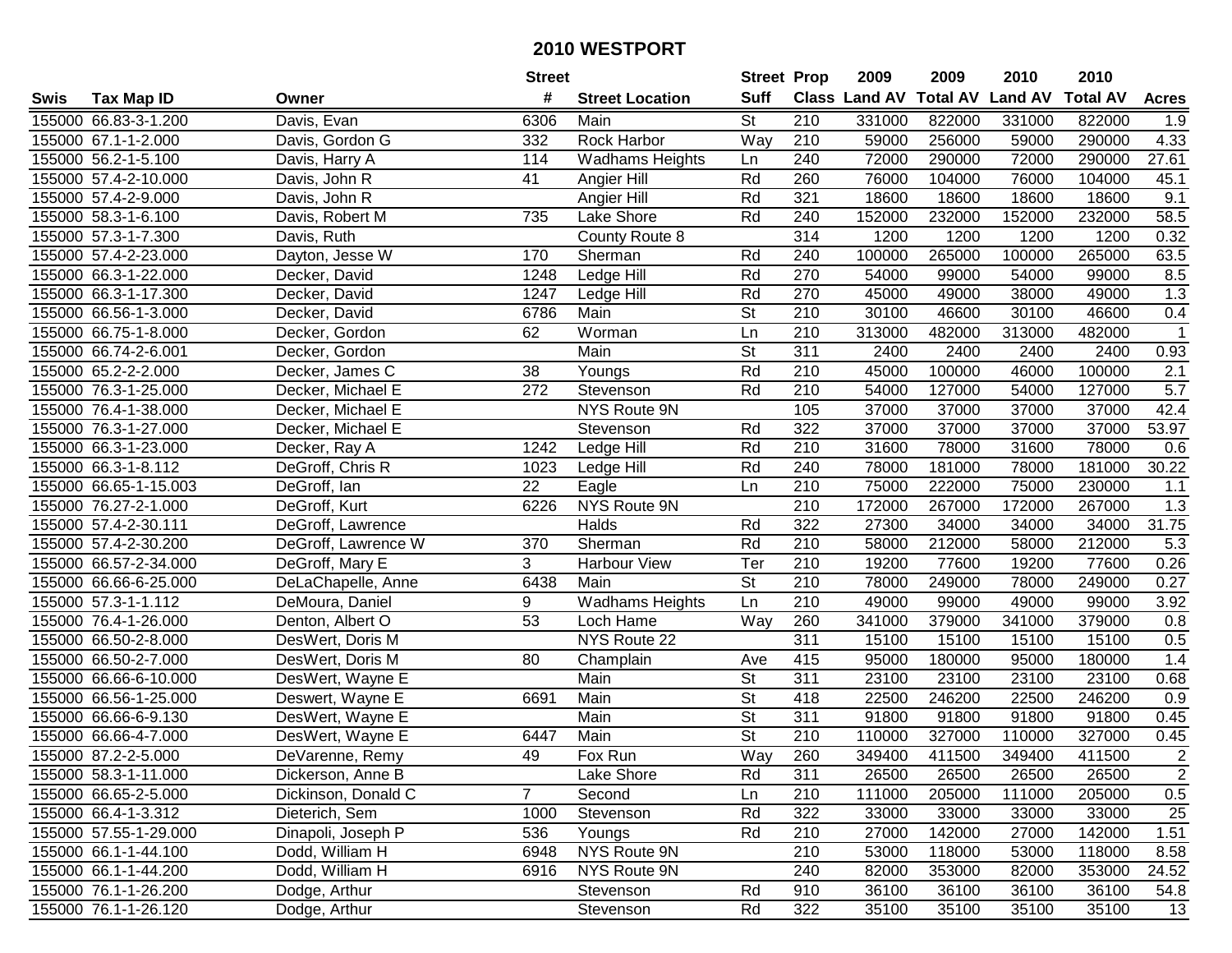# 2010 WESTPORT

| Swis | Tax Map ID | Owner | Street # | Street Location | Street Suff | Prop Class | 2009 Land AV | 2009 Total AV | 2010 Land AV | 2010 Total AV | Acres |
|---|---|---|---|---|---|---|---|---|---|---|---|
| 155000 | 66.83-3-1.200 | Davis, Evan | 6306 | Main | St | 210 | 331000 | 822000 | 331000 | 822000 | 1.9 |
| 155000 | 67.1-1-2.000 | Davis, Gordon G | 332 | Rock Harbor | Way | 210 | 59000 | 256000 | 59000 | 290000 | 4.33 |
| 155000 | 56.2-1-5.100 | Davis, Harry A | 114 | Wadhams Heights | Ln | 240 | 72000 | 290000 | 72000 | 290000 | 27.61 |
| 155000 | 57.4-2-10.000 | Davis, John R | 41 | Angier Hill | Rd | 260 | 76000 | 104000 | 76000 | 104000 | 45.1 |
| 155000 | 57.4-2-9.000 | Davis, John R | | Angier Hill | Rd | 321 | 18600 | 18600 | 18600 | 18600 | 9.1 |
| 155000 | 58.3-1-6.100 | Davis, Robert M | 735 | Lake Shore | Rd | 240 | 152000 | 232000 | 152000 | 232000 | 58.5 |
| 155000 | 57.3-1-7.300 | Davis, Ruth | | County Route 8 | | 314 | 1200 | 1200 | 1200 | 1200 | 0.32 |
| 155000 | 57.4-2-23.000 | Dayton, Jesse W | 170 | Sherman | Rd | 240 | 100000 | 265000 | 100000 | 265000 | 63.5 |
| 155000 | 66.3-1-22.000 | Decker, David | 1248 | Ledge Hill | Rd | 270 | 54000 | 99000 | 54000 | 99000 | 8.5 |
| 155000 | 66.3-1-17.300 | Decker, David | 1247 | Ledge Hill | Rd | 270 | 45000 | 49000 | 38000 | 49000 | 1.3 |
| 155000 | 66.56-1-3.000 | Decker, David | 6786 | Main | St | 210 | 30100 | 46600 | 30100 | 46600 | 0.4 |
| 155000 | 66.75-1-8.000 | Decker, Gordon | 62 | Worman | Ln | 210 | 313000 | 482000 | 313000 | 482000 | 1 |
| 155000 | 66.74-2-6.001 | Decker, Gordon | | Main | St | 311 | 2400 | 2400 | 2400 | 2400 | 0.93 |
| 155000 | 65.2-2-2.000 | Decker, James C | 38 | Youngs | Rd | 210 | 45000 | 100000 | 46000 | 100000 | 2.1 |
| 155000 | 76.3-1-25.000 | Decker, Michael E | 272 | Stevenson | Rd | 210 | 54000 | 127000 | 54000 | 127000 | 5.7 |
| 155000 | 76.4-1-38.000 | Decker, Michael E | | NYS Route 9N | | 105 | 37000 | 37000 | 37000 | 37000 | 42.4 |
| 155000 | 76.3-1-27.000 | Decker, Michael E | | Stevenson | Rd | 322 | 37000 | 37000 | 37000 | 37000 | 53.97 |
| 155000 | 66.3-1-23.000 | Decker, Ray A | 1242 | Ledge Hill | Rd | 210 | 31600 | 78000 | 31600 | 78000 | 0.6 |
| 155000 | 66.3-1-8.112 | DeGroff, Chris R | 1023 | Ledge Hill | Rd | 240 | 78000 | 181000 | 78000 | 181000 | 30.22 |
| 155000 | 66.65-1-15.003 | DeGroff, Ian | 22 | Eagle | Ln | 210 | 75000 | 222000 | 75000 | 230000 | 1.1 |
| 155000 | 76.27-2-1.000 | DeGroff, Kurt | 6226 | NYS Route 9N | | 210 | 172000 | 267000 | 172000 | 267000 | 1.3 |
| 155000 | 57.4-2-30.111 | DeGroff, Lawrence | | Halds | Rd | 322 | 27300 | 34000 | 34000 | 34000 | 31.75 |
| 155000 | 57.4-2-30.200 | DeGroff, Lawrence W | 370 | Sherman | Rd | 210 | 58000 | 212000 | 58000 | 212000 | 5.3 |
| 155000 | 66.57-2-34.000 | DeGroff, Mary E | 3 | Harbour View | Ter | 210 | 19200 | 77600 | 19200 | 77600 | 0.26 |
| 155000 | 66.66-6-25.000 | DeLaChapelle, Anne | 6438 | Main | St | 210 | 78000 | 249000 | 78000 | 249000 | 0.27 |
| 155000 | 57.3-1-1.112 | DeMoura, Daniel | 9 | Wadhams Heights | Ln | 210 | 49000 | 99000 | 49000 | 99000 | 3.92 |
| 155000 | 76.4-1-26.000 | Denton, Albert O | 53 | Loch Hame | Way | 260 | 341000 | 379000 | 341000 | 379000 | 0.8 |
| 155000 | 66.50-2-8.000 | DesWert, Doris M | | NYS Route 22 | | 311 | 15100 | 15100 | 15100 | 15100 | 0.5 |
| 155000 | 66.50-2-7.000 | DesWert, Doris M | 80 | Champlain | Ave | 415 | 95000 | 180000 | 95000 | 180000 | 1.4 |
| 155000 | 66.66-6-10.000 | DesWert, Wayne E | | Main | St | 311 | 23100 | 23100 | 23100 | 23100 | 0.68 |
| 155000 | 66.56-1-25.000 | Deswert, Wayne E | 6691 | Main | St | 418 | 22500 | 246200 | 22500 | 246200 | 0.9 |
| 155000 | 66.66-6-9.130 | DesWert, Wayne E | | Main | St | 311 | 91800 | 91800 | 91800 | 91800 | 0.45 |
| 155000 | 66.66-4-7.000 | DesWert, Wayne E | 6447 | Main | St | 210 | 110000 | 327000 | 110000 | 327000 | 0.45 |
| 155000 | 87.2-2-5.000 | DeVarenne, Remy | 49 | Fox Run | Way | 260 | 349400 | 411500 | 349400 | 411500 | 2 |
| 155000 | 58.3-1-11.000 | Dickerson, Anne B | | Lake Shore | Rd | 311 | 26500 | 26500 | 26500 | 26500 | 2 |
| 155000 | 66.65-2-5.000 | Dickinson, Donald C | 7 | Second | Ln | 210 | 111000 | 205000 | 111000 | 205000 | 0.5 |
| 155000 | 66.4-1-3.312 | Dieterich, Sem | 1000 | Stevenson | Rd | 322 | 33000 | 33000 | 33000 | 33000 | 25 |
| 155000 | 57.55-1-29.000 | Dinapoli, Joseph P | 536 | Youngs | Rd | 210 | 27000 | 142000 | 27000 | 142000 | 1.51 |
| 155000 | 66.1-1-44.100 | Dodd, William H | 6948 | NYS Route 9N | | 210 | 53000 | 118000 | 53000 | 118000 | 8.58 |
| 155000 | 66.1-1-44.200 | Dodd, William H | 6916 | NYS Route 9N | | 240 | 82000 | 353000 | 82000 | 353000 | 24.52 |
| 155000 | 76.1-1-26.200 | Dodge, Arthur | | Stevenson | Rd | 910 | 36100 | 36100 | 36100 | 36100 | 54.8 |
| 155000 | 76.1-1-26.120 | Dodge, Arthur | | Stevenson | Rd | 322 | 35100 | 35100 | 35100 | 35100 | 13 |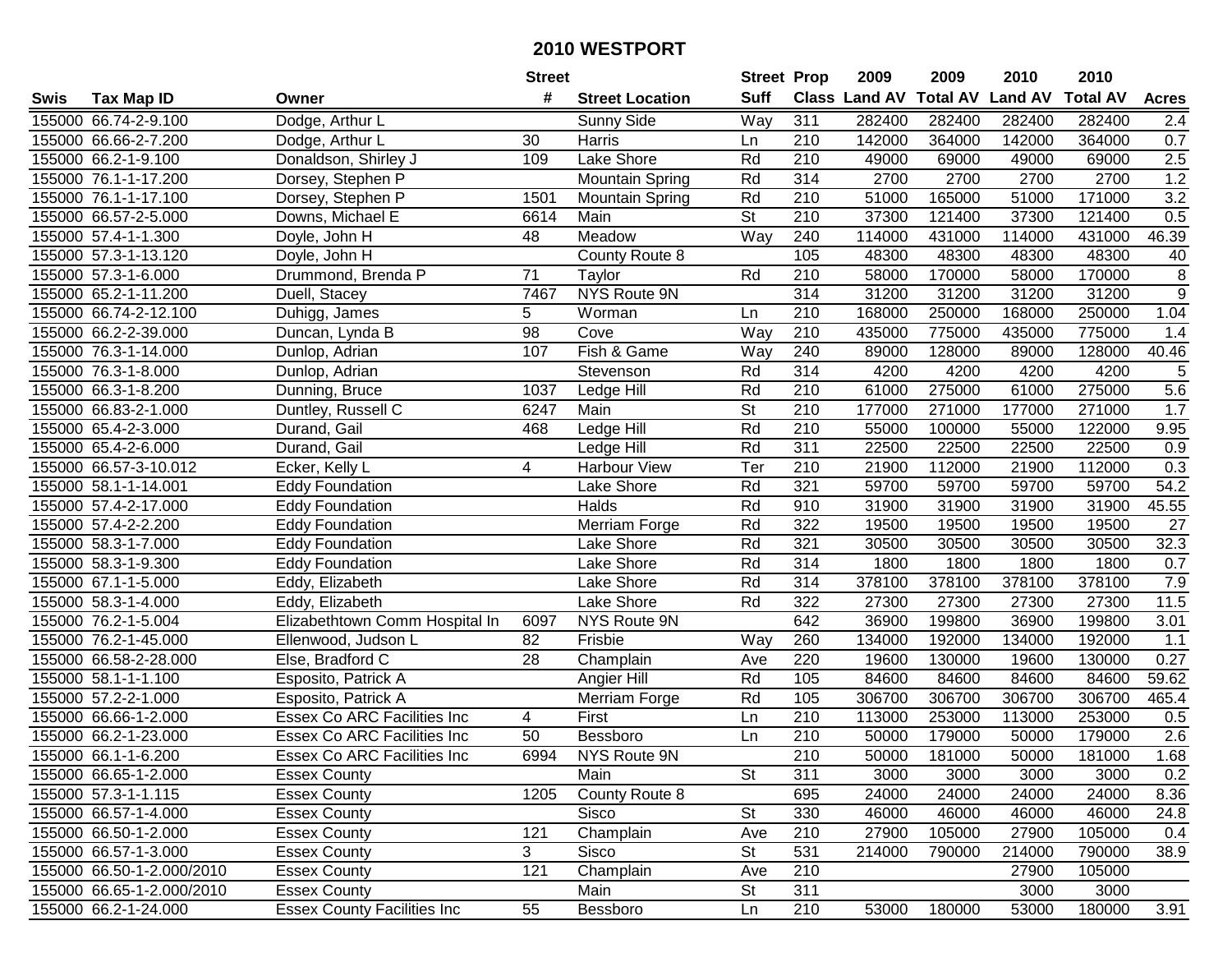# 2010 WESTPORT

| Swis | Tax Map ID | Owner | Street # | Street Location | Street Suff | Prop Class | 2009 Land AV | 2009 Total AV | 2010 Land AV | 2010 Total AV | Acres |
|---|---|---|---|---|---|---|---|---|---|---|---|
| 155000 | 66.74-2-9.100 | Dodge, Arthur L | | Sunny Side | Way | 311 | 282400 | 282400 | 282400 | 282400 | 2.4 |
| 155000 | 66.66-2-7.200 | Dodge, Arthur L | 30 | Harris | Ln | 210 | 142000 | 364000 | 142000 | 364000 | 0.7 |
| 155000 | 66.2-1-9.100 | Donaldson, Shirley J | 109 | Lake Shore | Rd | 210 | 49000 | 69000 | 49000 | 69000 | 2.5 |
| 155000 | 76.1-1-17.200 | Dorsey, Stephen P | | Mountain Spring | Rd | 314 | 2700 | 2700 | 2700 | 2700 | 1.2 |
| 155000 | 76.1-1-17.100 | Dorsey, Stephen P | 1501 | Mountain Spring | Rd | 210 | 51000 | 165000 | 51000 | 171000 | 3.2 |
| 155000 | 66.57-2-5.000 | Downs, Michael E | 6614 | Main | St | 210 | 37300 | 121400 | 37300 | 121400 | 0.5 |
| 155000 | 57.4-1-1.300 | Doyle, John H | 48 | Meadow | Way | 240 | 114000 | 431000 | 114000 | 431000 | 46.39 |
| 155000 | 57.3-1-13.120 | Doyle, John H | | County Route 8 | | 105 | 48300 | 48300 | 48300 | 48300 | 40 |
| 155000 | 57.3-1-6.000 | Drummond, Brenda P | 71 | Taylor | Rd | 210 | 58000 | 170000 | 58000 | 170000 | 8 |
| 155000 | 65.2-1-11.200 | Duell, Stacey | 7467 | NYS Route 9N | | 314 | 31200 | 31200 | 31200 | 31200 | 9 |
| 155000 | 66.74-2-12.100 | Duhigg, James | 5 | Worman | Ln | 210 | 168000 | 250000 | 168000 | 250000 | 1.04 |
| 155000 | 66.2-2-39.000 | Duncan, Lynda B | 98 | Cove | Way | 210 | 435000 | 775000 | 435000 | 775000 | 1.4 |
| 155000 | 76.3-1-14.000 | Dunlop, Adrian | 107 | Fish & Game | Way | 240 | 89000 | 128000 | 89000 | 128000 | 40.46 |
| 155000 | 76.3-1-8.000 | Dunlop, Adrian | | Stevenson | Rd | 314 | 4200 | 4200 | 4200 | 4200 | 5 |
| 155000 | 66.3-1-8.200 | Dunning, Bruce | 1037 | Ledge Hill | Rd | 210 | 61000 | 275000 | 61000 | 275000 | 5.6 |
| 155000 | 66.83-2-1.000 | Duntley, Russell C | 6247 | Main | St | 210 | 177000 | 271000 | 177000 | 271000 | 1.7 |
| 155000 | 65.4-2-3.000 | Durand, Gail | 468 | Ledge Hill | Rd | 210 | 55000 | 100000 | 55000 | 122000 | 9.95 |
| 155000 | 65.4-2-6.000 | Durand, Gail | | Ledge Hill | Rd | 311 | 22500 | 22500 | 22500 | 22500 | 0.9 |
| 155000 | 66.57-3-10.012 | Ecker, Kelly L | 4 | Harbour View | Ter | 210 | 21900 | 112000 | 21900 | 112000 | 0.3 |
| 155000 | 58.1-1-14.001 | Eddy Foundation | | Lake Shore | Rd | 321 | 59700 | 59700 | 59700 | 59700 | 54.2 |
| 155000 | 57.4-2-17.000 | Eddy Foundation | | Halds | Rd | 910 | 31900 | 31900 | 31900 | 31900 | 45.55 |
| 155000 | 57.4-2-2.200 | Eddy Foundation | | Merriam Forge | Rd | 322 | 19500 | 19500 | 19500 | 19500 | 27 |
| 155000 | 58.3-1-7.000 | Eddy Foundation | | Lake Shore | Rd | 321 | 30500 | 30500 | 30500 | 30500 | 32.3 |
| 155000 | 58.3-1-9.300 | Eddy Foundation | | Lake Shore | Rd | 314 | 1800 | 1800 | 1800 | 1800 | 0.7 |
| 155000 | 67.1-1-5.000 | Eddy, Elizabeth | | Lake Shore | Rd | 314 | 378100 | 378100 | 378100 | 378100 | 7.9 |
| 155000 | 58.3-1-4.000 | Eddy, Elizabeth | | Lake Shore | Rd | 322 | 27300 | 27300 | 27300 | 27300 | 11.5 |
| 155000 | 76.2-1-5.004 | Elizabethtown Comm Hospital In | 6097 | NYS Route 9N | | 642 | 36900 | 199800 | 36900 | 199800 | 3.01 |
| 155000 | 76.2-1-45.000 | Ellenwood, Judson L | 82 | Frisbie | Way | 260 | 134000 | 192000 | 134000 | 192000 | 1.1 |
| 155000 | 66.58-2-28.000 | Else, Bradford C | 28 | Champlain | Ave | 220 | 19600 | 130000 | 19600 | 130000 | 0.27 |
| 155000 | 58.1-1-1.100 | Esposito, Patrick A | | Angier Hill | Rd | 105 | 84600 | 84600 | 84600 | 84600 | 59.62 |
| 155000 | 57.2-2-1.000 | Esposito, Patrick A | | Merriam Forge | Rd | 105 | 306700 | 306700 | 306700 | 306700 | 465.4 |
| 155000 | 66.66-1-2.000 | Essex Co ARC Facilities Inc | 4 | First | Ln | 210 | 113000 | 253000 | 113000 | 253000 | 0.5 |
| 155000 | 66.2-1-23.000 | Essex Co ARC Facilities Inc | 50 | Bessboro | Ln | 210 | 50000 | 179000 | 50000 | 179000 | 2.6 |
| 155000 | 66.1-1-6.200 | Essex Co ARC Facilities Inc | 6994 | NYS Route 9N | | 210 | 50000 | 181000 | 50000 | 181000 | 1.68 |
| 155000 | 66.65-1-2.000 | Essex County | | Main | St | 311 | 3000 | 3000 | 3000 | 3000 | 0.2 |
| 155000 | 57.3-1-1.115 | Essex County | 1205 | County Route 8 | | 695 | 24000 | 24000 | 24000 | 24000 | 8.36 |
| 155000 | 66.57-1-4.000 | Essex County | | Sisco | St | 330 | 46000 | 46000 | 46000 | 46000 | 24.8 |
| 155000 | 66.50-1-2.000 | Essex County | 121 | Champlain | Ave | 210 | 27900 | 105000 | 27900 | 105000 | 0.4 |
| 155000 | 66.57-1-3.000 | Essex County | 3 | Sisco | St | 531 | 214000 | 790000 | 214000 | 790000 | 38.9 |
| 155000 | 66.50-1-2.000/2010 | Essex County | 121 | Champlain | Ave | 210 | | | 27900 | 105000 | |
| 155000 | 66.65-1-2.000/2010 | Essex County | | Main | St | 311 | | | 3000 | 3000 | |
| 155000 | 66.2-1-24.000 | Essex County Facilities Inc | 55 | Bessboro | Ln | 210 | 53000 | 180000 | 53000 | 180000 | 3.91 |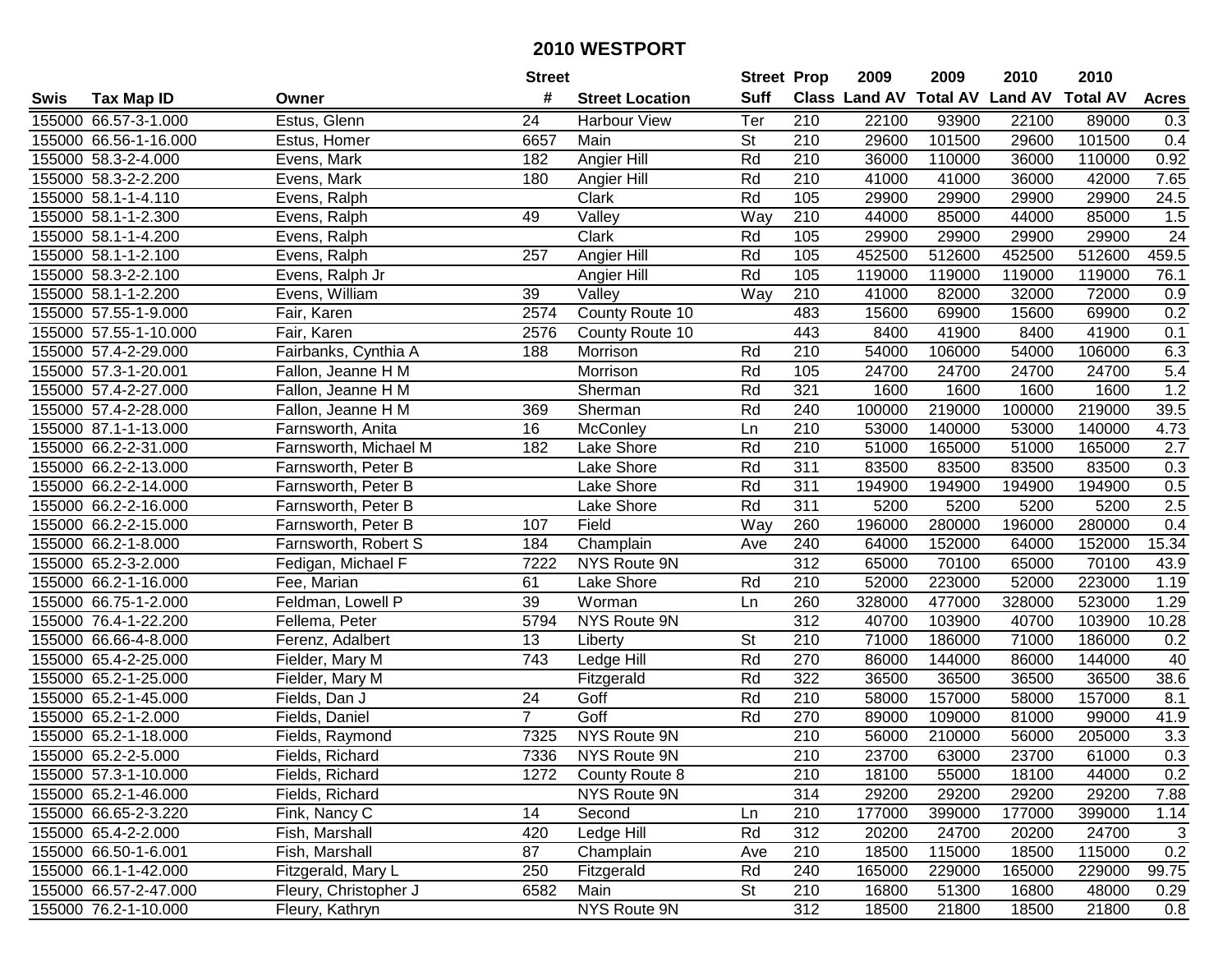# 2010 WESTPORT

| Swis | Tax Map ID | Owner | Street # | Street Location | Street Suff | Prop Class | 2009 Land AV | 2009 Total AV | 2010 Land AV | 2010 Total AV | Acres |
|---|---|---|---|---|---|---|---|---|---|---|---|
| 155000 | 66.57-3-1.000 | Estus, Glenn | 24 | Harbour View | Ter | 210 | 22100 | 93900 | 22100 | 89000 | 0.3 |
| 155000 | 66.56-1-16.000 | Estus, Homer | 6657 | Main | St | 210 | 29600 | 101500 | 29600 | 101500 | 0.4 |
| 155000 | 58.3-2-4.000 | Evens, Mark | 182 | Angier Hill | Rd | 210 | 36000 | 110000 | 36000 | 110000 | 0.92 |
| 155000 | 58.3-2-2.200 | Evens, Mark | 180 | Angier Hill | Rd | 210 | 41000 | 41000 | 36000 | 42000 | 7.65 |
| 155000 | 58.1-1-4.110 | Evens, Ralph | | Clark | Rd | 105 | 29900 | 29900 | 29900 | 29900 | 24.5 |
| 155000 | 58.1-1-2.300 | Evens, Ralph | 49 | Valley | Way | 210 | 44000 | 85000 | 44000 | 85000 | 1.5 |
| 155000 | 58.1-1-4.200 | Evens, Ralph | | Clark | Rd | 105 | 29900 | 29900 | 29900 | 29900 | 24 |
| 155000 | 58.1-1-2.100 | Evens, Ralph | 257 | Angier Hill | Rd | 105 | 452500 | 512600 | 452500 | 512600 | 459.5 |
| 155000 | 58.3-2-2.100 | Evens, Ralph Jr | | Angier Hill | Rd | 105 | 119000 | 119000 | 119000 | 119000 | 76.1 |
| 155000 | 58.1-1-2.200 | Evens, William | 39 | Valley | Way | 210 | 41000 | 82000 | 32000 | 72000 | 0.9 |
| 155000 | 57.55-1-9.000 | Fair, Karen | 2574 | County Route 10 | | 483 | 15600 | 69900 | 15600 | 69900 | 0.2 |
| 155000 | 57.55-1-10.000 | Fair, Karen | 2576 | County Route 10 | | 443 | 8400 | 41900 | 8400 | 41900 | 0.1 |
| 155000 | 57.4-2-29.000 | Fairbanks, Cynthia A | 188 | Morrison | Rd | 210 | 54000 | 106000 | 54000 | 106000 | 6.3 |
| 155000 | 57.3-1-20.001 | Fallon, Jeanne H M | | Morrison | Rd | 105 | 24700 | 24700 | 24700 | 24700 | 5.4 |
| 155000 | 57.4-2-27.000 | Fallon, Jeanne H M | | Sherman | Rd | 321 | 1600 | 1600 | 1600 | 1600 | 1.2 |
| 155000 | 57.4-2-28.000 | Fallon, Jeanne H M | 369 | Sherman | Rd | 240 | 100000 | 219000 | 100000 | 219000 | 39.5 |
| 155000 | 87.1-1-13.000 | Farnsworth, Anita | 16 | McConley | Ln | 210 | 53000 | 140000 | 53000 | 140000 | 4.73 |
| 155000 | 66.2-2-31.000 | Farnsworth, Michael M | 182 | Lake Shore | Rd | 210 | 51000 | 165000 | 51000 | 165000 | 2.7 |
| 155000 | 66.2-2-13.000 | Farnsworth, Peter B | | Lake Shore | Rd | 311 | 83500 | 83500 | 83500 | 83500 | 0.3 |
| 155000 | 66.2-2-14.000 | Farnsworth, Peter B | | Lake Shore | Rd | 311 | 194900 | 194900 | 194900 | 194900 | 0.5 |
| 155000 | 66.2-2-16.000 | Farnsworth, Peter B | | Lake Shore | Rd | 311 | 5200 | 5200 | 5200 | 5200 | 2.5 |
| 155000 | 66.2-2-15.000 | Farnsworth, Peter B | 107 | Field | Way | 260 | 196000 | 280000 | 196000 | 280000 | 0.4 |
| 155000 | 66.2-1-8.000 | Farnsworth, Robert S | 184 | Champlain | Ave | 240 | 64000 | 152000 | 64000 | 152000 | 15.34 |
| 155000 | 65.2-3-2.000 | Fedigan, Michael F | 7222 | NYS Route 9N | | 312 | 65000 | 70100 | 65000 | 70100 | 43.9 |
| 155000 | 66.2-1-16.000 | Fee, Marian | 61 | Lake Shore | Rd | 210 | 52000 | 223000 | 52000 | 223000 | 1.19 |
| 155000 | 66.75-1-2.000 | Feldman, Lowell P | 39 | Worman | Ln | 260 | 328000 | 477000 | 328000 | 523000 | 1.29 |
| 155000 | 76.4-1-22.200 | Fellema, Peter | 5794 | NYS Route 9N | | 312 | 40700 | 103900 | 40700 | 103900 | 10.28 |
| 155000 | 66.66-4-8.000 | Ferenz, Adalbert | 13 | Liberty | St | 210 | 71000 | 186000 | 71000 | 186000 | 0.2 |
| 155000 | 65.4-2-25.000 | Fielder, Mary M | 743 | Ledge Hill | Rd | 270 | 86000 | 144000 | 86000 | 144000 | 40 |
| 155000 | 65.2-1-25.000 | Fielder, Mary M | | Fitzgerald | Rd | 322 | 36500 | 36500 | 36500 | 36500 | 38.6 |
| 155000 | 65.2-1-45.000 | Fields, Dan J | 24 | Goff | Rd | 210 | 58000 | 157000 | 58000 | 157000 | 8.1 |
| 155000 | 65.2-1-2.000 | Fields, Daniel | 7 | Goff | Rd | 270 | 89000 | 109000 | 81000 | 99000 | 41.9 |
| 155000 | 65.2-1-18.000 | Fields, Raymond | 7325 | NYS Route 9N | | 210 | 56000 | 210000 | 56000 | 205000 | 3.3 |
| 155000 | 65.2-2-5.000 | Fields, Richard | 7336 | NYS Route 9N | | 210 | 23700 | 63000 | 23700 | 61000 | 0.3 |
| 155000 | 57.3-1-10.000 | Fields, Richard | 1272 | County Route 8 | | 210 | 18100 | 55000 | 18100 | 44000 | 0.2 |
| 155000 | 65.2-1-46.000 | Fields, Richard | | NYS Route 9N | | 314 | 29200 | 29200 | 29200 | 29200 | 7.88 |
| 155000 | 66.65-2-3.220 | Fink, Nancy C | 14 | Second | Ln | 210 | 177000 | 399000 | 177000 | 399000 | 1.14 |
| 155000 | 65.4-2-2.000 | Fish, Marshall | 420 | Ledge Hill | Rd | 312 | 20200 | 24700 | 20200 | 24700 | 3 |
| 155000 | 66.50-1-6.001 | Fish, Marshall | 87 | Champlain | Ave | 210 | 18500 | 115000 | 18500 | 115000 | 0.2 |
| 155000 | 66.1-1-42.000 | Fitzgerald, Mary L | 250 | Fitzgerald | Rd | 240 | 165000 | 229000 | 165000 | 229000 | 99.75 |
| 155000 | 66.57-2-47.000 | Fleury, Christopher J | 6582 | Main | St | 210 | 16800 | 51300 | 16800 | 48000 | 0.29 |
| 155000 | 76.2-1-10.000 | Fleury, Kathryn | | NYS Route 9N | | 312 | 18500 | 21800 | 18500 | 21800 | 0.8 |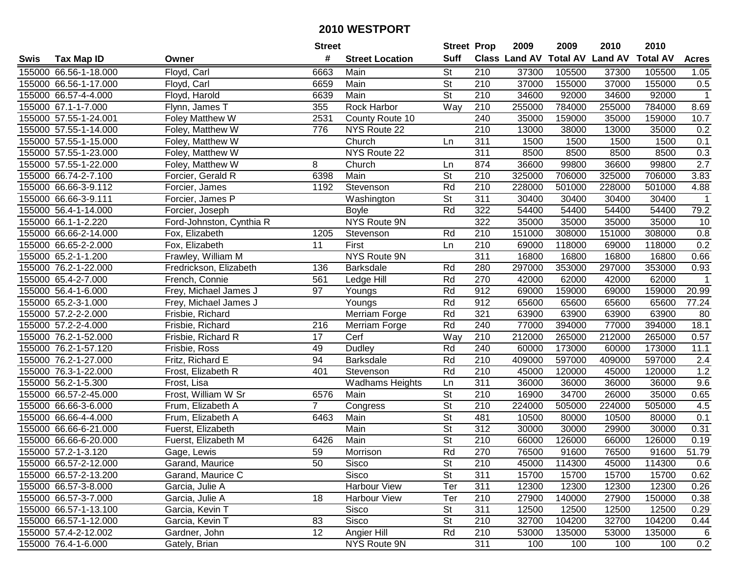# 2010 WESTPORT

| Swis | Tax Map ID | Owner | Street # | Street Location | Street Suff | Prop Class | 2009 Land AV | 2009 Total AV | 2010 Land AV | 2010 Total AV | Acres |
|---|---|---|---|---|---|---|---|---|---|---|---|
| 155000 | 66.56-1-18.000 | Floyd, Carl | 6663 | Main | St | 210 | 37300 | 105500 | 37300 | 105500 | 1.05 |
| 155000 | 66.56-1-17.000 | Floyd, Carl | 6659 | Main | St | 210 | 37000 | 155000 | 37000 | 155000 | 0.5 |
| 155000 | 66.57-4-4.000 | Floyd, Harold | 6639 | Main | St | 210 | 34600 | 92000 | 34600 | 92000 | 1 |
| 155000 | 67.1-1-7.000 | Flynn, James T | 355 | Rock Harbor | Way | 210 | 255000 | 784000 | 255000 | 784000 | 8.69 |
| 155000 | 57.55-1-24.001 | Foley Matthew W | 2531 | County Route 10 | | 240 | 35000 | 159000 | 35000 | 159000 | 10.7 |
| 155000 | 57.55-1-14.000 | Foley, Matthew W | 776 | NYS Route 22 | | 210 | 13000 | 38000 | 13000 | 35000 | 0.2 |
| 155000 | 57.55-1-15.000 | Foley, Matthew W | | Church | Ln | 311 | 1500 | 1500 | 1500 | 1500 | 0.1 |
| 155000 | 57.55-1-23.000 | Foley, Matthew W | | NYS Route 22 | | 311 | 8500 | 8500 | 8500 | 8500 | 0.3 |
| 155000 | 57.55-1-22.000 | Foley, Matthew W | 8 | Church | Ln | 874 | 36600 | 99800 | 36600 | 99800 | 2.7 |
| 155000 | 66.74-2-7.100 | Forcier, Gerald R | 6398 | Main | St | 210 | 325000 | 706000 | 325000 | 706000 | 3.83 |
| 155000 | 66.66-3-9.112 | Forcier, James | 1192 | Stevenson | Rd | 210 | 228000 | 501000 | 228000 | 501000 | 4.88 |
| 155000 | 66.66-3-9.111 | Forcier, James P | | Washington | St | 311 | 30400 | 30400 | 30400 | 30400 | 1 |
| 155000 | 56.4-1-14.000 | Forcier, Joseph | | Boyle | Rd | 322 | 54400 | 54400 | 54400 | 54400 | 79.2 |
| 155000 | 66.1-1-2.220 | Ford-Johnston, Cynthia R | | NYS Route 9N | | 322 | 35000 | 35000 | 35000 | 35000 | 10 |
| 155000 | 66.66-2-14.000 | Fox, Elizabeth | 1205 | Stevenson | Rd | 210 | 151000 | 308000 | 151000 | 308000 | 0.8 |
| 155000 | 66.65-2-2.000 | Fox, Elizabeth | 11 | First | Ln | 210 | 69000 | 118000 | 69000 | 118000 | 0.2 |
| 155000 | 65.2-1-1.200 | Frawley, William M | | NYS Route 9N | | 311 | 16800 | 16800 | 16800 | 16800 | 0.66 |
| 155000 | 76.2-1-22.000 | Fredrickson, Elizabeth | 136 | Barksdale | Rd | 280 | 297000 | 353000 | 297000 | 353000 | 0.93 |
| 155000 | 65.4-2-7.000 | French, Connie | 561 | Ledge Hill | Rd | 270 | 42000 | 62000 | 42000 | 62000 | 1 |
| 155000 | 56.4-1-6.000 | Frey, Michael James J | 97 | Youngs | Rd | 912 | 69000 | 159000 | 69000 | 159000 | 20.99 |
| 155000 | 65.2-3-1.000 | Frey, Michael James J | | Youngs | Rd | 912 | 65600 | 65600 | 65600 | 65600 | 77.24 |
| 155000 | 57.2-2-2.000 | Frisbie, Richard | | Merriam Forge | Rd | 321 | 63900 | 63900 | 63900 | 63900 | 80 |
| 155000 | 57.2-2-4.000 | Frisbie, Richard | 216 | Merriam Forge | Rd | 240 | 77000 | 394000 | 77000 | 394000 | 18.1 |
| 155000 | 76.2-1-52.000 | Frisbie, Richard R | 17 | Cerf | Way | 210 | 212000 | 265000 | 212000 | 265000 | 0.57 |
| 155000 | 76.2-1-57.120 | Frisbie, Ross | 49 | Dudley | Rd | 240 | 60000 | 173000 | 60000 | 173000 | 11.1 |
| 155000 | 76.2-1-27.000 | Fritz, Richard E | 94 | Barksdale | Rd | 210 | 409000 | 597000 | 409000 | 597000 | 2.4 |
| 155000 | 76.3-1-22.000 | Frost, Elizabeth R | 401 | Stevenson | Rd | 210 | 45000 | 120000 | 45000 | 120000 | 1.2 |
| 155000 | 56.2-1-5.300 | Frost, Lisa | | Wadhams Heights | Ln | 311 | 36000 | 36000 | 36000 | 36000 | 9.6 |
| 155000 | 66.57-2-45.000 | Frost, William W Sr | 6576 | Main | St | 210 | 16900 | 34700 | 26000 | 35000 | 0.65 |
| 155000 | 66.66-3-6.000 | Frum, Elizabeth A | 7 | Congress | St | 210 | 224000 | 505000 | 224000 | 505000 | 4.5 |
| 155000 | 66.66-4-4.000 | Frum, Elizabeth A | 6463 | Main | St | 481 | 10500 | 80000 | 10500 | 80000 | 0.1 |
| 155000 | 66.66-6-21.000 | Fuerst, Elizabeth | | Main | St | 312 | 30000 | 30000 | 29900 | 30000 | 0.31 |
| 155000 | 66.66-6-20.000 | Fuerst, Elizabeth M | 6426 | Main | St | 210 | 66000 | 126000 | 66000 | 126000 | 0.19 |
| 155000 | 57.2-1-3.120 | Gage, Lewis | 59 | Morrison | Rd | 270 | 76500 | 91600 | 76500 | 91600 | 51.79 |
| 155000 | 66.57-2-12.000 | Garand, Maurice | 50 | Sisco | St | 210 | 45000 | 114300 | 45000 | 114300 | 0.6 |
| 155000 | 66.57-2-13.200 | Garand, Maurice C | | Sisco | St | 311 | 15700 | 15700 | 15700 | 15700 | 0.62 |
| 155000 | 66.57-3-8.000 | Garcia, Julie A | | Harbour View | Ter | 311 | 12300 | 12300 | 12300 | 12300 | 0.26 |
| 155000 | 66.57-3-7.000 | Garcia, Julie A | 18 | Harbour View | Ter | 210 | 27900 | 140000 | 27900 | 150000 | 0.38 |
| 155000 | 66.57-1-13.100 | Garcia, Kevin T | | Sisco | St | 311 | 12500 | 12500 | 12500 | 12500 | 0.29 |
| 155000 | 66.57-1-12.000 | Garcia, Kevin T | 83 | Sisco | St | 210 | 32700 | 104200 | 32700 | 104200 | 0.44 |
| 155000 | 57.4-2-12.002 | Gardner, John | 12 | Angier Hill | Rd | 210 | 53000 | 135000 | 53000 | 135000 | 6 |
| 155000 | 76.4-1-6.000 | Gately, Brian | | NYS Route 9N | | 311 | 100 | 100 | 100 | 100 | 0.2 |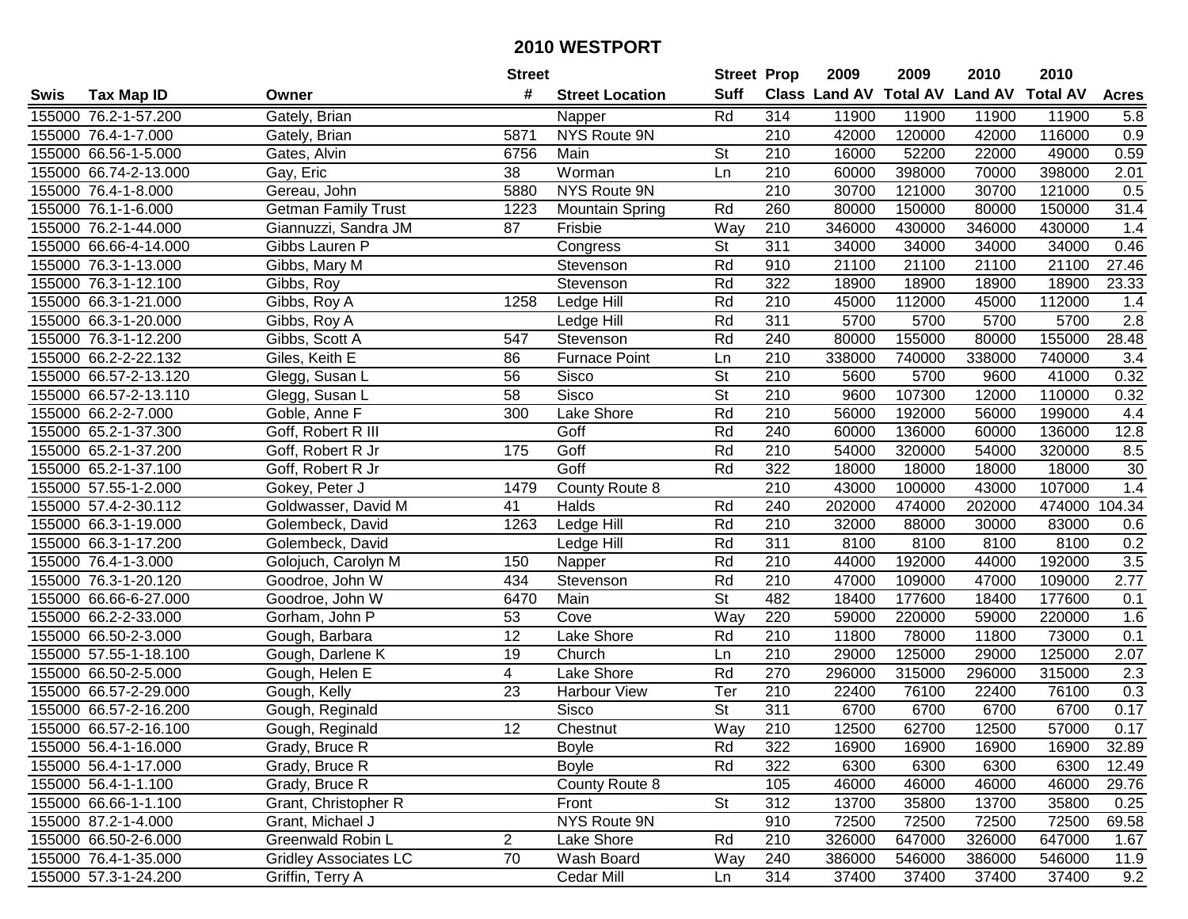# 2010 WESTPORT

| Swis | Tax Map ID | Owner | Street # | Street Location | Street Suff | Prop Class | 2009 Land AV | 2009 Total AV | 2010 Land AV | 2010 Total AV | Acres |
|---|---|---|---|---|---|---|---|---|---|---|---|
| 155000 | 76.2-1-57.200 | Gately, Brian | | Napper | Rd | 314 | 11900 | 11900 | 11900 | 11900 | 5.8 |
| 155000 | 76.4-1-7.000 | Gately, Brian | 5871 | NYS Route 9N | | 210 | 42000 | 120000 | 42000 | 116000 | 0.9 |
| 155000 | 66.56-1-5.000 | Gates, Alvin | 6756 | Main | St | 210 | 16000 | 52200 | 22000 | 49000 | 0.59 |
| 155000 | 66.74-2-13.000 | Gay, Eric | 38 | Worman | Ln | 210 | 60000 | 398000 | 70000 | 398000 | 2.01 |
| 155000 | 76.4-1-8.000 | Gereau, John | 5880 | NYS Route 9N | | 210 | 30700 | 121000 | 30700 | 121000 | 0.5 |
| 155000 | 76.1-1-6.000 | Getman Family Trust | 1223 | Mountain Spring | Rd | 260 | 80000 | 150000 | 80000 | 150000 | 31.4 |
| 155000 | 76.2-1-44.000 | Giannuzzi, Sandra JM | 87 | Frisbie | Way | 210 | 346000 | 430000 | 346000 | 430000 | 1.4 |
| 155000 | 66.66-4-14.000 | Gibbs Lauren P | | Congress | St | 311 | 34000 | 34000 | 34000 | 34000 | 0.46 |
| 155000 | 76.3-1-13.000 | Gibbs, Mary M | | Stevenson | Rd | 910 | 21100 | 21100 | 21100 | 21100 | 27.46 |
| 155000 | 76.3-1-12.100 | Gibbs, Roy | | Stevenson | Rd | 322 | 18900 | 18900 | 18900 | 18900 | 23.33 |
| 155000 | 66.3-1-21.000 | Gibbs, Roy A | 1258 | Ledge Hill | Rd | 210 | 45000 | 112000 | 45000 | 112000 | 1.4 |
| 155000 | 66.3-1-20.000 | Gibbs, Roy A | | Ledge Hill | Rd | 311 | 5700 | 5700 | 5700 | 5700 | 2.8 |
| 155000 | 76.3-1-12.200 | Gibbs, Scott A | 547 | Stevenson | Rd | 240 | 80000 | 155000 | 80000 | 155000 | 28.48 |
| 155000 | 66.2-2-22.132 | Giles, Keith E | 86 | Furnace Point | Ln | 210 | 338000 | 740000 | 338000 | 740000 | 3.4 |
| 155000 | 66.57-2-13.120 | Glegg, Susan L | 56 | Sisco | St | 210 | 5600 | 5700 | 9600 | 41000 | 0.32 |
| 155000 | 66.57-2-13.110 | Glegg, Susan L | 58 | Sisco | St | 210 | 9600 | 107300 | 12000 | 110000 | 0.32 |
| 155000 | 66.2-2-7.000 | Goble, Anne F | 300 | Lake Shore | Rd | 210 | 56000 | 192000 | 56000 | 199000 | 4.4 |
| 155000 | 65.2-1-37.300 | Goff, Robert R III | | Goff | Rd | 240 | 60000 | 136000 | 60000 | 136000 | 12.8 |
| 155000 | 65.2-1-37.200 | Goff, Robert R Jr | 175 | Goff | Rd | 210 | 54000 | 320000 | 54000 | 320000 | 8.5 |
| 155000 | 65.2-1-37.100 | Goff, Robert R Jr | | Goff | Rd | 322 | 18000 | 18000 | 18000 | 18000 | 30 |
| 155000 | 57.55-1-2.000 | Gokey, Peter J | 1479 | County Route 8 | | 210 | 43000 | 100000 | 43000 | 107000 | 1.4 |
| 155000 | 57.4-2-30.112 | Goldwasser, David M | 41 | Halds | Rd | 240 | 202000 | 474000 | 202000 | 474000 | 104.34 |
| 155000 | 66.3-1-19.000 | Golembeck, David | 1263 | Ledge Hill | Rd | 210 | 32000 | 88000 | 30000 | 83000 | 0.6 |
| 155000 | 66.3-1-17.200 | Golembeck, David | | Ledge Hill | Rd | 311 | 8100 | 8100 | 8100 | 8100 | 0.2 |
| 155000 | 76.4-1-3.000 | Golojuch, Carolyn M | 150 | Napper | Rd | 210 | 44000 | 192000 | 44000 | 192000 | 3.5 |
| 155000 | 76.3-1-20.120 | Goodroe, John W | 434 | Stevenson | Rd | 210 | 47000 | 109000 | 47000 | 109000 | 2.77 |
| 155000 | 66.66-6-27.000 | Goodroe, John W | 6470 | Main | St | 482 | 18400 | 177600 | 18400 | 177600 | 0.1 |
| 155000 | 66.2-2-33.000 | Gorham, John P | 53 | Cove | Way | 220 | 59000 | 220000 | 59000 | 220000 | 1.6 |
| 155000 | 66.50-2-3.000 | Gough, Barbara | 12 | Lake Shore | Rd | 210 | 11800 | 78000 | 11800 | 73000 | 0.1 |
| 155000 | 57.55-1-18.100 | Gough, Darlene K | 19 | Church | Ln | 210 | 29000 | 125000 | 29000 | 125000 | 2.07 |
| 155000 | 66.50-2-5.000 | Gough, Helen E | 4 | Lake Shore | Rd | 270 | 296000 | 315000 | 296000 | 315000 | 2.3 |
| 155000 | 66.57-2-29.000 | Gough, Kelly | 23 | Harbour View | Ter | 210 | 22400 | 76100 | 22400 | 76100 | 0.3 |
| 155000 | 66.57-2-16.200 | Gough, Reginald | | Sisco | St | 311 | 6700 | 6700 | 6700 | 6700 | 0.17 |
| 155000 | 66.57-2-16.100 | Gough, Reginald | 12 | Chestnut | Way | 210 | 12500 | 62700 | 12500 | 57000 | 0.17 |
| 155000 | 56.4-1-16.000 | Grady, Bruce R | | Boyle | Rd | 322 | 16900 | 16900 | 16900 | 16900 | 32.89 |
| 155000 | 56.4-1-17.000 | Grady, Bruce R | | Boyle | Rd | 322 | 6300 | 6300 | 6300 | 6300 | 12.49 |
| 155000 | 56.4-1-1.100 | Grady, Bruce R | | County Route 8 | | 105 | 46000 | 46000 | 46000 | 46000 | 29.76 |
| 155000 | 66.66-1-1.100 | Grant, Christopher R | | Front | St | 312 | 13700 | 35800 | 13700 | 35800 | 0.25 |
| 155000 | 87.2-1-4.000 | Grant, Michael J | | NYS Route 9N | | 910 | 72500 | 72500 | 72500 | 72500 | 69.58 |
| 155000 | 66.50-2-6.000 | Greenwald Robin L | 2 | Lake Shore | Rd | 210 | 326000 | 647000 | 326000 | 647000 | 1.67 |
| 155000 | 76.4-1-35.000 | Gridley Associates LC | 70 | Wash Board | Way | 240 | 386000 | 546000 | 386000 | 546000 | 11.9 |
| 155000 | 57.3-1-24.200 | Griffin, Terry A | | Cedar Mill | Ln | 314 | 37400 | 37400 | 37400 | 37400 | 9.2 |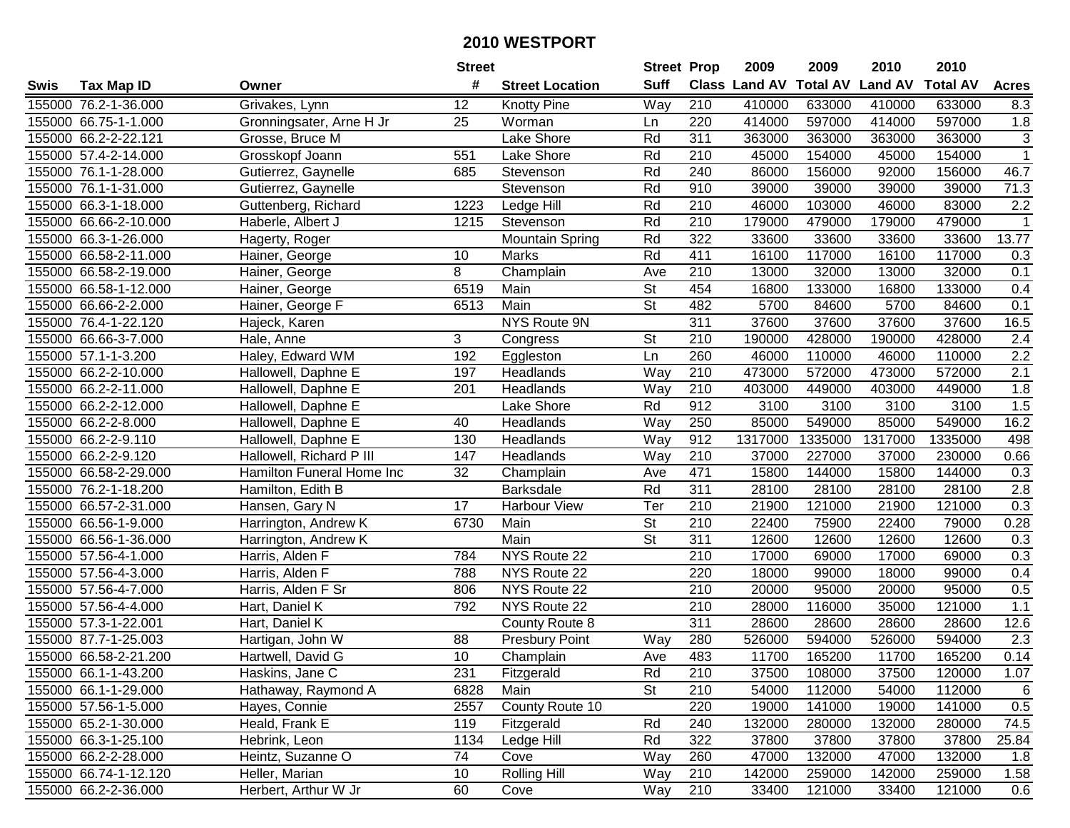# 2010 WESTPORT

| Swis | Tax Map ID | Owner | Street # | Street Location | Street Suff | Prop Class | 2009 Land AV | 2009 Total AV | 2010 Land AV | 2010 Total AV | Acres |
|---|---|---|---|---|---|---|---|---|---|---|---|
| 155000 | 76.2-1-36.000 | Grivakes, Lynn | 12 | Knotty Pine | Way | 210 | 410000 | 633000 | 410000 | 633000 | 8.3 |
| 155000 | 66.75-1-1.000 | Gronningsater, Arne H Jr | 25 | Worman | Ln | 220 | 414000 | 597000 | 414000 | 597000 | 1.8 |
| 155000 | 66.2-2-22.121 | Grosse, Bruce M | | Lake Shore | Rd | 311 | 363000 | 363000 | 363000 | 363000 | 3 |
| 155000 | 57.4-2-14.000 | Grosskopf Joann | 551 | Lake Shore | Rd | 210 | 45000 | 154000 | 45000 | 154000 | 1 |
| 155000 | 76.1-1-28.000 | Gutierrez, Gaynelle | 685 | Stevenson | Rd | 240 | 86000 | 156000 | 92000 | 156000 | 46.7 |
| 155000 | 76.1-1-31.000 | Gutierrez, Gaynelle | | Stevenson | Rd | 910 | 39000 | 39000 | 39000 | 39000 | 71.3 |
| 155000 | 66.3-1-18.000 | Guttenberg, Richard | 1223 | Ledge Hill | Rd | 210 | 46000 | 103000 | 46000 | 83000 | 2.2 |
| 155000 | 66.66-2-10.000 | Haberle, Albert J | 1215 | Stevenson | Rd | 210 | 179000 | 479000 | 179000 | 479000 | 1 |
| 155000 | 66.3-1-26.000 | Hagerty, Roger | | Mountain Spring | Rd | 322 | 33600 | 33600 | 33600 | 33600 | 13.77 |
| 155000 | 66.58-2-11.000 | Hainer, George | 10 | Marks | Rd | 411 | 16100 | 117000 | 16100 | 117000 | 0.3 |
| 155000 | 66.58-2-19.000 | Hainer, George | 8 | Champlain | Ave | 210 | 13000 | 32000 | 13000 | 32000 | 0.1 |
| 155000 | 66.58-1-12.000 | Hainer, George | 6519 | Main | St | 454 | 16800 | 133000 | 16800 | 133000 | 0.4 |
| 155000 | 66.66-2-2.000 | Hainer, George F | 6513 | Main | St | 482 | 5700 | 84600 | 5700 | 84600 | 0.1 |
| 155000 | 76.4-1-22.120 | Hajeck, Karen | | NYS Route 9N | | 311 | 37600 | 37600 | 37600 | 37600 | 16.5 |
| 155000 | 66.66-3-7.000 | Hale, Anne | 3 | Congress | St | 210 | 190000 | 428000 | 190000 | 428000 | 2.4 |
| 155000 | 57.1-1-3.200 | Haley, Edward WM | 192 | Eggleston | Ln | 260 | 46000 | 110000 | 46000 | 110000 | 2.2 |
| 155000 | 66.2-2-10.000 | Hallowell, Daphne E | 197 | Headlands | Way | 210 | 473000 | 572000 | 473000 | 572000 | 2.1 |
| 155000 | 66.2-2-11.000 | Hallowell, Daphne E | 201 | Headlands | Way | 210 | 403000 | 449000 | 403000 | 449000 | 1.8 |
| 155000 | 66.2-2-12.000 | Hallowell, Daphne E | | Lake Shore | Rd | 912 | 3100 | 3100 | 3100 | 3100 | 1.5 |
| 155000 | 66.2-2-8.000 | Hallowell, Daphne E | 40 | Headlands | Way | 250 | 85000 | 549000 | 85000 | 549000 | 16.2 |
| 155000 | 66.2-2-9.110 | Hallowell, Daphne E | 130 | Headlands | Way | 912 | 1317000 | 1335000 | 1317000 | 1335000 | 498 |
| 155000 | 66.2-2-9.120 | Hallowell, Richard P III | 147 | Headlands | Way | 210 | 37000 | 227000 | 37000 | 230000 | 0.66 |
| 155000 | 66.58-2-29.000 | Hamilton Funeral Home Inc | 32 | Champlain | Ave | 471 | 15800 | 144000 | 15800 | 144000 | 0.3 |
| 155000 | 76.2-1-18.200 | Hamilton, Edith B | | Barksdale | Rd | 311 | 28100 | 28100 | 28100 | 28100 | 2.8 |
| 155000 | 66.57-2-31.000 | Hansen, Gary N | 17 | Harbour View | Ter | 210 | 21900 | 121000 | 21900 | 121000 | 0.3 |
| 155000 | 66.56-1-9.000 | Harrington, Andrew K | 6730 | Main | St | 210 | 22400 | 75900 | 22400 | 79000 | 0.28 |
| 155000 | 66.56-1-36.000 | Harrington, Andrew K | | Main | St | 311 | 12600 | 12600 | 12600 | 12600 | 0.3 |
| 155000 | 57.56-4-1.000 | Harris, Alden F | 784 | NYS Route 22 | | 210 | 17000 | 69000 | 17000 | 69000 | 0.3 |
| 155000 | 57.56-4-3.000 | Harris, Alden F | 788 | NYS Route 22 | | 220 | 18000 | 99000 | 18000 | 99000 | 0.4 |
| 155000 | 57.56-4-7.000 | Harris, Alden F Sr | 806 | NYS Route 22 | | 210 | 20000 | 95000 | 20000 | 95000 | 0.5 |
| 155000 | 57.56-4-4.000 | Hart, Daniel K | 792 | NYS Route 22 | | 210 | 28000 | 116000 | 35000 | 121000 | 1.1 |
| 155000 | 57.3-1-22.001 | Hart, Daniel K | | County Route 8 | | 311 | 28600 | 28600 | 28600 | 28600 | 12.6 |
| 155000 | 87.7-1-25.003 | Hartigan, John W | 88 | Presbury Point | Way | 280 | 526000 | 594000 | 526000 | 594000 | 2.3 |
| 155000 | 66.58-2-21.200 | Hartwell, David G | 10 | Champlain | Ave | 483 | 11700 | 165200 | 11700 | 165200 | 0.14 |
| 155000 | 66.1-1-43.200 | Haskins, Jane C | 231 | Fitzgerald | Rd | 210 | 37500 | 108000 | 37500 | 120000 | 1.07 |
| 155000 | 66.1-1-29.000 | Hathaway, Raymond A | 6828 | Main | St | 210 | 54000 | 112000 | 54000 | 112000 | 6 |
| 155000 | 57.56-1-5.000 | Hayes, Connie | 2557 | County Route 10 | | 220 | 19000 | 141000 | 19000 | 141000 | 0.5 |
| 155000 | 65.2-1-30.000 | Heald, Frank E | 119 | Fitzgerald | Rd | 240 | 132000 | 280000 | 132000 | 280000 | 74.5 |
| 155000 | 66.3-1-25.100 | Hebrink, Leon | 1134 | Ledge Hill | Rd | 322 | 37800 | 37800 | 37800 | 37800 | 25.84 |
| 155000 | 66.2-2-28.000 | Heintz, Suzanne O | 74 | Cove | Way | 260 | 47000 | 132000 | 47000 | 132000 | 1.8 |
| 155000 | 66.74-1-12.120 | Heller, Marian | 10 | Rolling Hill | Way | 210 | 142000 | 259000 | 142000 | 259000 | 1.58 |
| 155000 | 66.2-2-36.000 | Herbert, Arthur W Jr | 60 | Cove | Way | 210 | 33400 | 121000 | 33400 | 121000 | 0.6 |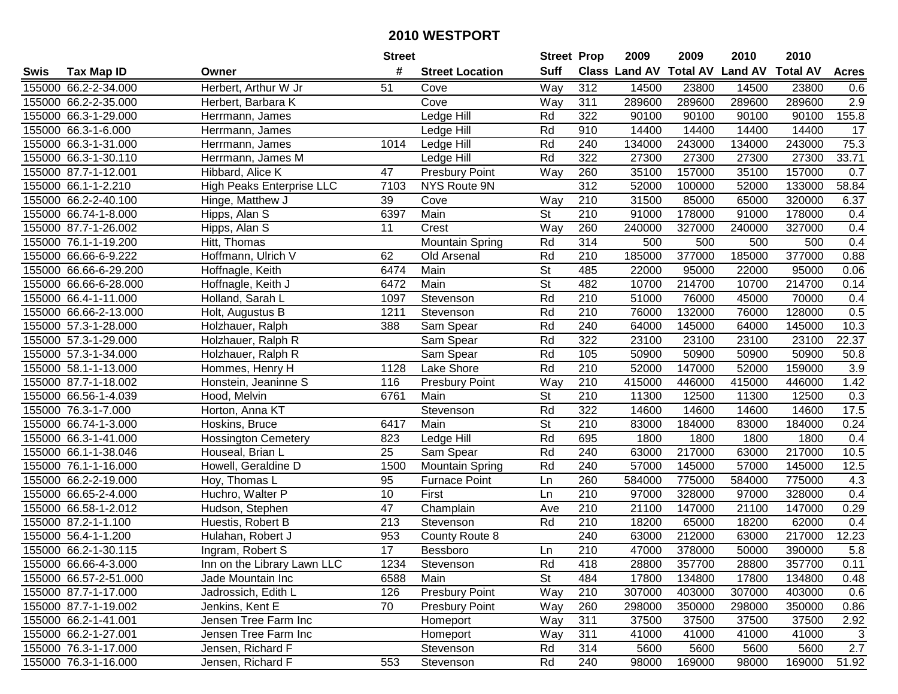# 2010 WESTPORT

| Swis | Tax Map ID | Owner | Street # | Street Location | Street Suff | Prop Class | 2009 Land AV | 2009 Total AV | 2010 Land AV | 2010 Total AV | Acres |
|---|---|---|---|---|---|---|---|---|---|---|---|
| 155000 | 66.2-2-34.000 | Herbert, Arthur W Jr | 51 | Cove | Way | 312 | 14500 | 23800 | 14500 | 23800 | 0.6 |
| 155000 | 66.2-2-35.000 | Herbert, Barbara K | | Cove | Way | 311 | 289600 | 289600 | 289600 | 289600 | 2.9 |
| 155000 | 66.3-1-29.000 | Herrmann, James | | Ledge Hill | Rd | 322 | 90100 | 90100 | 90100 | 90100 | 155.8 |
| 155000 | 66.3-1-6.000 | Herrmann, James | | Ledge Hill | Rd | 910 | 14400 | 14400 | 14400 | 14400 | 17 |
| 155000 | 66.3-1-31.000 | Herrmann, James | 1014 | Ledge Hill | Rd | 240 | 134000 | 243000 | 134000 | 243000 | 75.3 |
| 155000 | 66.3-1-30.110 | Herrmann, James M | | Ledge Hill | Rd | 322 | 27300 | 27300 | 27300 | 27300 | 33.71 |
| 155000 | 87.7-1-12.001 | Hibbard, Alice K | 47 | Presbury Point | Way | 260 | 35100 | 157000 | 35100 | 157000 | 0.7 |
| 155000 | 66.1-1-2.210 | High Peaks Enterprise LLC | 7103 | NYS Route 9N | | 312 | 52000 | 100000 | 52000 | 133000 | 58.84 |
| 155000 | 66.2-2-40.100 | Hinge, Matthew J | 39 | Cove | Way | 210 | 31500 | 85000 | 65000 | 320000 | 6.37 |
| 155000 | 66.74-1-8.000 | Hipps, Alan S | 6397 | Main | St | 210 | 91000 | 178000 | 91000 | 178000 | 0.4 |
| 155000 | 87.7-1-26.002 | Hipps, Alan S | 11 | Crest | Way | 260 | 240000 | 327000 | 240000 | 327000 | 0.4 |
| 155000 | 76.1-1-19.200 | Hitt, Thomas | | Mountain Spring | Rd | 314 | 500 | 500 | 500 | 500 | 0.4 |
| 155000 | 66.66-6-9.222 | Hoffmann, Ulrich V | 62 | Old Arsenal | Rd | 210 | 185000 | 377000 | 185000 | 377000 | 0.88 |
| 155000 | 66.66-6-29.200 | Hoffnagle, Keith | 6474 | Main | St | 485 | 22000 | 95000 | 22000 | 95000 | 0.06 |
| 155000 | 66.66-6-28.000 | Hoffnagle, Keith J | 6472 | Main | St | 482 | 10700 | 214700 | 10700 | 214700 | 0.14 |
| 155000 | 66.4-1-11.000 | Holland, Sarah L | 1097 | Stevenson | Rd | 210 | 51000 | 76000 | 45000 | 70000 | 0.4 |
| 155000 | 66.66-2-13.000 | Holt, Augustus B | 1211 | Stevenson | Rd | 210 | 76000 | 132000 | 76000 | 128000 | 0.5 |
| 155000 | 57.3-1-28.000 | Holzhauer, Ralph | 388 | Sam Spear | Rd | 240 | 64000 | 145000 | 64000 | 145000 | 10.3 |
| 155000 | 57.3-1-29.000 | Holzhauer, Ralph R | | Sam Spear | Rd | 322 | 23100 | 23100 | 23100 | 23100 | 22.37 |
| 155000 | 57.3-1-34.000 | Holzhauer, Ralph R | | Sam Spear | Rd | 105 | 50900 | 50900 | 50900 | 50900 | 50.8 |
| 155000 | 58.1-1-13.000 | Hommes, Henry H | 1128 | Lake Shore | Rd | 210 | 52000 | 147000 | 52000 | 159000 | 3.9 |
| 155000 | 87.7-1-18.002 | Honstein, Jeaninne S | 116 | Presbury Point | Way | 210 | 415000 | 446000 | 415000 | 446000 | 1.42 |
| 155000 | 66.56-1-4.039 | Hood, Melvin | 6761 | Main | St | 210 | 11300 | 12500 | 11300 | 12500 | 0.3 |
| 155000 | 76.3-1-7.000 | Horton, Anna KT | | Stevenson | Rd | 322 | 14600 | 14600 | 14600 | 14600 | 17.5 |
| 155000 | 66.74-1-3.000 | Hoskins, Bruce | 6417 | Main | St | 210 | 83000 | 184000 | 83000 | 184000 | 0.24 |
| 155000 | 66.3-1-41.000 | Hossington Cemetery | 823 | Ledge Hill | Rd | 695 | 1800 | 1800 | 1800 | 1800 | 0.4 |
| 155000 | 66.1-1-38.046 | Houseal, Brian L | 25 | Sam Spear | Rd | 240 | 63000 | 217000 | 63000 | 217000 | 10.5 |
| 155000 | 76.1-1-16.000 | Howell, Geraldine D | 1500 | Mountain Spring | Rd | 240 | 57000 | 145000 | 57000 | 145000 | 12.5 |
| 155000 | 66.2-2-19.000 | Hoy, Thomas L | 95 | Furnace Point | Ln | 260 | 584000 | 775000 | 584000 | 775000 | 4.3 |
| 155000 | 66.65-2-4.000 | Huchro, Walter P | 10 | First | Ln | 210 | 97000 | 328000 | 97000 | 328000 | 0.4 |
| 155000 | 66.58-1-2.012 | Hudson, Stephen | 47 | Champlain | Ave | 210 | 21100 | 147000 | 21100 | 147000 | 0.29 |
| 155000 | 87.2-1-1.100 | Huestis, Robert B | 213 | Stevenson | Rd | 210 | 18200 | 65000 | 18200 | 62000 | 0.4 |
| 155000 | 56.4-1-1.200 | Hulahan, Robert J | 953 | County Route 8 | | 240 | 63000 | 212000 | 63000 | 217000 | 12.23 |
| 155000 | 66.2-1-30.115 | Ingram, Robert S | 17 | Bessboro | Ln | 210 | 47000 | 378000 | 50000 | 390000 | 5.8 |
| 155000 | 66.66-4-3.000 | Inn on the Library Lawn LLC | 1234 | Stevenson | Rd | 418 | 28800 | 357700 | 28800 | 357700 | 0.11 |
| 155000 | 66.57-2-51.000 | Jade Mountain Inc | 6588 | Main | St | 484 | 17800 | 134800 | 17800 | 134800 | 0.48 |
| 155000 | 87.7-1-17.000 | Jadrossich, Edith L | 126 | Presbury Point | Way | 210 | 307000 | 403000 | 307000 | 403000 | 0.6 |
| 155000 | 87.7-1-19.002 | Jenkins, Kent E | 70 | Presbury Point | Way | 260 | 298000 | 350000 | 298000 | 350000 | 0.86 |
| 155000 | 66.2-1-41.001 | Jensen Tree Farm Inc | | Homeport | Way | 311 | 37500 | 37500 | 37500 | 37500 | 2.92 |
| 155000 | 66.2-1-27.001 | Jensen Tree Farm Inc | | Homeport | Way | 311 | 41000 | 41000 | 41000 | 41000 | 3 |
| 155000 | 76.3-1-17.000 | Jensen, Richard F | | Stevenson | Rd | 314 | 5600 | 5600 | 5600 | 5600 | 2.7 |
| 155000 | 76.3-1-16.000 | Jensen, Richard F | 553 | Stevenson | Rd | 240 | 98000 | 169000 | 98000 | 169000 | 51.92 |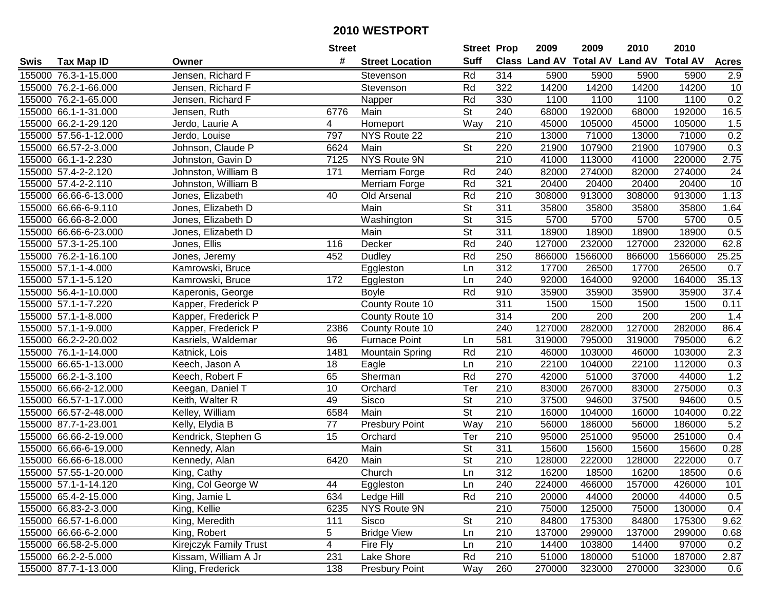# 2010 WESTPORT

| Swis | Tax Map ID | Owner | Street # | Street Location | Street Suff | Prop Class | 2009 Land AV | 2009 Total AV | 2010 Land AV | 2010 Total AV | Acres |
|---|---|---|---|---|---|---|---|---|---|---|---|
| 155000 | 76.3-1-15.000 | Jensen, Richard F | | Stevenson | Rd | 314 | 5900 | 5900 | 5900 | 5900 | 2.9 |
| 155000 | 76.2-1-66.000 | Jensen, Richard F | | Stevenson | Rd | 322 | 14200 | 14200 | 14200 | 14200 | 10 |
| 155000 | 76.2-1-65.000 | Jensen, Richard F | | Napper | Rd | 330 | 1100 | 1100 | 1100 | 1100 | 0.2 |
| 155000 | 66.1-1-31.000 | Jensen, Ruth | 6776 | Main | St | 240 | 68000 | 192000 | 68000 | 192000 | 16.5 |
| 155000 | 66.2-1-29.120 | Jerdo, Laurie A | 4 | Homeport | Way | 210 | 45000 | 105000 | 45000 | 105000 | 1.5 |
| 155000 | 57.56-1-12.000 | Jerdo, Louise | 797 | NYS Route 22 | | 210 | 13000 | 71000 | 13000 | 71000 | 0.2 |
| 155000 | 66.57-2-3.000 | Johnson, Claude P | 6624 | Main | St | 220 | 21900 | 107900 | 21900 | 107900 | 0.3 |
| 155000 | 66.1-1-2.230 | Johnston, Gavin D | 7125 | NYS Route 9N | | 210 | 41000 | 113000 | 41000 | 220000 | 2.75 |
| 155000 | 57.4-2-2.120 | Johnston, William B | 171 | Merriam Forge | Rd | 240 | 82000 | 274000 | 82000 | 274000 | 24 |
| 155000 | 57.4-2-2.110 | Johnston, William B | | Merriam Forge | Rd | 321 | 20400 | 20400 | 20400 | 20400 | 10 |
| 155000 | 66.66-6-13.000 | Jones, Elizabeth | 40 | Old Arsenal | Rd | 210 | 308000 | 913000 | 308000 | 913000 | 1.13 |
| 155000 | 66.66-6-9.110 | Jones, Elizabeth D | | Main | St | 311 | 35800 | 35800 | 35800 | 35800 | 1.64 |
| 155000 | 66.66-8-2.000 | Jones, Elizabeth D | | Washington | St | 315 | 5700 | 5700 | 5700 | 5700 | 0.5 |
| 155000 | 66.66-6-23.000 | Jones, Elizabeth D | | Main | St | 311 | 18900 | 18900 | 18900 | 18900 | 0.5 |
| 155000 | 57.3-1-25.100 | Jones, Ellis | 116 | Decker | Rd | 240 | 127000 | 232000 | 127000 | 232000 | 62.8 |
| 155000 | 76.2-1-16.100 | Jones, Jeremy | 452 | Dudley | Rd | 250 | 866000 | 1566000 | 866000 | 1566000 | 25.25 |
| 155000 | 57.1-1-4.000 | Kamrowski, Bruce | | Eggleston | Ln | 312 | 17700 | 26500 | 17700 | 26500 | 0.7 |
| 155000 | 57.1-1-5.120 | Kamrowski, Bruce | 172 | Eggleston | Ln | 240 | 92000 | 164000 | 92000 | 164000 | 35.13 |
| 155000 | 56.4-1-10.000 | Kaperonis, George | | Boyle | Rd | 910 | 35900 | 35900 | 35900 | 35900 | 37.4 |
| 155000 | 57.1-1-7.220 | Kapper, Frederick P | | County Route 10 | | 311 | 1500 | 1500 | 1500 | 1500 | 0.11 |
| 155000 | 57.1-1-8.000 | Kapper, Frederick P | | County Route 10 | | 314 | 200 | 200 | 200 | 200 | 1.4 |
| 155000 | 57.1-1-9.000 | Kapper, Frederick P | 2386 | County Route 10 | | 240 | 127000 | 282000 | 127000 | 282000 | 86.4 |
| 155000 | 66.2-2-20.002 | Kasriels, Waldemar | 96 | Furnace Point | Ln | 581 | 319000 | 795000 | 319000 | 795000 | 6.2 |
| 155000 | 76.1-1-14.000 | Katnick, Lois | 1481 | Mountain Spring | Rd | 210 | 46000 | 103000 | 46000 | 103000 | 2.3 |
| 155000 | 66.65-1-13.000 | Keech, Jason A | 18 | Eagle | Ln | 210 | 22100 | 104000 | 22100 | 112000 | 0.3 |
| 155000 | 66.2-1-3.100 | Keech, Robert F | 65 | Sherman | Rd | 270 | 42000 | 51000 | 37000 | 44000 | 1.2 |
| 155000 | 66.66-2-12.000 | Keegan, Daniel T | 10 | Orchard | Ter | 210 | 83000 | 267000 | 83000 | 275000 | 0.3 |
| 155000 | 66.57-1-17.000 | Keith, Walter R | 49 | Sisco | St | 210 | 37500 | 94600 | 37500 | 94600 | 0.5 |
| 155000 | 66.57-2-48.000 | Kelley, William | 6584 | Main | St | 210 | 16000 | 104000 | 16000 | 104000 | 0.22 |
| 155000 | 87.7-1-23.001 | Kelly, Elydia B | 77 | Presbury Point | Way | 210 | 56000 | 186000 | 56000 | 186000 | 5.2 |
| 155000 | 66.66-2-19.000 | Kendrick, Stephen G | 15 | Orchard | Ter | 210 | 95000 | 251000 | 95000 | 251000 | 0.4 |
| 155000 | 66.66-6-19.000 | Kennedy, Alan | | Main | St | 311 | 15600 | 15600 | 15600 | 15600 | 0.28 |
| 155000 | 66.66-6-18.000 | Kennedy, Alan | 6420 | Main | St | 210 | 128000 | 222000 | 128000 | 222000 | 0.7 |
| 155000 | 57.55-1-20.000 | King, Cathy | | Church | Ln | 312 | 16200 | 18500 | 16200 | 18500 | 0.6 |
| 155000 | 57.1-1-14.120 | King, Col George W | 44 | Eggleston | Ln | 240 | 224000 | 466000 | 157000 | 426000 | 101 |
| 155000 | 65.4-2-15.000 | King, Jamie L | 634 | Ledge Hill | Rd | 210 | 20000 | 44000 | 20000 | 44000 | 0.5 |
| 155000 | 66.83-2-3.000 | King, Kellie | 6235 | NYS Route 9N | | 210 | 75000 | 125000 | 75000 | 130000 | 0.4 |
| 155000 | 66.57-1-6.000 | King, Meredith | 111 | Sisco | St | 210 | 84800 | 175300 | 84800 | 175300 | 9.62 |
| 155000 | 66.66-6-2.000 | King, Robert | 5 | Bridge View | Ln | 210 | 137000 | 299000 | 137000 | 299000 | 0.68 |
| 155000 | 66.58-2-5.000 | Kirejczyk Family Trust | 4 | Fire Fly | Ln | 210 | 14400 | 103800 | 14400 | 97000 | 0.2 |
| 155000 | 66.2-2-5.000 | Kissam, William A Jr | 231 | Lake Shore | Rd | 210 | 51000 | 180000 | 51000 | 187000 | 2.87 |
| 155000 | 87.7-1-13.000 | Kling, Frederick | 138 | Presbury Point | Way | 260 | 270000 | 323000 | 270000 | 323000 | 0.6 |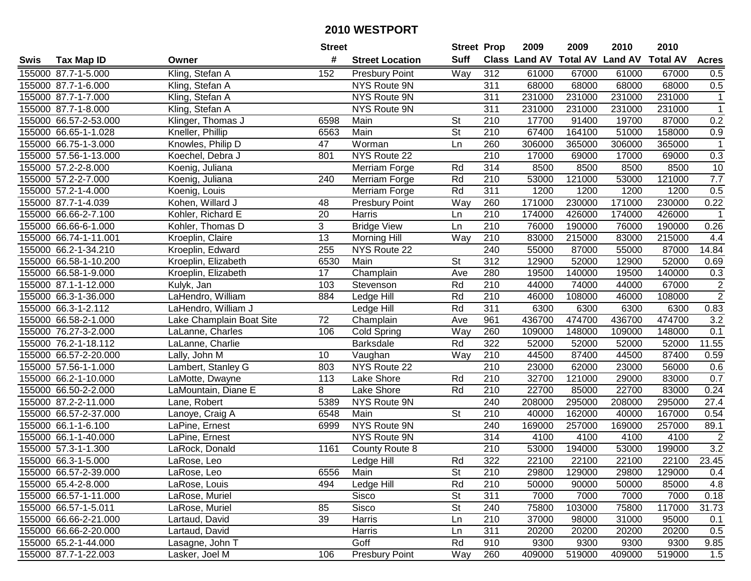# 2010 WESTPORT

| Swis | Tax Map ID | Owner | Street # | Street Location | Street Suff | Prop Class | 2009 Land AV | 2009 Total AV | 2010 Land AV | 2010 Total AV | Acres |
|---|---|---|---|---|---|---|---|---|---|---|---|
| 155000 | 87.7-1-5.000 | Kling, Stefan A | 152 | Presbury Point | Way | 312 | 61000 | 67000 | 61000 | 67000 | 0.5 |
| 155000 | 87.7-1-6.000 | Kling, Stefan A | | NYS Route 9N | | 311 | 68000 | 68000 | 68000 | 68000 | 0.5 |
| 155000 | 87.7-1-7.000 | Kling, Stefan A | | NYS Route 9N | | 311 | 231000 | 231000 | 231000 | 231000 | 1 |
| 155000 | 87.7-1-8.000 | Kling, Stefan A | | NYS Route 9N | | 311 | 231000 | 231000 | 231000 | 231000 | 1 |
| 155000 | 66.57-2-53.000 | Klinger, Thomas J | 6598 | Main | St | 210 | 17700 | 91400 | 19700 | 87000 | 0.2 |
| 155000 | 66.65-1-1.028 | Kneller, Phillip | 6563 | Main | St | 210 | 67400 | 164100 | 51000 | 158000 | 0.9 |
| 155000 | 66.75-1-3.000 | Knowles, Philip D | 47 | Worman | Ln | 260 | 306000 | 365000 | 306000 | 365000 | 1 |
| 155000 | 57.56-1-13.000 | Koechel, Debra J | 801 | NYS Route 22 | | 210 | 17000 | 69000 | 17000 | 69000 | 0.3 |
| 155000 | 57.2-2-8.000 | Koenig, Juliana | | Merriam Forge | Rd | 314 | 8500 | 8500 | 8500 | 8500 | 10 |
| 155000 | 57.2-2-7.000 | Koenig, Juliana | 240 | Merriam Forge | Rd | 210 | 53000 | 121000 | 53000 | 121000 | 7.7 |
| 155000 | 57.2-1-4.000 | Koenig, Louis | | Merriam Forge | Rd | 311 | 1200 | 1200 | 1200 | 1200 | 0.5 |
| 155000 | 87.7-1-4.039 | Kohen, Willard J | 48 | Presbury Point | Way | 260 | 171000 | 230000 | 171000 | 230000 | 0.22 |
| 155000 | 66.66-2-7.100 | Kohler, Richard E | 20 | Harris | Ln | 210 | 174000 | 426000 | 174000 | 426000 | 1 |
| 155000 | 66.66-6-1.000 | Kohler, Thomas D | 3 | Bridge View | Ln | 210 | 76000 | 190000 | 76000 | 190000 | 0.26 |
| 155000 | 66.74-1-11.001 | Kroeplin, Claire | 13 | Morning Hill | Way | 210 | 83000 | 215000 | 83000 | 215000 | 4.4 |
| 155000 | 66.2-1-34.210 | Kroeplin, Edward | 255 | NYS Route 22 | | 240 | 55000 | 87000 | 55000 | 87000 | 14.84 |
| 155000 | 66.58-1-10.200 | Kroeplin, Elizabeth | 6530 | Main | St | 312 | 12900 | 52000 | 12900 | 52000 | 0.69 |
| 155000 | 66.58-1-9.000 | Kroeplin, Elizabeth | 17 | Champlain | Ave | 280 | 19500 | 140000 | 19500 | 140000 | 0.3 |
| 155000 | 87.1-1-12.000 | Kulyk, Jan | 103 | Stevenson | Rd | 210 | 44000 | 74000 | 44000 | 67000 | 2 |
| 155000 | 66.3-1-36.000 | LaHendro, William | 884 | Ledge Hill | Rd | 210 | 46000 | 108000 | 46000 | 108000 | 2 |
| 155000 | 66.3-1-2.112 | LaHendro, William J | | Ledge Hill | Rd | 311 | 6300 | 6300 | 6300 | 6300 | 0.83 |
| 155000 | 66.58-2-1.000 | Lake Champlain Boat Site | 72 | Champlain | Ave | 961 | 436700 | 474700 | 436700 | 474700 | 3.2 |
| 155000 | 76.27-3-2.000 | LaLanne, Charles | 106 | Cold Spring | Way | 260 | 109000 | 148000 | 109000 | 148000 | 0.1 |
| 155000 | 76.2-1-18.112 | LaLanne, Charlie | | Barksdale | Rd | 322 | 52000 | 52000 | 52000 | 52000 | 11.55 |
| 155000 | 66.57-2-20.000 | Lally, John M | 10 | Vaughan | Way | 210 | 44500 | 87400 | 44500 | 87400 | 0.59 |
| 155000 | 57.56-1-1.000 | Lambert, Stanley G | 803 | NYS Route 22 | | 210 | 23000 | 62000 | 23000 | 56000 | 0.6 |
| 155000 | 66.2-1-10.000 | LaMotte, Dwayne | 113 | Lake Shore | Rd | 210 | 32700 | 121000 | 29000 | 83000 | 0.7 |
| 155000 | 66.50-2-2.000 | LaMountain, Diane E | 8 | Lake Shore | Rd | 210 | 22700 | 85000 | 22700 | 83000 | 0.24 |
| 155000 | 87.2-2-11.000 | Lane, Robert | 5389 | NYS Route 9N | | 240 | 208000 | 295000 | 208000 | 295000 | 27.4 |
| 155000 | 66.57-2-37.000 | Lanoye, Craig A | 6548 | Main | St | 210 | 40000 | 162000 | 40000 | 167000 | 0.54 |
| 155000 | 66.1-1-6.100 | LaPine, Ernest | 6999 | NYS Route 9N | | 240 | 169000 | 257000 | 169000 | 257000 | 89.1 |
| 155000 | 66.1-1-40.000 | LaPine, Ernest | | NYS Route 9N | | 314 | 4100 | 4100 | 4100 | 4100 | 2 |
| 155000 | 57.3-1-1.300 | LaRock, Donald | 1161 | County Route 8 | | 210 | 53000 | 194000 | 53000 | 199000 | 3.2 |
| 155000 | 66.3-1-5.000 | LaRose, Leo | | Ledge Hill | Rd | 322 | 22100 | 22100 | 22100 | 22100 | 23.45 |
| 155000 | 66.57-2-39.000 | LaRose, Leo | 6556 | Main | St | 210 | 29800 | 129000 | 29800 | 129000 | 0.4 |
| 155000 | 65.4-2-8.000 | LaRose, Louis | 494 | Ledge Hill | Rd | 210 | 50000 | 90000 | 50000 | 85000 | 4.8 |
| 155000 | 66.57-1-11.000 | LaRose, Muriel | | Sisco | St | 311 | 7000 | 7000 | 7000 | 7000 | 0.18 |
| 155000 | 66.57-1-5.011 | LaRose, Muriel | 85 | Sisco | St | 240 | 75800 | 103000 | 75800 | 117000 | 31.73 |
| 155000 | 66.66-2-21.000 | Lartaud, David | 39 | Harris | Ln | 210 | 37000 | 98000 | 31000 | 95000 | 0.1 |
| 155000 | 66.66-2-20.000 | Lartaud, David | | Harris | Ln | 311 | 20200 | 20200 | 20200 | 20200 | 0.5 |
| 155000 | 65.2-1-44.000 | Lasagne, John T | | Goff | Rd | 910 | 9300 | 9300 | 9300 | 9300 | 9.85 |
| 155000 | 87.7-1-22.003 | Lasker, Joel M | 106 | Presbury Point | Way | 260 | 409000 | 519000 | 409000 | 519000 | 1.5 |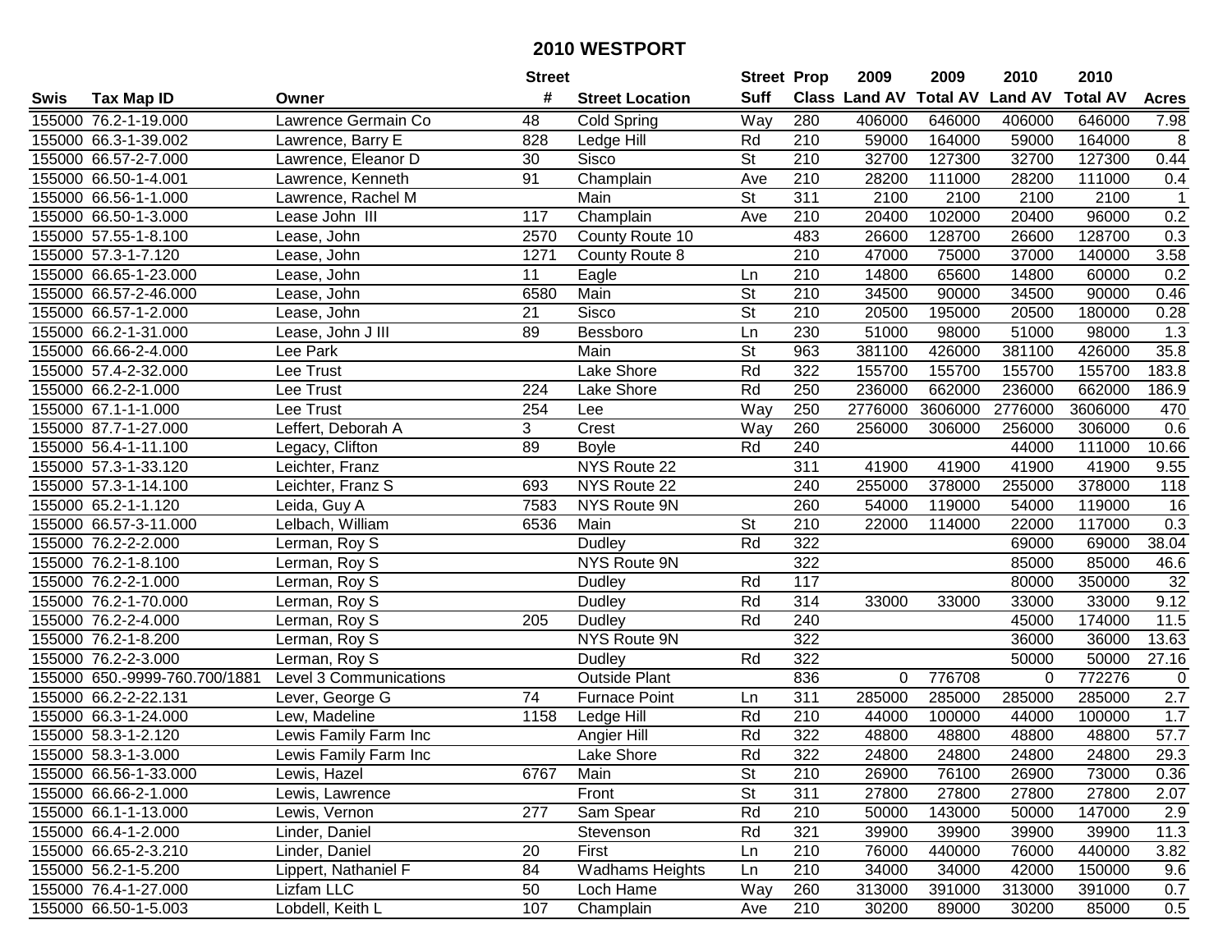# 2010 WESTPORT

| Swis | Tax Map ID | Owner | Street # | Street Location | Street Suff | Prop Class | 2009 Land AV | 2009 Total AV | 2010 Land AV | 2010 Total AV | Acres |
|---|---|---|---|---|---|---|---|---|---|---|---|
| 155000 | 76.2-1-19.000 | Lawrence Germain Co | 48 | Cold Spring | Way | 280 | 406000 | 646000 | 406000 | 646000 | 7.98 |
| 155000 | 66.3-1-39.002 | Lawrence, Barry E | 828 | Ledge Hill | Rd | 210 | 59000 | 164000 | 59000 | 164000 | 8 |
| 155000 | 66.57-2-7.000 | Lawrence, Eleanor D | 30 | Sisco | St | 210 | 32700 | 127300 | 32700 | 127300 | 0.44 |
| 155000 | 66.50-1-4.001 | Lawrence, Kenneth | 91 | Champlain | Ave | 210 | 28200 | 111000 | 28200 | 111000 | 0.4 |
| 155000 | 66.56-1-1.000 | Lawrence, Rachel M | | Main | St | 311 | 2100 | 2100 | 2100 | 2100 | 1 |
| 155000 | 66.50-1-3.000 | Lease John III | 117 | Champlain | Ave | 210 | 20400 | 102000 | 20400 | 96000 | 0.2 |
| 155000 | 57.55-1-8.100 | Lease, John | 2570 | County Route 10 | | 483 | 26600 | 128700 | 26600 | 128700 | 0.3 |
| 155000 | 57.3-1-7.120 | Lease, John | 1271 | County Route 8 | | 210 | 47000 | 75000 | 37000 | 140000 | 3.58 |
| 155000 | 66.65-1-23.000 | Lease, John | 11 | Eagle | Ln | 210 | 14800 | 65600 | 14800 | 60000 | 0.2 |
| 155000 | 66.57-2-46.000 | Lease, John | 6580 | Main | St | 210 | 34500 | 90000 | 34500 | 90000 | 0.46 |
| 155000 | 66.57-1-2.000 | Lease, John | 21 | Sisco | St | 210 | 20500 | 195000 | 20500 | 180000 | 0.28 |
| 155000 | 66.2-1-31.000 | Lease, John J III | 89 | Bessboro | Ln | 230 | 51000 | 98000 | 51000 | 98000 | 1.3 |
| 155000 | 66.66-2-4.000 | Lee Park | | Main | St | 963 | 381100 | 426000 | 381100 | 426000 | 35.8 |
| 155000 | 57.4-2-32.000 | Lee Trust | | Lake Shore | Rd | 322 | 155700 | 155700 | 155700 | 155700 | 183.8 |
| 155000 | 66.2-2-1.000 | Lee Trust | 224 | Lake Shore | Rd | 250 | 236000 | 662000 | 236000 | 662000 | 186.9 |
| 155000 | 67.1-1-1.000 | Lee Trust | 254 | Lee | Way | 250 | 2776000 | 3606000 | 2776000 | 3606000 | 470 |
| 155000 | 87.7-1-27.000 | Leffert, Deborah A | 3 | Crest | Way | 260 | 256000 | 306000 | 256000 | 306000 | 0.6 |
| 155000 | 56.4-1-11.100 | Legacy, Clifton | 89 | Boyle | Rd | 240 | | | 44000 | 111000 | 10.66 |
| 155000 | 57.3-1-33.120 | Leichter, Franz | | NYS Route 22 | | 311 | 41900 | 41900 | 41900 | 41900 | 9.55 |
| 155000 | 57.3-1-14.100 | Leichter, Franz S | 693 | NYS Route 22 | | 240 | 255000 | 378000 | 255000 | 378000 | 118 |
| 155000 | 65.2-1-1.120 | Leida, Guy A | 7583 | NYS Route 9N | | 260 | 54000 | 119000 | 54000 | 119000 | 16 |
| 155000 | 66.57-3-11.000 | Lelbach, William | 6536 | Main | St | 210 | 22000 | 114000 | 22000 | 117000 | 0.3 |
| 155000 | 76.2-2-2.000 | Lerman, Roy S | | Dudley | Rd | 322 | | | 69000 | 69000 | 38.04 |
| 155000 | 76.2-1-8.100 | Lerman, Roy S | | NYS Route 9N | | 322 | | | 85000 | 85000 | 46.6 |
| 155000 | 76.2-2-1.000 | Lerman, Roy S | | Dudley | Rd | 117 | | | 80000 | 350000 | 32 |
| 155000 | 76.2-1-70.000 | Lerman, Roy S | | Dudley | Rd | 314 | 33000 | 33000 | 33000 | 33000 | 9.12 |
| 155000 | 76.2-2-4.000 | Lerman, Roy S | 205 | Dudley | Rd | 240 | | | 45000 | 174000 | 11.5 |
| 155000 | 76.2-1-8.200 | Lerman, Roy S | | NYS Route 9N | | 322 | | | 36000 | 36000 | 13.63 |
| 155000 | 76.2-2-3.000 | Lerman, Roy S | | Dudley | Rd | 322 | | | 50000 | 50000 | 27.16 |
| 155000 | 650.-9999-760.700/1881 | Level 3 Communications | | Outside Plant | | 836 | 0 | 776708 | 0 | 772276 | 0 |
| 155000 | 66.2-2-22.131 | Lever, George G | 74 | Furnace Point | Ln | 311 | 285000 | 285000 | 285000 | 285000 | 2.7 |
| 155000 | 66.3-1-24.000 | Lew, Madeline | 1158 | Ledge Hill | Rd | 210 | 44000 | 100000 | 44000 | 100000 | 1.7 |
| 155000 | 58.3-1-2.120 | Lewis Family Farm Inc | | Angier Hill | Rd | 322 | 48800 | 48800 | 48800 | 48800 | 57.7 |
| 155000 | 58.3-1-3.000 | Lewis Family Farm Inc | | Lake Shore | Rd | 322 | 24800 | 24800 | 24800 | 24800 | 29.3 |
| 155000 | 66.56-1-33.000 | Lewis, Hazel | 6767 | Main | St | 210 | 26900 | 76100 | 26900 | 73000 | 0.36 |
| 155000 | 66.66-2-1.000 | Lewis, Lawrence | | Front | St | 311 | 27800 | 27800 | 27800 | 27800 | 2.07 |
| 155000 | 66.1-1-13.000 | Lewis, Vernon | 277 | Sam Spear | Rd | 210 | 50000 | 143000 | 50000 | 147000 | 2.9 |
| 155000 | 66.4-1-2.000 | Linder, Daniel | | Stevenson | Rd | 321 | 39900 | 39900 | 39900 | 39900 | 11.3 |
| 155000 | 66.65-2-3.210 | Linder, Daniel | 20 | First | Ln | 210 | 76000 | 440000 | 76000 | 440000 | 3.82 |
| 155000 | 56.2-1-5.200 | Lippert, Nathaniel F | 84 | Wadhams Heights | Ln | 210 | 34000 | 34000 | 42000 | 150000 | 9.6 |
| 155000 | 76.4-1-27.000 | Lizfam LLC | 50 | Loch Hame | Way | 260 | 313000 | 391000 | 313000 | 391000 | 0.7 |
| 155000 | 66.50-1-5.003 | Lobdell, Keith L | 107 | Champlain | Ave | 210 | 30200 | 89000 | 30200 | 85000 | 0.5 |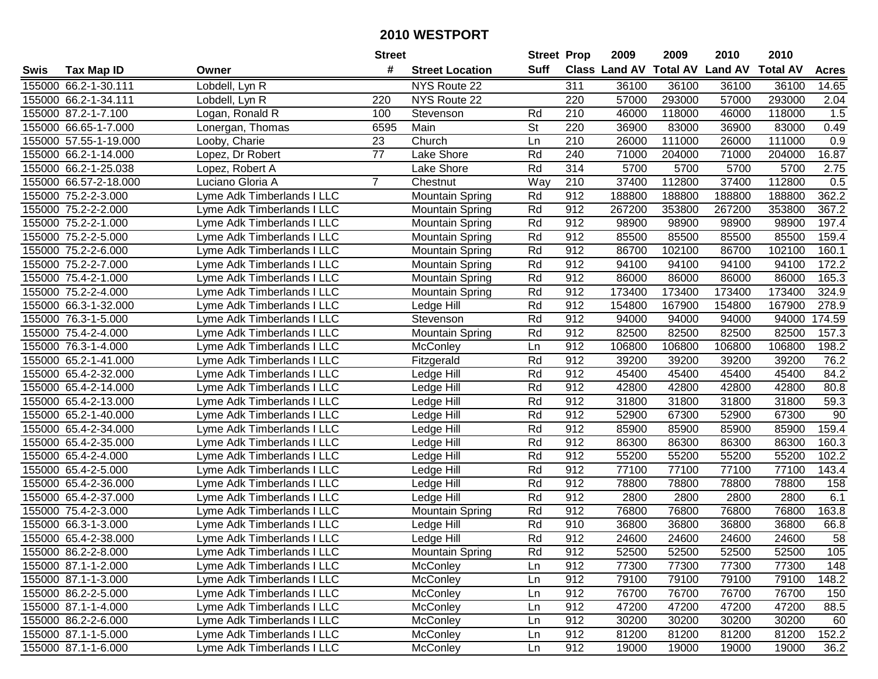# 2010 WESTPORT

| Swis | Tax Map ID | Owner | Street # | Street Location | Street Suff | Prop Class | 2009 Land AV | 2009 Total AV | 2010 Land AV | 2010 Total AV | Acres |
|---|---|---|---|---|---|---|---|---|---|---|---|
| 155000 | 66.2-1-30.111 | Lobdell, Lyn R | | NYS Route 22 | | 311 | 36100 | 36100 | 36100 | 36100 | 14.65 |
| 155000 | 66.2-1-34.111 | Lobdell, Lyn R | 220 | NYS Route 22 | | 220 | 57000 | 293000 | 57000 | 293000 | 2.04 |
| 155000 | 87.2-1-7.100 | Logan, Ronald R | 100 | Stevenson | Rd | 210 | 46000 | 118000 | 46000 | 118000 | 1.5 |
| 155000 | 66.65-1-7.000 | Lonergan, Thomas | 6595 | Main | St | 220 | 36900 | 83000 | 36900 | 83000 | 0.49 |
| 155000 | 57.55-1-19.000 | Looby, Charie | 23 | Church | Ln | 210 | 26000 | 111000 | 26000 | 111000 | 0.9 |
| 155000 | 66.2-1-14.000 | Lopez, Dr Robert | 77 | Lake Shore | Rd | 240 | 71000 | 204000 | 71000 | 204000 | 16.87 |
| 155000 | 66.2-1-25.038 | Lopez, Robert A | | Lake Shore | Rd | 314 | 5700 | 5700 | 5700 | 5700 | 2.75 |
| 155000 | 66.57-2-18.000 | Luciano Gloria A | 7 | Chestnut | Way | 210 | 37400 | 112800 | 37400 | 112800 | 0.5 |
| 155000 | 75.2-2-3.000 | Lyme Adk Timberlands I LLC | | Mountain Spring | Rd | 912 | 188800 | 188800 | 188800 | 188800 | 362.2 |
| 155000 | 75.2-2-2.000 | Lyme Adk Timberlands I LLC | | Mountain Spring | Rd | 912 | 267200 | 353800 | 267200 | 353800 | 367.2 |
| 155000 | 75.2-2-1.000 | Lyme Adk Timberlands I LLC | | Mountain Spring | Rd | 912 | 98900 | 98900 | 98900 | 98900 | 197.4 |
| 155000 | 75.2-2-5.000 | Lyme Adk Timberlands I LLC | | Mountain Spring | Rd | 912 | 85500 | 85500 | 85500 | 85500 | 159.4 |
| 155000 | 75.2-2-6.000 | Lyme Adk Timberlands I LLC | | Mountain Spring | Rd | 912 | 86700 | 102100 | 86700 | 102100 | 160.1 |
| 155000 | 75.2-2-7.000 | Lyme Adk Timberlands I LLC | | Mountain Spring | Rd | 912 | 94100 | 94100 | 94100 | 94100 | 172.2 |
| 155000 | 75.4-2-1.000 | Lyme Adk Timberlands I LLC | | Mountain Spring | Rd | 912 | 86000 | 86000 | 86000 | 86000 | 165.3 |
| 155000 | 75.2-2-4.000 | Lyme Adk Timberlands I LLC | | Mountain Spring | Rd | 912 | 173400 | 173400 | 173400 | 173400 | 324.9 |
| 155000 | 66.3-1-32.000 | Lyme Adk Timberlands I LLC | | Ledge Hill | Rd | 912 | 154800 | 167900 | 154800 | 167900 | 278.9 |
| 155000 | 76.3-1-5.000 | Lyme Adk Timberlands I LLC | | Stevenson | Rd | 912 | 94000 | 94000 | 94000 | 94000 | 174.59 |
| 155000 | 75.4-2-4.000 | Lyme Adk Timberlands I LLC | | Mountain Spring | Rd | 912 | 82500 | 82500 | 82500 | 82500 | 157.3 |
| 155000 | 76.3-1-4.000 | Lyme Adk Timberlands I LLC | | McConley | Ln | 912 | 106800 | 106800 | 106800 | 106800 | 198.2 |
| 155000 | 65.2-1-41.000 | Lyme Adk Timberlands I LLC | | Fitzgerald | Rd | 912 | 39200 | 39200 | 39200 | 39200 | 76.2 |
| 155000 | 65.4-2-32.000 | Lyme Adk Timberlands I LLC | | Ledge Hill | Rd | 912 | 45400 | 45400 | 45400 | 45400 | 84.2 |
| 155000 | 65.4-2-14.000 | Lyme Adk Timberlands I LLC | | Ledge Hill | Rd | 912 | 42800 | 42800 | 42800 | 42800 | 80.8 |
| 155000 | 65.4-2-13.000 | Lyme Adk Timberlands I LLC | | Ledge Hill | Rd | 912 | 31800 | 31800 | 31800 | 31800 | 59.3 |
| 155000 | 65.2-1-40.000 | Lyme Adk Timberlands I LLC | | Ledge Hill | Rd | 912 | 52900 | 67300 | 52900 | 67300 | 90 |
| 155000 | 65.4-2-34.000 | Lyme Adk Timberlands I LLC | | Ledge Hill | Rd | 912 | 85900 | 85900 | 85900 | 85900 | 159.4 |
| 155000 | 65.4-2-35.000 | Lyme Adk Timberlands I LLC | | Ledge Hill | Rd | 912 | 86300 | 86300 | 86300 | 86300 | 160.3 |
| 155000 | 65.4-2-4.000 | Lyme Adk Timberlands I LLC | | Ledge Hill | Rd | 912 | 55200 | 55200 | 55200 | 55200 | 102.2 |
| 155000 | 65.4-2-5.000 | Lyme Adk Timberlands I LLC | | Ledge Hill | Rd | 912 | 77100 | 77100 | 77100 | 77100 | 143.4 |
| 155000 | 65.4-2-36.000 | Lyme Adk Timberlands I LLC | | Ledge Hill | Rd | 912 | 78800 | 78800 | 78800 | 78800 | 158 |
| 155000 | 65.4-2-37.000 | Lyme Adk Timberlands I LLC | | Ledge Hill | Rd | 912 | 2800 | 2800 | 2800 | 2800 | 6.1 |
| 155000 | 75.4-2-3.000 | Lyme Adk Timberlands I LLC | | Mountain Spring | Rd | 912 | 76800 | 76800 | 76800 | 76800 | 163.8 |
| 155000 | 66.3-1-3.000 | Lyme Adk Timberlands I LLC | | Ledge Hill | Rd | 910 | 36800 | 36800 | 36800 | 36800 | 66.8 |
| 155000 | 65.4-2-38.000 | Lyme Adk Timberlands I LLC | | Ledge Hill | Rd | 912 | 24600 | 24600 | 24600 | 24600 | 58 |
| 155000 | 86.2-2-8.000 | Lyme Adk Timberlands I LLC | | Mountain Spring | Rd | 912 | 52500 | 52500 | 52500 | 52500 | 105 |
| 155000 | 87.1-1-2.000 | Lyme Adk Timberlands I LLC | | McConley | Ln | 912 | 77300 | 77300 | 77300 | 77300 | 148 |
| 155000 | 87.1-1-3.000 | Lyme Adk Timberlands I LLC | | McConley | Ln | 912 | 79100 | 79100 | 79100 | 79100 | 148.2 |
| 155000 | 86.2-2-5.000 | Lyme Adk Timberlands I LLC | | McConley | Ln | 912 | 76700 | 76700 | 76700 | 76700 | 150 |
| 155000 | 87.1-1-4.000 | Lyme Adk Timberlands I LLC | | McConley | Ln | 912 | 47200 | 47200 | 47200 | 47200 | 88.5 |
| 155000 | 86.2-2-6.000 | Lyme Adk Timberlands I LLC | | McConley | Ln | 912 | 30200 | 30200 | 30200 | 30200 | 60 |
| 155000 | 87.1-1-5.000 | Lyme Adk Timberlands I LLC | | McConley | Ln | 912 | 81200 | 81200 | 81200 | 81200 | 152.2 |
| 155000 | 87.1-1-6.000 | Lyme Adk Timberlands I LLC | | McConley | Ln | 912 | 19000 | 19000 | 19000 | 19000 | 36.2 |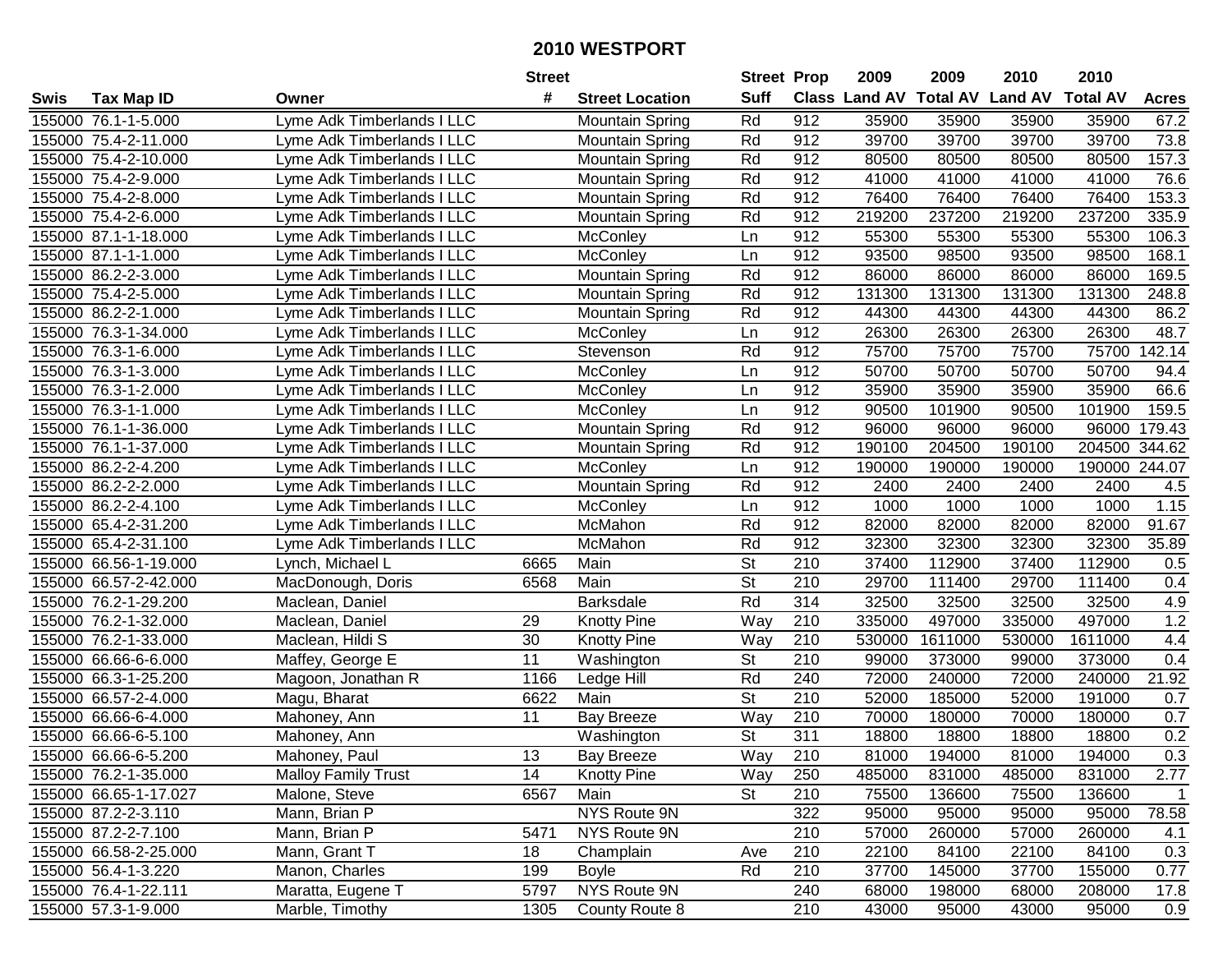# 2010 WESTPORT

| Swis | Tax Map ID | Owner | Street # | Street Location | Street Suff | Prop Class | 2009 Land AV | 2009 Total AV | 2010 Land AV | 2010 Total AV | Acres |
|---|---|---|---|---|---|---|---|---|---|---|---|
| 155000 | 76.1-1-5.000 | Lyme Adk Timberlands I LLC | | Mountain Spring | Rd | 912 | 35900 | 35900 | 35900 | 35900 | 67.2 |
| 155000 | 75.4-2-11.000 | Lyme Adk Timberlands I LLC | | Mountain Spring | Rd | 912 | 39700 | 39700 | 39700 | 39700 | 73.8 |
| 155000 | 75.4-2-10.000 | Lyme Adk Timberlands I LLC | | Mountain Spring | Rd | 912 | 80500 | 80500 | 80500 | 80500 | 157.3 |
| 155000 | 75.4-2-9.000 | Lyme Adk Timberlands I LLC | | Mountain Spring | Rd | 912 | 41000 | 41000 | 41000 | 41000 | 76.6 |
| 155000 | 75.4-2-8.000 | Lyme Adk Timberlands I LLC | | Mountain Spring | Rd | 912 | 76400 | 76400 | 76400 | 76400 | 153.3 |
| 155000 | 75.4-2-6.000 | Lyme Adk Timberlands I LLC | | Mountain Spring | Rd | 912 | 219200 | 237200 | 219200 | 237200 | 335.9 |
| 155000 | 87.1-1-18.000 | Lyme Adk Timberlands I LLC | | McConley | Ln | 912 | 55300 | 55300 | 55300 | 55300 | 106.3 |
| 155000 | 87.1-1-1.000 | Lyme Adk Timberlands I LLC | | McConley | Ln | 912 | 93500 | 98500 | 93500 | 98500 | 168.1 |
| 155000 | 86.2-2-3.000 | Lyme Adk Timberlands I LLC | | Mountain Spring | Rd | 912 | 86000 | 86000 | 86000 | 86000 | 169.5 |
| 155000 | 75.4-2-5.000 | Lyme Adk Timberlands I LLC | | Mountain Spring | Rd | 912 | 131300 | 131300 | 131300 | 131300 | 248.8 |
| 155000 | 86.2-2-1.000 | Lyme Adk Timberlands I LLC | | Mountain Spring | Rd | 912 | 44300 | 44300 | 44300 | 44300 | 86.2 |
| 155000 | 76.3-1-34.000 | Lyme Adk Timberlands I LLC | | McConley | Ln | 912 | 26300 | 26300 | 26300 | 26300 | 48.7 |
| 155000 | 76.3-1-6.000 | Lyme Adk Timberlands I LLC | | Stevenson | Rd | 912 | 75700 | 75700 | 75700 | 75700 | 142.14 |
| 155000 | 76.3-1-3.000 | Lyme Adk Timberlands I LLC | | McConley | Ln | 912 | 50700 | 50700 | 50700 | 50700 | 94.4 |
| 155000 | 76.3-1-2.000 | Lyme Adk Timberlands I LLC | | McConley | Ln | 912 | 35900 | 35900 | 35900 | 35900 | 66.6 |
| 155000 | 76.3-1-1.000 | Lyme Adk Timberlands I LLC | | McConley | Ln | 912 | 90500 | 101900 | 90500 | 101900 | 159.5 |
| 155000 | 76.1-1-36.000 | Lyme Adk Timberlands I LLC | | Mountain Spring | Rd | 912 | 96000 | 96000 | 96000 | 96000 | 179.43 |
| 155000 | 76.1-1-37.000 | Lyme Adk Timberlands I LLC | | Mountain Spring | Rd | 912 | 190100 | 204500 | 190100 | 204500 | 344.62 |
| 155000 | 86.2-2-4.200 | Lyme Adk Timberlands I LLC | | McConley | Ln | 912 | 190000 | 190000 | 190000 | 190000 | 244.07 |
| 155000 | 86.2-2-2.000 | Lyme Adk Timberlands I LLC | | Mountain Spring | Rd | 912 | 2400 | 2400 | 2400 | 2400 | 4.5 |
| 155000 | 86.2-2-4.100 | Lyme Adk Timberlands I LLC | | McConley | Ln | 912 | 1000 | 1000 | 1000 | 1000 | 1.15 |
| 155000 | 65.4-2-31.200 | Lyme Adk Timberlands I LLC | | McMahon | Rd | 912 | 82000 | 82000 | 82000 | 82000 | 91.67 |
| 155000 | 65.4-2-31.100 | Lyme Adk Timberlands I LLC | | McMahon | Rd | 912 | 32300 | 32300 | 32300 | 32300 | 35.89 |
| 155000 | 66.56-1-19.000 | Lynch, Michael L | 6665 | Main | St | 210 | 37400 | 112900 | 37400 | 112900 | 0.5 |
| 155000 | 66.57-2-42.000 | MacDonough, Doris | 6568 | Main | St | 210 | 29700 | 111400 | 29700 | 111400 | 0.4 |
| 155000 | 76.2-1-29.200 | Maclean, Daniel | | Barksdale | Rd | 314 | 32500 | 32500 | 32500 | 32500 | 4.9 |
| 155000 | 76.2-1-32.000 | Maclean, Daniel | 29 | Knotty Pine | Way | 210 | 335000 | 497000 | 335000 | 497000 | 1.2 |
| 155000 | 76.2-1-33.000 | Maclean, Hildi S | 30 | Knotty Pine | Way | 210 | 530000 | 1611000 | 530000 | 1611000 | 4.4 |
| 155000 | 66.66-6-6.000 | Maffey, George E | 11 | Washington | St | 210 | 99000 | 373000 | 99000 | 373000 | 0.4 |
| 155000 | 66.3-1-25.200 | Magoon, Jonathan R | 1166 | Ledge Hill | Rd | 240 | 72000 | 240000 | 72000 | 240000 | 21.92 |
| 155000 | 66.57-2-4.000 | Magu, Bharat | 6622 | Main | St | 210 | 52000 | 185000 | 52000 | 191000 | 0.7 |
| 155000 | 66.66-6-4.000 | Mahoney, Ann | 11 | Bay Breeze | Way | 210 | 70000 | 180000 | 70000 | 180000 | 0.7 |
| 155000 | 66.66-6-5.100 | Mahoney, Ann | | Washington | St | 311 | 18800 | 18800 | 18800 | 18800 | 0.2 |
| 155000 | 66.66-6-5.200 | Mahoney, Paul | 13 | Bay Breeze | Way | 210 | 81000 | 194000 | 81000 | 194000 | 0.3 |
| 155000 | 76.2-1-35.000 | Malloy Family Trust | 14 | Knotty Pine | Way | 250 | 485000 | 831000 | 485000 | 831000 | 2.77 |
| 155000 | 66.65-1-17.027 | Malone, Steve | 6567 | Main | St | 210 | 75500 | 136600 | 75500 | 136600 | 1 |
| 155000 | 87.2-2-3.110 | Mann, Brian P | | NYS Route 9N | | 322 | 95000 | 95000 | 95000 | 95000 | 78.58 |
| 155000 | 87.2-2-7.100 | Mann, Brian P | 5471 | NYS Route 9N | | 210 | 57000 | 260000 | 57000 | 260000 | 4.1 |
| 155000 | 66.58-2-25.000 | Mann, Grant T | 18 | Champlain | Ave | 210 | 22100 | 84100 | 22100 | 84100 | 0.3 |
| 155000 | 56.4-1-3.220 | Manon, Charles | 199 | Boyle | Rd | 210 | 37700 | 145000 | 37700 | 155000 | 0.77 |
| 155000 | 76.4-1-22.111 | Maratta, Eugene T | 5797 | NYS Route 9N | | 240 | 68000 | 198000 | 68000 | 208000 | 17.8 |
| 155000 | 57.3-1-9.000 | Marble, Timothy | 1305 | County Route 8 | | 210 | 43000 | 95000 | 43000 | 95000 | 0.9 |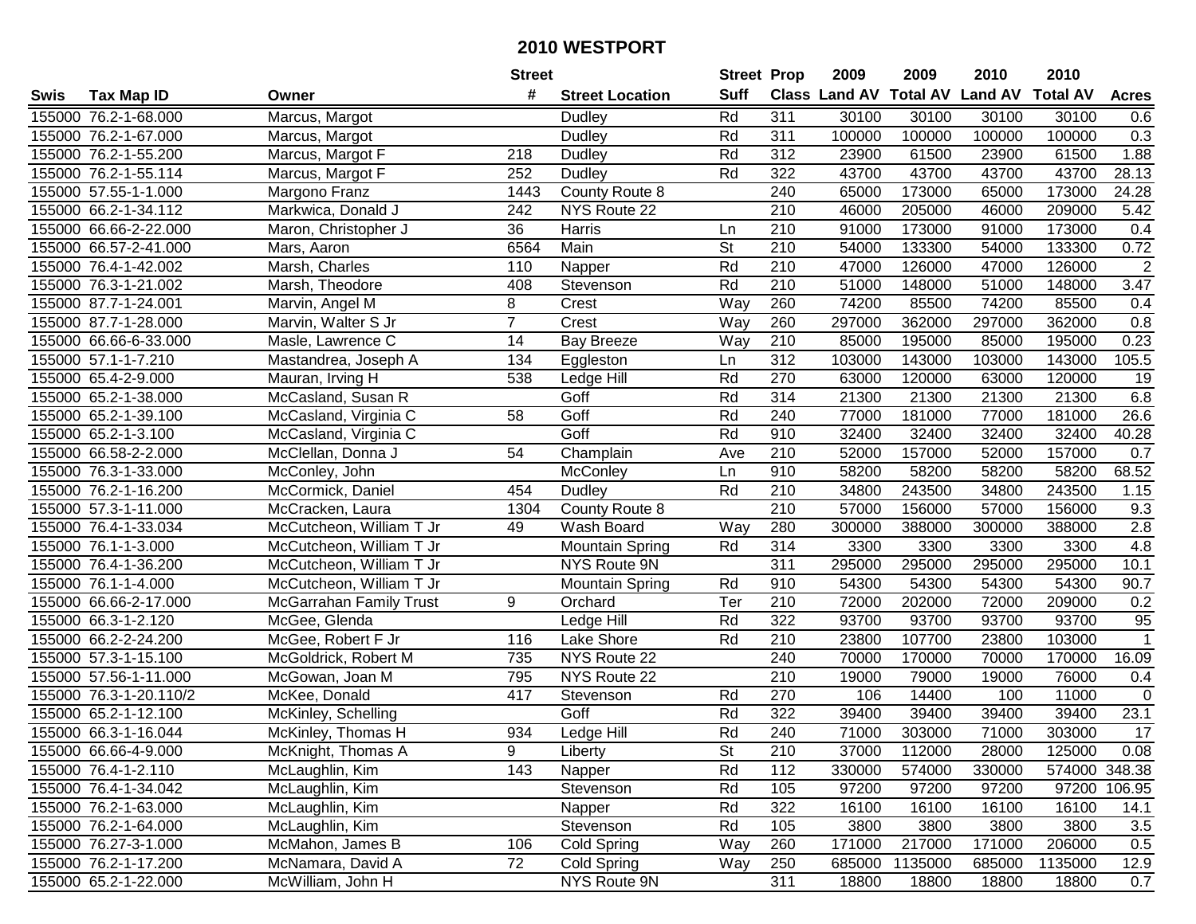# 2010 WESTPORT

| Swis | Tax Map ID | Owner | Street # | Street Location | Street Suff | Prop Class | 2009 Land AV | 2009 Total AV | 2010 Land AV | 2010 Total AV | Acres |
|---|---|---|---|---|---|---|---|---|---|---|---|
| 155000 | 76.2-1-68.000 | Marcus, Margot | | Dudley | Rd | 311 | 30100 | 30100 | 30100 | 30100 | 0.6 |
| 155000 | 76.2-1-67.000 | Marcus, Margot | | Dudley | Rd | 311 | 100000 | 100000 | 100000 | 100000 | 0.3 |
| 155000 | 76.2-1-55.200 | Marcus, Margot F | 218 | Dudley | Rd | 312 | 23900 | 61500 | 23900 | 61500 | 1.88 |
| 155000 | 76.2-1-55.114 | Marcus, Margot F | 252 | Dudley | Rd | 322 | 43700 | 43700 | 43700 | 43700 | 28.13 |
| 155000 | 57.55-1-1.000 | Margono Franz | 1443 | County Route 8 | | 240 | 65000 | 173000 | 65000 | 173000 | 24.28 |
| 155000 | 66.2-1-34.112 | Markwica, Donald J | 242 | NYS Route 22 | | 210 | 46000 | 205000 | 46000 | 209000 | 5.42 |
| 155000 | 66.66-2-22.000 | Maron, Christopher J | 36 | Harris | Ln | 210 | 91000 | 173000 | 91000 | 173000 | 0.4 |
| 155000 | 66.57-2-41.000 | Mars, Aaron | 6564 | Main | St | 210 | 54000 | 133300 | 54000 | 133300 | 0.72 |
| 155000 | 76.4-1-42.002 | Marsh, Charles | 110 | Napper | Rd | 210 | 47000 | 126000 | 47000 | 126000 | 2 |
| 155000 | 76.3-1-21.002 | Marsh, Theodore | 408 | Stevenson | Rd | 210 | 51000 | 148000 | 51000 | 148000 | 3.47 |
| 155000 | 87.7-1-24.001 | Marvin, Angel M | 8 | Crest | Way | 260 | 74200 | 85500 | 74200 | 85500 | 0.4 |
| 155000 | 87.7-1-28.000 | Marvin, Walter S Jr | 7 | Crest | Way | 260 | 297000 | 362000 | 297000 | 362000 | 0.8 |
| 155000 | 66.66-6-33.000 | Masle, Lawrence C | 14 | Bay Breeze | Way | 210 | 85000 | 195000 | 85000 | 195000 | 0.23 |
| 155000 | 57.1-1-7.210 | Mastandrea, Joseph A | 134 | Eggleston | Ln | 312 | 103000 | 143000 | 103000 | 143000 | 105.5 |
| 155000 | 65.4-2-9.000 | Mauran, Irving H | 538 | Ledge Hill | Rd | 270 | 63000 | 120000 | 63000 | 120000 | 19 |
| 155000 | 65.2-1-38.000 | McCasland, Susan R | | Goff | Rd | 314 | 21300 | 21300 | 21300 | 21300 | 6.8 |
| 155000 | 65.2-1-39.100 | McCasland, Virginia C | 58 | Goff | Rd | 240 | 77000 | 181000 | 77000 | 181000 | 26.6 |
| 155000 | 65.2-1-3.100 | McCasland, Virginia C | | Goff | Rd | 910 | 32400 | 32400 | 32400 | 32400 | 40.28 |
| 155000 | 66.58-2-2.000 | McClellan, Donna J | 54 | Champlain | Ave | 210 | 52000 | 157000 | 52000 | 157000 | 0.7 |
| 155000 | 76.3-1-33.000 | McConley, John | | McConley | Ln | 910 | 58200 | 58200 | 58200 | 58200 | 68.52 |
| 155000 | 76.2-1-16.200 | McCormick, Daniel | 454 | Dudley | Rd | 210 | 34800 | 243500 | 34800 | 243500 | 1.15 |
| 155000 | 57.3-1-11.000 | McCracken, Laura | 1304 | County Route 8 | | 210 | 57000 | 156000 | 57000 | 156000 | 9.3 |
| 155000 | 76.4-1-33.034 | McCutcheon, William T Jr | 49 | Wash Board | Way | 280 | 300000 | 388000 | 300000 | 388000 | 2.8 |
| 155000 | 76.1-1-3.000 | McCutcheon, William T Jr | | Mountain Spring | Rd | 314 | 3300 | 3300 | 3300 | 3300 | 4.8 |
| 155000 | 76.4-1-36.200 | McCutcheon, William T Jr | | NYS Route 9N | | 311 | 295000 | 295000 | 295000 | 295000 | 10.1 |
| 155000 | 76.1-1-4.000 | McCutcheon, William T Jr | | Mountain Spring | Rd | 910 | 54300 | 54300 | 54300 | 54300 | 90.7 |
| 155000 | 66.66-2-17.000 | McGarrahan Family Trust | 9 | Orchard | Ter | 210 | 72000 | 202000 | 72000 | 209000 | 0.2 |
| 155000 | 66.3-1-2.120 | McGee, Glenda | | Ledge Hill | Rd | 322 | 93700 | 93700 | 93700 | 93700 | 95 |
| 155000 | 66.2-2-24.200 | McGee, Robert F Jr | 116 | Lake Shore | Rd | 210 | 23800 | 107700 | 23800 | 103000 | 1 |
| 155000 | 57.3-1-15.100 | McGoldrick, Robert M | 735 | NYS Route 22 | | 240 | 70000 | 170000 | 70000 | 170000 | 16.09 |
| 155000 | 57.56-1-11.000 | McGowan, Joan M | 795 | NYS Route 22 | | 210 | 19000 | 79000 | 19000 | 76000 | 0.4 |
| 155000 | 76.3-1-20.110/2 | McKee, Donald | 417 | Stevenson | Rd | 270 | 106 | 14400 | 100 | 11000 | 0 |
| 155000 | 65.2-1-12.100 | McKinley, Schelling | | Goff | Rd | 322 | 39400 | 39400 | 39400 | 39400 | 23.1 |
| 155000 | 66.3-1-16.044 | McKinley, Thomas H | 934 | Ledge Hill | Rd | 240 | 71000 | 303000 | 71000 | 303000 | 17 |
| 155000 | 66.66-4-9.000 | McKnight, Thomas A | 9 | Liberty | St | 210 | 37000 | 112000 | 28000 | 125000 | 0.08 |
| 155000 | 76.4-1-2.110 | McLaughlin, Kim | 143 | Napper | Rd | 112 | 330000 | 574000 | 330000 | 574000 | 348.38 |
| 155000 | 76.4-1-34.042 | McLaughlin, Kim | | Stevenson | Rd | 105 | 97200 | 97200 | 97200 | 97200 | 106.95 |
| 155000 | 76.2-1-63.000 | McLaughlin, Kim | | Napper | Rd | 322 | 16100 | 16100 | 16100 | 16100 | 14.1 |
| 155000 | 76.2-1-64.000 | McLaughlin, Kim | | Stevenson | Rd | 105 | 3800 | 3800 | 3800 | 3800 | 3.5 |
| 155000 | 76.27-3-1.000 | McMahon, James B | 106 | Cold Spring | Way | 260 | 171000 | 217000 | 171000 | 206000 | 0.5 |
| 155000 | 76.2-1-17.200 | McNamara, David A | 72 | Cold Spring | Way | 250 | 685000 | 1135000 | 685000 | 1135000 | 12.9 |
| 155000 | 65.2-1-22.000 | McWilliam, John H | | NYS Route 9N | | 311 | 18800 | 18800 | 18800 | 18800 | 0.7 |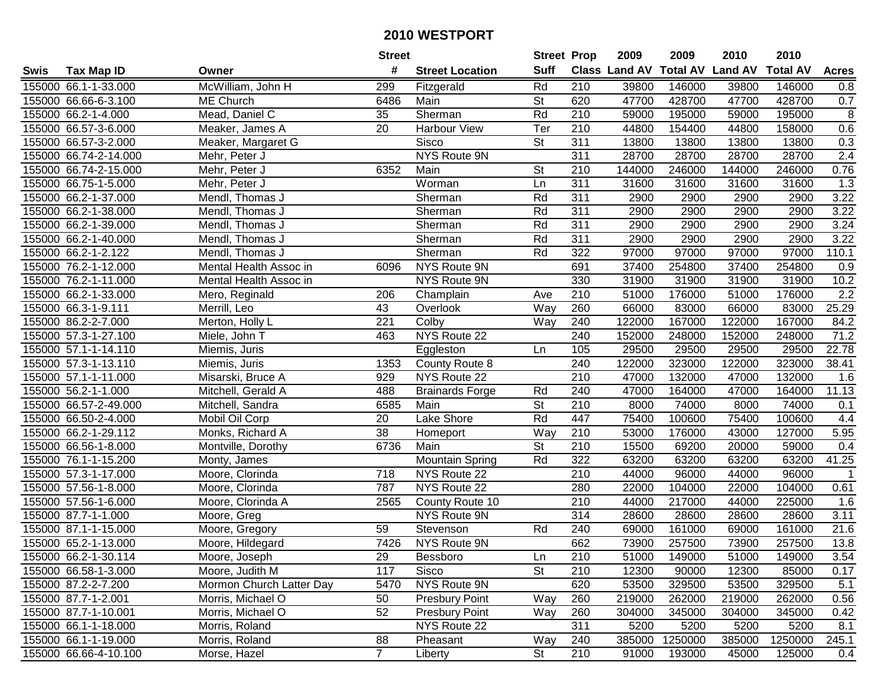# 2010 WESTPORT

| Swis | Tax Map ID | Owner | Street # | Street Location | Street Suff | Prop Class | 2009 Land AV | 2009 Total AV | 2010 Land AV | 2010 Total AV | Acres |
|---|---|---|---|---|---|---|---|---|---|---|---|
| 155000 | 66.1-1-33.000 | McWilliam, John H | 299 | Fitzgerald | Rd | 210 | 39800 | 146000 | 39800 | 146000 | 0.8 |
| 155000 | 66.66-6-3.100 | ME Church | 6486 | Main | St | 620 | 47700 | 428700 | 47700 | 428700 | 0.7 |
| 155000 | 66.2-1-4.000 | Mead, Daniel C | 35 | Sherman | Rd | 210 | 59000 | 195000 | 59000 | 195000 | 8 |
| 155000 | 66.57-3-6.000 | Meaker, James A | 20 | Harbour View | Ter | 210 | 44800 | 154400 | 44800 | 158000 | 0.6 |
| 155000 | 66.57-3-2.000 | Meaker, Margaret G | | Sisco | St | 311 | 13800 | 13800 | 13800 | 13800 | 0.3 |
| 155000 | 66.74-2-14.000 | Mehr, Peter J | | NYS Route 9N | | 311 | 28700 | 28700 | 28700 | 28700 | 2.4 |
| 155000 | 66.74-2-15.000 | Mehr, Peter J | 6352 | Main | St | 210 | 144000 | 246000 | 144000 | 246000 | 0.76 |
| 155000 | 66.75-1-5.000 | Mehr, Peter J | | Worman | Ln | 311 | 31600 | 31600 | 31600 | 31600 | 1.3 |
| 155000 | 66.2-1-37.000 | Mendl, Thomas J | | Sherman | Rd | 311 | 2900 | 2900 | 2900 | 2900 | 3.22 |
| 155000 | 66.2-1-38.000 | Mendl, Thomas J | | Sherman | Rd | 311 | 2900 | 2900 | 2900 | 2900 | 3.22 |
| 155000 | 66.2-1-39.000 | Mendl, Thomas J | | Sherman | Rd | 311 | 2900 | 2900 | 2900 | 2900 | 3.24 |
| 155000 | 66.2-1-40.000 | Mendl, Thomas J | | Sherman | Rd | 311 | 2900 | 2900 | 2900 | 2900 | 3.22 |
| 155000 | 66.2-1-2.122 | Mendl, Thomas J | | Sherman | Rd | 322 | 97000 | 97000 | 97000 | 97000 | 110.1 |
| 155000 | 76.2-1-12.000 | Mental Health Assoc in | 6096 | NYS Route 9N | | 691 | 37400 | 254800 | 37400 | 254800 | 0.9 |
| 155000 | 76.2-1-11.000 | Mental Health Assoc in | | NYS Route 9N | | 330 | 31900 | 31900 | 31900 | 31900 | 10.2 |
| 155000 | 66.2-1-33.000 | Mero, Reginald | 206 | Champlain | Ave | 210 | 51000 | 176000 | 51000 | 176000 | 2.2 |
| 155000 | 66.3-1-9.111 | Merrill, Leo | 43 | Overlook | Way | 260 | 66000 | 83000 | 66000 | 83000 | 25.29 |
| 155000 | 86.2-2-7.000 | Merton, Holly L | 221 | Colby | Way | 240 | 122000 | 167000 | 122000 | 167000 | 84.2 |
| 155000 | 57.3-1-27.100 | Miele, John T | 463 | NYS Route 22 | | 240 | 152000 | 248000 | 152000 | 248000 | 71.2 |
| 155000 | 57.1-1-14.110 | Miemis, Juris | | Eggleston | Ln | 105 | 29500 | 29500 | 29500 | 29500 | 22.78 |
| 155000 | 57.3-1-13.110 | Miemis, Juris | 1353 | County Route 8 | | 240 | 122000 | 323000 | 122000 | 323000 | 38.41 |
| 155000 | 57.1-1-11.000 | Misarski, Bruce A | 929 | NYS Route 22 | | 210 | 47000 | 132000 | 47000 | 132000 | 1.6 |
| 155000 | 56.2-1-1.000 | Mitchell, Gerald A | 488 | Brainards Forge | Rd | 240 | 47000 | 164000 | 47000 | 164000 | 11.13 |
| 155000 | 66.57-2-49.000 | Mitchell, Sandra | 6585 | Main | St | 210 | 8000 | 74000 | 8000 | 74000 | 0.1 |
| 155000 | 66.50-2-4.000 | Mobil Oil Corp | 20 | Lake Shore | Rd | 447 | 75400 | 100600 | 75400 | 100600 | 4.4 |
| 155000 | 66.2-1-29.112 | Monks, Richard A | 38 | Homeport | Way | 210 | 53000 | 176000 | 43000 | 127000 | 5.95 |
| 155000 | 66.56-1-8.000 | Montville, Dorothy | 6736 | Main | St | 210 | 15500 | 69200 | 20000 | 59000 | 0.4 |
| 155000 | 76.1-1-15.200 | Monty, James | | Mountain Spring | Rd | 322 | 63200 | 63200 | 63200 | 63200 | 41.25 |
| 155000 | 57.3-1-17.000 | Moore, Clorinda | 718 | NYS Route 22 | | 210 | 44000 | 96000 | 44000 | 96000 | 1 |
| 155000 | 57.56-1-8.000 | Moore, Clorinda | 787 | NYS Route 22 | | 280 | 22000 | 104000 | 22000 | 104000 | 0.61 |
| 155000 | 57.56-1-6.000 | Moore, Clorinda A | 2565 | County Route 10 | | 210 | 44000 | 217000 | 44000 | 225000 | 1.6 |
| 155000 | 87.7-1-1.000 | Moore, Greg | | NYS Route 9N | | 314 | 28600 | 28600 | 28600 | 28600 | 3.11 |
| 155000 | 87.1-1-15.000 | Moore, Gregory | 59 | Stevenson | Rd | 240 | 69000 | 161000 | 69000 | 161000 | 21.6 |
| 155000 | 65.2-1-13.000 | Moore, Hildegard | 7426 | NYS Route 9N | | 662 | 73900 | 257500 | 73900 | 257500 | 13.8 |
| 155000 | 66.2-1-30.114 | Moore, Joseph | 29 | Bessboro | Ln | 210 | 51000 | 149000 | 51000 | 149000 | 3.54 |
| 155000 | 66.58-1-3.000 | Moore, Judith M | 117 | Sisco | St | 210 | 12300 | 90000 | 12300 | 85000 | 0.17 |
| 155000 | 87.2-2-7.200 | Mormon Church Latter Day | 5470 | NYS Route 9N | | 620 | 53500 | 329500 | 53500 | 329500 | 5.1 |
| 155000 | 87.7-1-2.001 | Morris, Michael O | 50 | Presbury Point | Way | 260 | 219000 | 262000 | 219000 | 262000 | 0.56 |
| 155000 | 87.7-1-10.001 | Morris, Michael O | 52 | Presbury Point | Way | 260 | 304000 | 345000 | 304000 | 345000 | 0.42 |
| 155000 | 66.1-1-18.000 | Morris, Roland | | NYS Route 22 | | 311 | 5200 | 5200 | 5200 | 5200 | 8.1 |
| 155000 | 66.1-1-19.000 | Morris, Roland | 88 | Pheasant | Way | 240 | 385000 | 1250000 | 385000 | 1250000 | 245.1 |
| 155000 | 66.66-4-10.100 | Morse, Hazel | 7 | Liberty | St | 210 | 91000 | 193000 | 45000 | 125000 | 0.4 |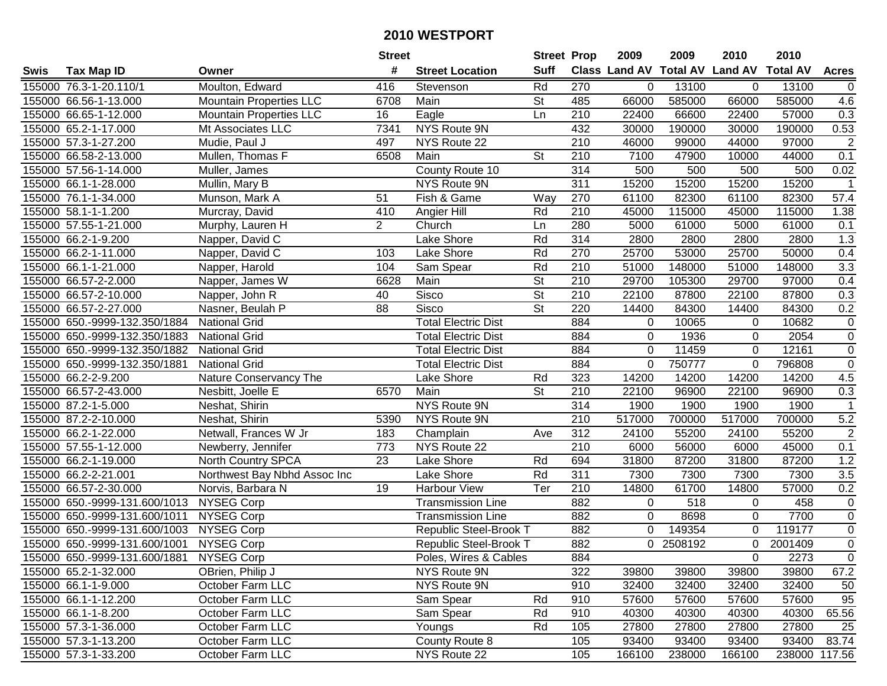# 2010 WESTPORT

| Swis | Tax Map ID | Owner | Street # | Street Location | Street Suff | Prop Class | 2009 Land AV | 2009 Total AV | 2010 Land AV | 2010 Total AV | Acres |
|---|---|---|---|---|---|---|---|---|---|---|---|
| 155000 | 76.3-1-20.110/1 | Moulton, Edward | 416 | Stevenson | Rd | 270 | 0 | 13100 | 0 | 13100 | 0 |
| 155000 | 66.56-1-13.000 | Mountain Properties LLC | 6708 | Main | St | 485 | 66000 | 585000 | 66000 | 585000 | 4.6 |
| 155000 | 66.65-1-12.000 | Mountain Properties LLC | 16 | Eagle | Ln | 210 | 22400 | 66600 | 22400 | 57000 | 0.3 |
| 155000 | 65.2-1-17.000 | Mt Associates LLC | 7341 | NYS Route 9N | | 432 | 30000 | 190000 | 30000 | 190000 | 0.53 |
| 155000 | 57.3-1-27.200 | Mudie, Paul J | 497 | NYS Route 22 | | 210 | 46000 | 99000 | 44000 | 97000 | 2 |
| 155000 | 66.58-2-13.000 | Mullen, Thomas F | 6508 | Main | St | 210 | 7100 | 47900 | 10000 | 44000 | 0.1 |
| 155000 | 57.56-1-14.000 | Muller, James | | County Route 10 | | 314 | 500 | 500 | 500 | 500 | 0.02 |
| 155000 | 66.1-1-28.000 | Mullin, Mary B | | NYS Route 9N | | 311 | 15200 | 15200 | 15200 | 15200 | 1 |
| 155000 | 76.1-1-34.000 | Munson, Mark A | 51 | Fish & Game | Way | 270 | 61100 | 82300 | 61100 | 82300 | 57.4 |
| 155000 | 58.1-1-1.200 | Murcray, David | 410 | Angier Hill | Rd | 210 | 45000 | 115000 | 45000 | 115000 | 1.38 |
| 155000 | 57.55-1-21.000 | Murphy, Lauren H | 2 | Church | Ln | 280 | 5000 | 61000 | 5000 | 61000 | 0.1 |
| 155000 | 66.2-1-9.200 | Napper, David C | | Lake Shore | Rd | 314 | 2800 | 2800 | 2800 | 2800 | 1.3 |
| 155000 | 66.2-1-11.000 | Napper, David C | 103 | Lake Shore | Rd | 270 | 25700 | 53000 | 25700 | 50000 | 0.4 |
| 155000 | 66.1-1-21.000 | Napper, Harold | 104 | Sam Spear | Rd | 210 | 51000 | 148000 | 51000 | 148000 | 3.3 |
| 155000 | 66.57-2-2.000 | Napper, James W | 6628 | Main | St | 210 | 29700 | 105300 | 29700 | 97000 | 0.4 |
| 155000 | 66.57-2-10.000 | Napper, John R | 40 | Sisco | St | 210 | 22100 | 87800 | 22100 | 87800 | 0.3 |
| 155000 | 66.57-2-27.000 | Nasner, Beulah P | 88 | Sisco | St | 220 | 14400 | 84300 | 14400 | 84300 | 0.2 |
| 155000 | 650.-9999-132.350/1884 | National Grid | | Total Electric Dist | | 884 | 0 | 10065 | 0 | 10682 | 0 |
| 155000 | 650.-9999-132.350/1883 | National Grid | | Total Electric Dist | | 884 | 0 | 1936 | 0 | 2054 | 0 |
| 155000 | 650.-9999-132.350/1882 | National Grid | | Total Electric Dist | | 884 | 0 | 11459 | 0 | 12161 | 0 |
| 155000 | 650.-9999-132.350/1881 | National Grid | | Total Electric Dist | | 884 | 0 | 750777 | 0 | 796808 | 0 |
| 155000 | 66.2-2-9.200 | Nature Conservancy The | | Lake Shore | Rd | 323 | 14200 | 14200 | 14200 | 14200 | 4.5 |
| 155000 | 66.57-2-43.000 | Nesbitt, Joelle E | 6570 | Main | St | 210 | 22100 | 96900 | 22100 | 96900 | 0.3 |
| 155000 | 87.2-1-5.000 | Neshat, Shirin | | NYS Route 9N | | 314 | 1900 | 1900 | 1900 | 1900 | 1 |
| 155000 | 87.2-2-10.000 | Neshat, Shirin | 5390 | NYS Route 9N | | 210 | 517000 | 700000 | 517000 | 700000 | 5.2 |
| 155000 | 66.2-1-22.000 | Netwall, Frances W Jr | 183 | Champlain | Ave | 312 | 24100 | 55200 | 24100 | 55200 | 2 |
| 155000 | 57.55-1-12.000 | Newberry, Jennifer | 773 | NYS Route 22 | | 210 | 6000 | 56000 | 6000 | 45000 | 0.1 |
| 155000 | 66.2-1-19.000 | North Country SPCA | 23 | Lake Shore | Rd | 694 | 31800 | 87200 | 31800 | 87200 | 1.2 |
| 155000 | 66.2-2-21.001 | Northwest Bay Nbhd Assoc Inc | | Lake Shore | Rd | 311 | 7300 | 7300 | 7300 | 7300 | 3.5 |
| 155000 | 66.57-2-30.000 | Norvis, Barbara N | 19 | Harbour View | Ter | 210 | 14800 | 61700 | 14800 | 57000 | 0.2 |
| 155000 | 650.-9999-131.600/1013 | NYSEG Corp | | Transmission Line | | 882 | 0 | 518 | 0 | 458 | 0 |
| 155000 | 650.-9999-131.600/1011 | NYSEG Corp | | Transmission Line | | 882 | 0 | 8698 | 0 | 7700 | 0 |
| 155000 | 650.-9999-131.600/1003 | NYSEG Corp | | Republic Steel-Brook T | | 882 | 0 | 149354 | 0 | 119177 | 0 |
| 155000 | 650.-9999-131.600/1001 | NYSEG Corp | | Republic Steel-Brook T | | 882 | 0 | 2508192 | 0 | 2001409 | 0 |
| 155000 | 650.-9999-131.600/1881 | NYSEG Corp | | Poles, Wires & Cables | | 884 | | | 0 | 2273 | 0 |
| 155000 | 65.2-1-32.000 | OBrien, Philip J | | NYS Route 9N | | 322 | 39800 | 39800 | 39800 | 39800 | 67.2 |
| 155000 | 66.1-1-9.000 | October Farm LLC | | NYS Route 9N | | 910 | 32400 | 32400 | 32400 | 32400 | 50 |
| 155000 | 66.1-1-12.200 | October Farm LLC | | Sam Spear | Rd | 910 | 57600 | 57600 | 57600 | 57600 | 95 |
| 155000 | 66.1-1-8.200 | October Farm LLC | | Sam Spear | Rd | 910 | 40300 | 40300 | 40300 | 40300 | 65.56 |
| 155000 | 57.3-1-36.000 | October Farm LLC | | Youngs | Rd | 105 | 27800 | 27800 | 27800 | 27800 | 25 |
| 155000 | 57.3-1-13.200 | October Farm LLC | | County Route 8 | | 105 | 93400 | 93400 | 93400 | 93400 | 83.74 |
| 155000 | 57.3-1-33.200 | October Farm LLC | | NYS Route 22 | | 105 | 166100 | 238000 | 166100 | 238000 | 117.56 |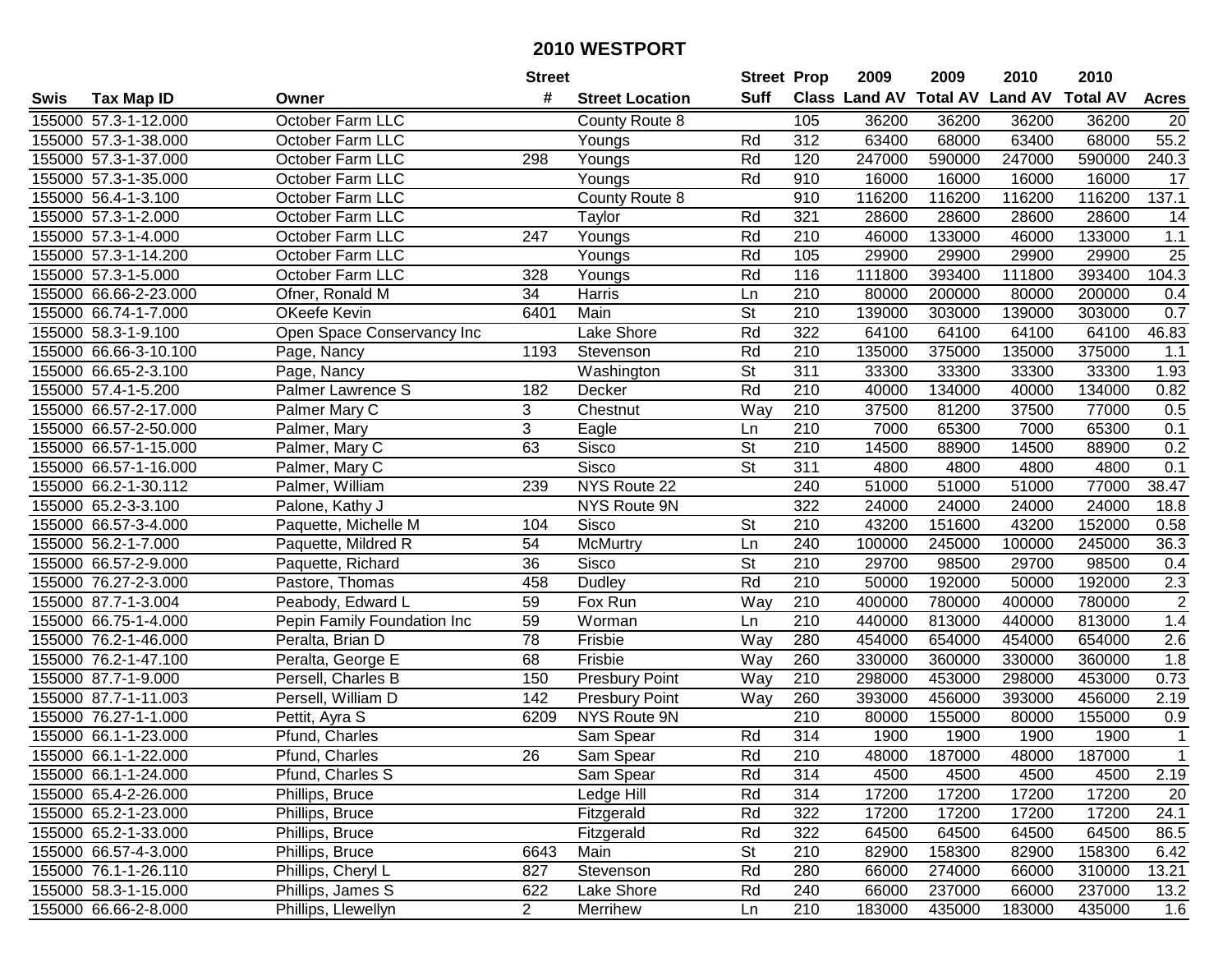# 2010 WESTPORT

| Swis | Tax Map ID | Owner | Street # | Street Location | Street Suff | Prop Class | 2009 Land AV | 2009 Total AV | 2010 Land AV | 2010 Total AV | Acres |
|---|---|---|---|---|---|---|---|---|---|---|---|
| 155000 | 57.3-1-12.000 | October Farm LLC | | County Route 8 | | 105 | 36200 | 36200 | 36200 | 36200 | 20 |
| 155000 | 57.3-1-38.000 | October Farm LLC | | Youngs | Rd | 312 | 63400 | 68000 | 63400 | 68000 | 55.2 |
| 155000 | 57.3-1-37.000 | October Farm LLC | 298 | Youngs | Rd | 120 | 247000 | 590000 | 247000 | 590000 | 240.3 |
| 155000 | 57.3-1-35.000 | October Farm LLC | | Youngs | Rd | 910 | 16000 | 16000 | 16000 | 16000 | 17 |
| 155000 | 56.4-1-3.100 | October Farm LLC | | County Route 8 | | 910 | 116200 | 116200 | 116200 | 116200 | 137.1 |
| 155000 | 57.3-1-2.000 | October Farm LLC | | Taylor | Rd | 321 | 28600 | 28600 | 28600 | 28600 | 14 |
| 155000 | 57.3-1-4.000 | October Farm LLC | 247 | Youngs | Rd | 210 | 46000 | 133000 | 46000 | 133000 | 1.1 |
| 155000 | 57.3-1-14.200 | October Farm LLC | | Youngs | Rd | 105 | 29900 | 29900 | 29900 | 29900 | 25 |
| 155000 | 57.3-1-5.000 | October Farm LLC | 328 | Youngs | Rd | 116 | 111800 | 393400 | 111800 | 393400 | 104.3 |
| 155000 | 66.66-2-23.000 | Ofner, Ronald M | 34 | Harris | Ln | 210 | 80000 | 200000 | 80000 | 200000 | 0.4 |
| 155000 | 66.74-1-7.000 | OKeefe Kevin | 6401 | Main | St | 210 | 139000 | 303000 | 139000 | 303000 | 0.7 |
| 155000 | 58.3-1-9.100 | Open Space Conservancy Inc | | Lake Shore | Rd | 322 | 64100 | 64100 | 64100 | 64100 | 46.83 |
| 155000 | 66.66-3-10.100 | Page, Nancy | 1193 | Stevenson | Rd | 210 | 135000 | 375000 | 135000 | 375000 | 1.1 |
| 155000 | 66.65-2-3.100 | Page, Nancy | | Washington | St | 311 | 33300 | 33300 | 33300 | 33300 | 1.93 |
| 155000 | 57.4-1-5.200 | Palmer Lawrence S | 182 | Decker | Rd | 210 | 40000 | 134000 | 40000 | 134000 | 0.82 |
| 155000 | 66.57-2-17.000 | Palmer Mary C | 3 | Chestnut | Way | 210 | 37500 | 81200 | 37500 | 77000 | 0.5 |
| 155000 | 66.57-2-50.000 | Palmer, Mary | 3 | Eagle | Ln | 210 | 7000 | 65300 | 7000 | 65300 | 0.1 |
| 155000 | 66.57-1-15.000 | Palmer, Mary C | 63 | Sisco | St | 210 | 14500 | 88900 | 14500 | 88900 | 0.2 |
| 155000 | 66.57-1-16.000 | Palmer, Mary C | | Sisco | St | 311 | 4800 | 4800 | 4800 | 4800 | 0.1 |
| 155000 | 66.2-1-30.112 | Palmer, William | 239 | NYS Route 22 | | 240 | 51000 | 51000 | 51000 | 77000 | 38.47 |
| 155000 | 65.2-3-3.100 | Palone, Kathy J | | NYS Route 9N | | 322 | 24000 | 24000 | 24000 | 24000 | 18.8 |
| 155000 | 66.57-3-4.000 | Paquette, Michelle M | 104 | Sisco | St | 210 | 43200 | 151600 | 43200 | 152000 | 0.58 |
| 155000 | 56.2-1-7.000 | Paquette, Mildred R | 54 | McMurtry | Ln | 240 | 100000 | 245000 | 100000 | 245000 | 36.3 |
| 155000 | 66.57-2-9.000 | Paquette, Richard | 36 | Sisco | St | 210 | 29700 | 98500 | 29700 | 98500 | 0.4 |
| 155000 | 76.27-2-3.000 | Pastore, Thomas | 458 | Dudley | Rd | 210 | 50000 | 192000 | 50000 | 192000 | 2.3 |
| 155000 | 87.7-1-3.004 | Peabody, Edward L | 59 | Fox Run | Way | 210 | 400000 | 780000 | 400000 | 780000 | 2 |
| 155000 | 66.75-1-4.000 | Pepin Family Foundation Inc | 59 | Worman | Ln | 210 | 440000 | 813000 | 440000 | 813000 | 1.4 |
| 155000 | 76.2-1-46.000 | Peralta, Brian D | 78 | Frisbie | Way | 280 | 454000 | 654000 | 454000 | 654000 | 2.6 |
| 155000 | 76.2-1-47.100 | Peralta, George E | 68 | Frisbie | Way | 260 | 330000 | 360000 | 330000 | 360000 | 1.8 |
| 155000 | 87.7-1-9.000 | Persell, Charles B | 150 | Presbury Point | Way | 210 | 298000 | 453000 | 298000 | 453000 | 0.73 |
| 155000 | 87.7-1-11.003 | Persell, William D | 142 | Presbury Point | Way | 260 | 393000 | 456000 | 393000 | 456000 | 2.19 |
| 155000 | 76.27-1-1.000 | Pettit, Ayra S | 6209 | NYS Route 9N | | 210 | 80000 | 155000 | 80000 | 155000 | 0.9 |
| 155000 | 66.1-1-23.000 | Pfund, Charles | | Sam Spear | Rd | 314 | 1900 | 1900 | 1900 | 1900 | 1 |
| 155000 | 66.1-1-22.000 | Pfund, Charles | 26 | Sam Spear | Rd | 210 | 48000 | 187000 | 48000 | 187000 | 1 |
| 155000 | 66.1-1-24.000 | Pfund, Charles S | | Sam Spear | Rd | 314 | 4500 | 4500 | 4500 | 4500 | 2.19 |
| 155000 | 65.4-2-26.000 | Phillips, Bruce | | Ledge Hill | Rd | 314 | 17200 | 17200 | 17200 | 17200 | 20 |
| 155000 | 65.2-1-23.000 | Phillips, Bruce | | Fitzgerald | Rd | 322 | 17200 | 17200 | 17200 | 17200 | 24.1 |
| 155000 | 65.2-1-33.000 | Phillips, Bruce | | Fitzgerald | Rd | 322 | 64500 | 64500 | 64500 | 64500 | 86.5 |
| 155000 | 66.57-4-3.000 | Phillips, Bruce | 6643 | Main | St | 210 | 82900 | 158300 | 82900 | 158300 | 6.42 |
| 155000 | 76.1-1-26.110 | Phillips, Cheryl L | 827 | Stevenson | Rd | 280 | 66000 | 274000 | 66000 | 310000 | 13.21 |
| 155000 | 58.3-1-15.000 | Phillips, James S | 622 | Lake Shore | Rd | 240 | 66000 | 237000 | 66000 | 237000 | 13.2 |
| 155000 | 66.66-2-8.000 | Phillips, Llewellyn | 2 | Merrihew | Ln | 210 | 183000 | 435000 | 183000 | 435000 | 1.6 |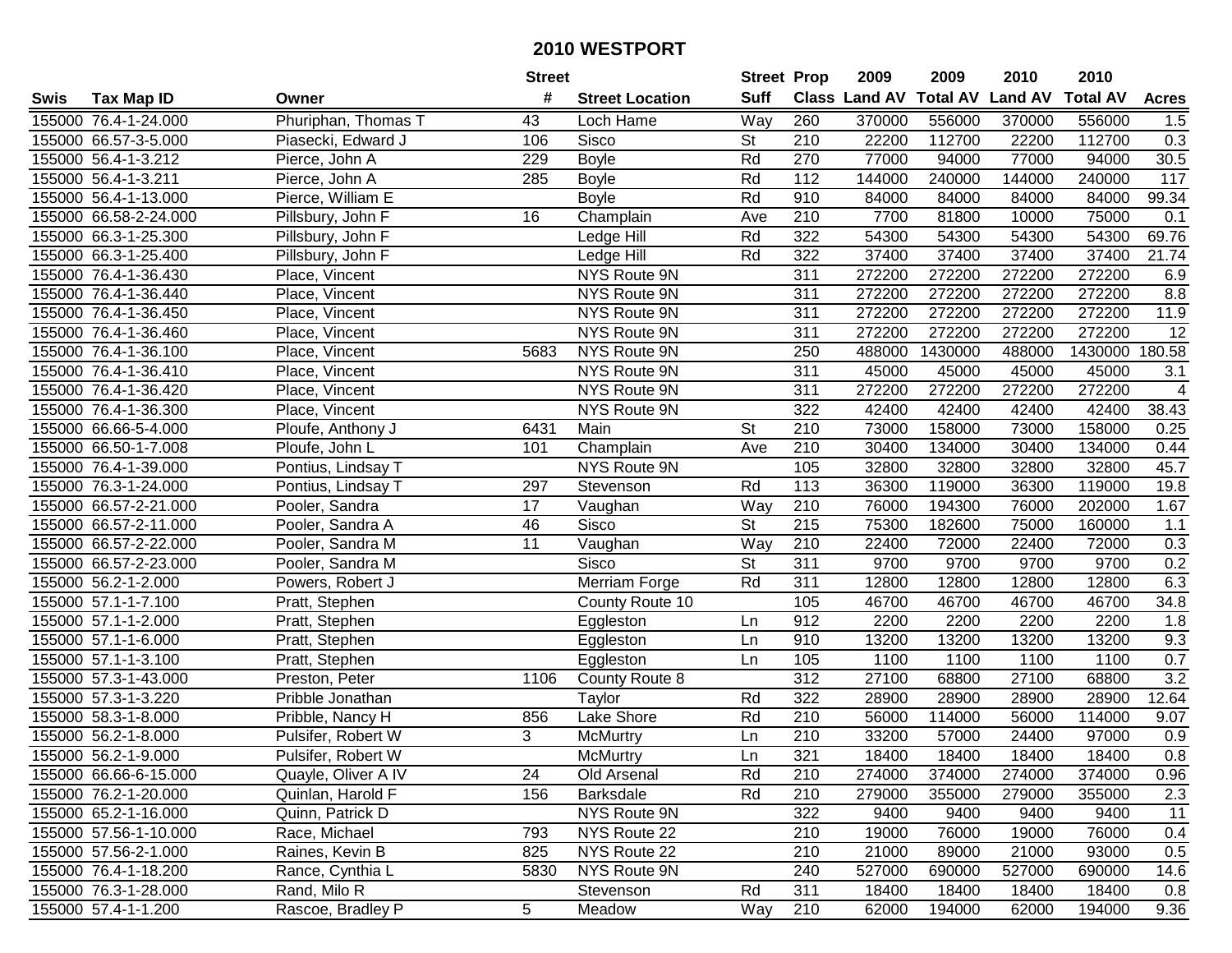# 2010 WESTPORT

| Swis | Tax Map ID | Owner | Street # | Street Location | Street Suff | Prop Class | 2009 Land AV | 2009 Total AV | 2010 Land AV | 2010 Total AV | Acres |
|---|---|---|---|---|---|---|---|---|---|---|---|
| 155000 | 76.4-1-24.000 | Phuriphan, Thomas T | 43 | Loch Hame | Way | 260 | 370000 | 556000 | 370000 | 556000 | 1.5 |
| 155000 | 66.57-3-5.000 | Piasecki, Edward J | 106 | Sisco | St | 210 | 22200 | 112700 | 22200 | 112700 | 0.3 |
| 155000 | 56.4-1-3.212 | Pierce, John A | 229 | Boyle | Rd | 270 | 77000 | 94000 | 77000 | 94000 | 30.5 |
| 155000 | 56.4-1-3.211 | Pierce, John A | 285 | Boyle | Rd | 112 | 144000 | 240000 | 144000 | 240000 | 117 |
| 155000 | 56.4-1-13.000 | Pierce, William E | | Boyle | Rd | 910 | 84000 | 84000 | 84000 | 84000 | 99.34 |
| 155000 | 66.58-2-24.000 | Pillsbury, John F | 16 | Champlain | Ave | 210 | 7700 | 81800 | 10000 | 75000 | 0.1 |
| 155000 | 66.3-1-25.300 | Pillsbury, John F | | Ledge Hill | Rd | 322 | 54300 | 54300 | 54300 | 54300 | 69.76 |
| 155000 | 66.3-1-25.400 | Pillsbury, John F | | Ledge Hill | Rd | 322 | 37400 | 37400 | 37400 | 37400 | 21.74 |
| 155000 | 76.4-1-36.430 | Place, Vincent | | NYS Route 9N | | 311 | 272200 | 272200 | 272200 | 272200 | 6.9 |
| 155000 | 76.4-1-36.440 | Place, Vincent | | NYS Route 9N | | 311 | 272200 | 272200 | 272200 | 272200 | 8.8 |
| 155000 | 76.4-1-36.450 | Place, Vincent | | NYS Route 9N | | 311 | 272200 | 272200 | 272200 | 272200 | 11.9 |
| 155000 | 76.4-1-36.460 | Place, Vincent | | NYS Route 9N | | 311 | 272200 | 272200 | 272200 | 272200 | 12 |
| 155000 | 76.4-1-36.100 | Place, Vincent | 5683 | NYS Route 9N | | 250 | 488000 | 1430000 | 488000 | 1430000 | 180.58 |
| 155000 | 76.4-1-36.410 | Place, Vincent | | NYS Route 9N | | 311 | 45000 | 45000 | 45000 | 45000 | 3.1 |
| 155000 | 76.4-1-36.420 | Place, Vincent | | NYS Route 9N | | 311 | 272200 | 272200 | 272200 | 272200 | 4 |
| 155000 | 76.4-1-36.300 | Place, Vincent | | NYS Route 9N | | 322 | 42400 | 42400 | 42400 | 42400 | 38.43 |
| 155000 | 66.66-5-4.000 | Ploufe, Anthony J | 6431 | Main | St | 210 | 73000 | 158000 | 73000 | 158000 | 0.25 |
| 155000 | 66.50-1-7.008 | Ploufe, John L | 101 | Champlain | Ave | 210 | 30400 | 134000 | 30400 | 134000 | 0.44 |
| 155000 | 76.4-1-39.000 | Pontius, Lindsay T | | NYS Route 9N | | 105 | 32800 | 32800 | 32800 | 32800 | 45.7 |
| 155000 | 76.3-1-24.000 | Pontius, Lindsay T | 297 | Stevenson | Rd | 113 | 36300 | 119000 | 36300 | 119000 | 19.8 |
| 155000 | 66.57-2-21.000 | Pooler, Sandra | 17 | Vaughan | Way | 210 | 76000 | 194300 | 76000 | 202000 | 1.67 |
| 155000 | 66.57-2-11.000 | Pooler, Sandra A | 46 | Sisco | St | 215 | 75300 | 182600 | 75000 | 160000 | 1.1 |
| 155000 | 66.57-2-22.000 | Pooler, Sandra M | 11 | Vaughan | Way | 210 | 22400 | 72000 | 22400 | 72000 | 0.3 |
| 155000 | 66.57-2-23.000 | Pooler, Sandra M | | Sisco | St | 311 | 9700 | 9700 | 9700 | 9700 | 0.2 |
| 155000 | 56.2-1-2.000 | Powers, Robert J | | Merriam Forge | Rd | 311 | 12800 | 12800 | 12800 | 12800 | 6.3 |
| 155000 | 57.1-1-7.100 | Pratt, Stephen | | County Route 10 | | 105 | 46700 | 46700 | 46700 | 46700 | 34.8 |
| 155000 | 57.1-1-2.000 | Pratt, Stephen | | Eggleston | Ln | 912 | 2200 | 2200 | 2200 | 2200 | 1.8 |
| 155000 | 57.1-1-6.000 | Pratt, Stephen | | Eggleston | Ln | 910 | 13200 | 13200 | 13200 | 13200 | 9.3 |
| 155000 | 57.1-1-3.100 | Pratt, Stephen | | Eggleston | Ln | 105 | 1100 | 1100 | 1100 | 1100 | 0.7 |
| 155000 | 57.3-1-43.000 | Preston, Peter | 1106 | County Route 8 | | 312 | 27100 | 68800 | 27100 | 68800 | 3.2 |
| 155000 | 57.3-1-3.220 | Pribble Jonathan | | Taylor | Rd | 322 | 28900 | 28900 | 28900 | 28900 | 12.64 |
| 155000 | 58.3-1-8.000 | Pribble, Nancy H | 856 | Lake Shore | Rd | 210 | 56000 | 114000 | 56000 | 114000 | 9.07 |
| 155000 | 56.2-1-8.000 | Pulsifer, Robert W | 3 | McMurtry | Ln | 210 | 33200 | 57000 | 24400 | 97000 | 0.9 |
| 155000 | 56.2-1-9.000 | Pulsifer, Robert W | | McMurtry | Ln | 321 | 18400 | 18400 | 18400 | 18400 | 0.8 |
| 155000 | 66.66-6-15.000 | Quayle, Oliver A IV | 24 | Old Arsenal | Rd | 210 | 274000 | 374000 | 274000 | 374000 | 0.96 |
| 155000 | 76.2-1-20.000 | Quinlan, Harold F | 156 | Barksdale | Rd | 210 | 279000 | 355000 | 279000 | 355000 | 2.3 |
| 155000 | 65.2-1-16.000 | Quinn, Patrick D | | NYS Route 9N | | 322 | 9400 | 9400 | 9400 | 9400 | 11 |
| 155000 | 57.56-1-10.000 | Race, Michael | 793 | NYS Route 22 | | 210 | 19000 | 76000 | 19000 | 76000 | 0.4 |
| 155000 | 57.56-2-1.000 | Raines, Kevin B | 825 | NYS Route 22 | | 210 | 21000 | 89000 | 21000 | 93000 | 0.5 |
| 155000 | 76.4-1-18.200 | Rance, Cynthia L | 5830 | NYS Route 9N | | 240 | 527000 | 690000 | 527000 | 690000 | 14.6 |
| 155000 | 76.3-1-28.000 | Rand, Milo R | | Stevenson | Rd | 311 | 18400 | 18400 | 18400 | 18400 | 0.8 |
| 155000 | 57.4-1-1.200 | Rascoe, Bradley P | 5 | Meadow | Way | 210 | 62000 | 194000 | 62000 | 194000 | 9.36 |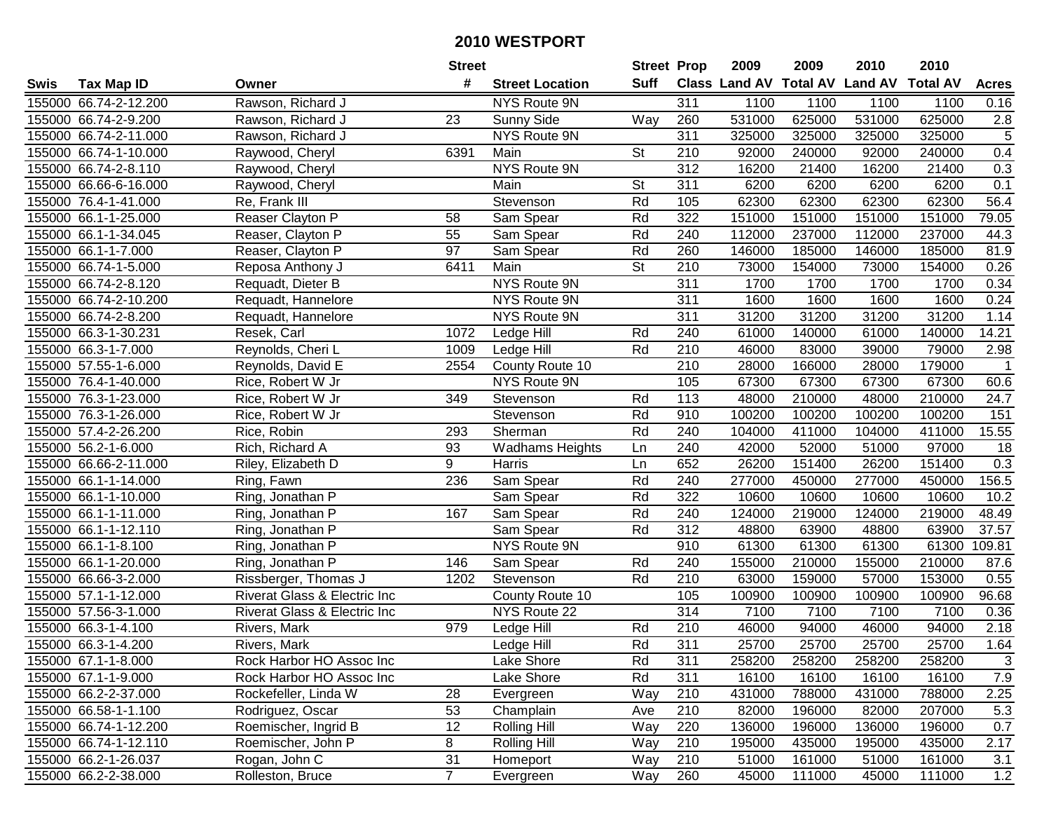# 2010 WESTPORT

| Swis | Tax Map ID | Owner | Street # | Street Location | Street Suff | Prop Class | 2009 Land AV | 2009 Total AV | 2010 Land AV | 2010 Total AV | Acres |
|---|---|---|---|---|---|---|---|---|---|---|---|
| 155000 | 66.74-2-12.200 | Rawson, Richard J | | NYS Route 9N | | 311 | 1100 | 1100 | 1100 | 1100 | 0.16 |
| 155000 | 66.74-2-9.200 | Rawson, Richard J | 23 | Sunny Side | Way | 260 | 531000 | 625000 | 531000 | 625000 | 2.8 |
| 155000 | 66.74-2-11.000 | Rawson, Richard J | | NYS Route 9N | | 311 | 325000 | 325000 | 325000 | 325000 | 5 |
| 155000 | 66.74-1-10.000 | Raywood, Cheryl | 6391 | Main | St | 210 | 92000 | 240000 | 92000 | 240000 | 0.4 |
| 155000 | 66.74-2-8.110 | Raywood, Cheryl | | NYS Route 9N | | 312 | 16200 | 21400 | 16200 | 21400 | 0.3 |
| 155000 | 66.66-6-16.000 | Raywood, Cheryl | | Main | St | 311 | 6200 | 6200 | 6200 | 6200 | 0.1 |
| 155000 | 76.4-1-41.000 | Re, Frank III | | Stevenson | Rd | 105 | 62300 | 62300 | 62300 | 62300 | 56.4 |
| 155000 | 66.1-1-25.000 | Reaser Clayton P | 58 | Sam Spear | Rd | 322 | 151000 | 151000 | 151000 | 151000 | 79.05 |
| 155000 | 66.1-1-34.045 | Reaser, Clayton P | 55 | Sam Spear | Rd | 240 | 112000 | 237000 | 112000 | 237000 | 44.3 |
| 155000 | 66.1-1-7.000 | Reaser, Clayton P | 97 | Sam Spear | Rd | 260 | 146000 | 185000 | 146000 | 185000 | 81.9 |
| 155000 | 66.74-1-5.000 | Reposa Anthony J | 6411 | Main | St | 210 | 73000 | 154000 | 73000 | 154000 | 0.26 |
| 155000 | 66.74-2-8.120 | Requadt, Dieter B | | NYS Route 9N | | 311 | 1700 | 1700 | 1700 | 1700 | 0.34 |
| 155000 | 66.74-2-10.200 | Requadt, Hannelore | | NYS Route 9N | | 311 | 1600 | 1600 | 1600 | 1600 | 0.24 |
| 155000 | 66.74-2-8.200 | Requadt, Hannelore | | NYS Route 9N | | 311 | 31200 | 31200 | 31200 | 31200 | 1.14 |
| 155000 | 66.3-1-30.231 | Resek, Carl | 1072 | Ledge Hill | Rd | 240 | 61000 | 140000 | 61000 | 140000 | 14.21 |
| 155000 | 66.3-1-7.000 | Reynolds, Cheri L | 1009 | Ledge Hill | Rd | 210 | 46000 | 83000 | 39000 | 79000 | 2.98 |
| 155000 | 57.55-1-6.000 | Reynolds, David E | 2554 | County Route 10 | | 210 | 28000 | 166000 | 28000 | 179000 | 1 |
| 155000 | 76.4-1-40.000 | Rice, Robert W Jr | | NYS Route 9N | | 105 | 67300 | 67300 | 67300 | 67300 | 60.6 |
| 155000 | 76.3-1-23.000 | Rice, Robert W Jr | 349 | Stevenson | Rd | 113 | 48000 | 210000 | 48000 | 210000 | 24.7 |
| 155000 | 76.3-1-26.000 | Rice, Robert W Jr | | Stevenson | Rd | 910 | 100200 | 100200 | 100200 | 100200 | 151 |
| 155000 | 57.4-2-26.200 | Rice, Robin | 293 | Sherman | Rd | 240 | 104000 | 411000 | 104000 | 411000 | 15.55 |
| 155000 | 56.2-1-6.000 | Rich, Richard A | 93 | Wadhams Heights | Ln | 240 | 42000 | 52000 | 51000 | 97000 | 18 |
| 155000 | 66.66-2-11.000 | Riley, Elizabeth D | 9 | Harris | Ln | 652 | 26200 | 151400 | 26200 | 151400 | 0.3 |
| 155000 | 66.1-1-14.000 | Ring, Fawn | 236 | Sam Spear | Rd | 240 | 277000 | 450000 | 277000 | 450000 | 156.5 |
| 155000 | 66.1-1-10.000 | Ring, Jonathan P | | Sam Spear | Rd | 322 | 10600 | 10600 | 10600 | 10600 | 10.2 |
| 155000 | 66.1-1-11.000 | Ring, Jonathan P | 167 | Sam Spear | Rd | 240 | 124000 | 219000 | 124000 | 219000 | 48.49 |
| 155000 | 66.1-1-12.110 | Ring, Jonathan P | | Sam Spear | Rd | 312 | 48800 | 63900 | 48800 | 63900 | 37.57 |
| 155000 | 66.1-1-8.100 | Ring, Jonathan P | | NYS Route 9N | | 910 | 61300 | 61300 | 61300 | 61300 | 109.81 |
| 155000 | 66.1-1-20.000 | Ring, Jonathan P | 146 | Sam Spear | Rd | 240 | 155000 | 210000 | 155000 | 210000 | 87.6 |
| 155000 | 66.66-3-2.000 | Rissberger, Thomas J | 1202 | Stevenson | Rd | 210 | 63000 | 159000 | 57000 | 153000 | 0.55 |
| 155000 | 57.1-1-12.000 | Riverat Glass & Electric Inc | | County Route 10 | | 105 | 100900 | 100900 | 100900 | 100900 | 96.68 |
| 155000 | 57.56-3-1.000 | Riverat Glass & Electric Inc | | NYS Route 22 | | 314 | 7100 | 7100 | 7100 | 7100 | 0.36 |
| 155000 | 66.3-1-4.100 | Rivers, Mark | 979 | Ledge Hill | Rd | 210 | 46000 | 94000 | 46000 | 94000 | 2.18 |
| 155000 | 66.3-1-4.200 | Rivers, Mark | | Ledge Hill | Rd | 311 | 25700 | 25700 | 25700 | 25700 | 1.64 |
| 155000 | 67.1-1-8.000 | Rock Harbor HO Assoc Inc | | Lake Shore | Rd | 311 | 258200 | 258200 | 258200 | 258200 | 3 |
| 155000 | 67.1-1-9.000 | Rock Harbor HO Assoc Inc | | Lake Shore | Rd | 311 | 16100 | 16100 | 16100 | 16100 | 7.9 |
| 155000 | 66.2-2-37.000 | Rockefeller, Linda W | 28 | Evergreen | Way | 210 | 431000 | 788000 | 431000 | 788000 | 2.25 |
| 155000 | 66.58-1-1.100 | Rodriguez, Oscar | 53 | Champlain | Ave | 210 | 82000 | 196000 | 82000 | 207000 | 5.3 |
| 155000 | 66.74-1-12.200 | Roemischer, Ingrid B | 12 | Rolling Hill | Way | 220 | 136000 | 196000 | 136000 | 196000 | 0.7 |
| 155000 | 66.74-1-12.110 | Roemischer, John P | 8 | Rolling Hill | Way | 210 | 195000 | 435000 | 195000 | 435000 | 2.17 |
| 155000 | 66.2-1-26.037 | Rogan, John C | 31 | Homeport | Way | 210 | 51000 | 161000 | 51000 | 161000 | 3.1 |
| 155000 | 66.2-2-38.000 | Rolleston, Bruce | 7 | Evergreen | Way | 260 | 45000 | 111000 | 45000 | 111000 | 1.2 |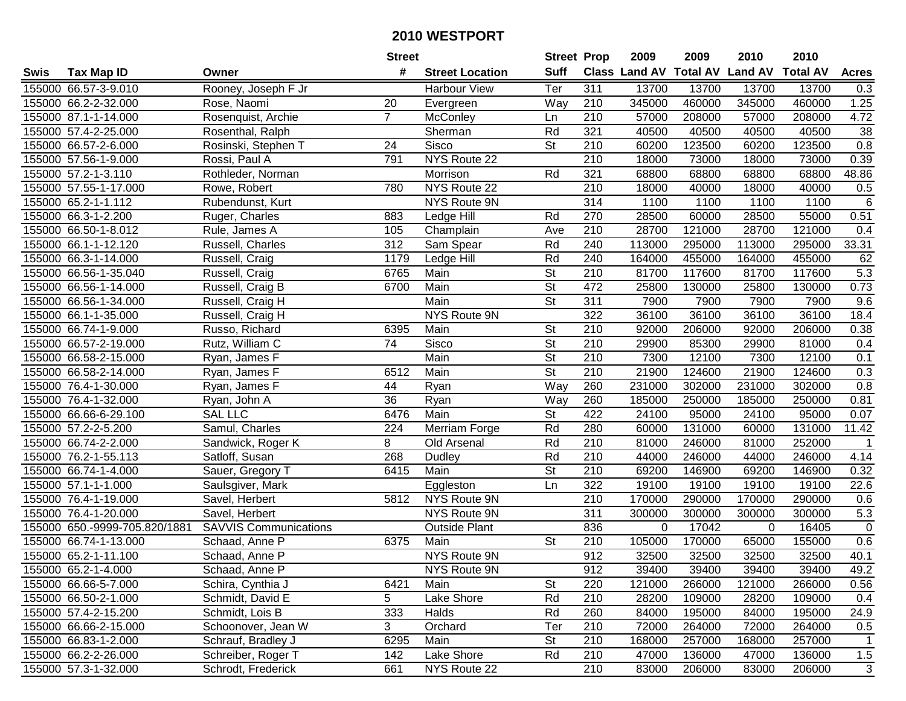# 2010 WESTPORT

| Swis | Tax Map ID | Owner | Street # | Street Location | Street Suff | Prop Class | 2009 Land AV | 2009 Total AV | 2010 Land AV | 2010 Total AV | Acres |
|---|---|---|---|---|---|---|---|---|---|---|---|
| 155000 | 66.57-3-9.010 | Rooney, Joseph F Jr | | Harbour View | Ter | 311 | 13700 | 13700 | 13700 | 13700 | 0.3 |
| 155000 | 66.2-2-32.000 | Rose, Naomi | 20 | Evergreen | Way | 210 | 345000 | 460000 | 345000 | 460000 | 1.25 |
| 155000 | 87.1-1-14.000 | Rosenquist, Archie | 7 | McConley | Ln | 210 | 57000 | 208000 | 57000 | 208000 | 4.72 |
| 155000 | 57.4-2-25.000 | Rosenthal, Ralph | | Sherman | Rd | 321 | 40500 | 40500 | 40500 | 40500 | 38 |
| 155000 | 66.57-2-6.000 | Rosinski, Stephen T | 24 | Sisco | St | 210 | 60200 | 123500 | 60200 | 123500 | 0.8 |
| 155000 | 57.56-1-9.000 | Rossi, Paul A | 791 | NYS Route 22 | | 210 | 18000 | 73000 | 18000 | 73000 | 0.39 |
| 155000 | 57.2-1-3.110 | Rothleder, Norman | | Morrison | Rd | 321 | 68800 | 68800 | 68800 | 68800 | 48.86 |
| 155000 | 57.55-1-17.000 | Rowe, Robert | 780 | NYS Route 22 | | 210 | 18000 | 40000 | 18000 | 40000 | 0.5 |
| 155000 | 65.2-1-1.112 | Rubendunst, Kurt | | NYS Route 9N | | 314 | 1100 | 1100 | 1100 | 1100 | 6 |
| 155000 | 66.3-1-2.200 | Ruger, Charles | 883 | Ledge Hill | Rd | 270 | 28500 | 60000 | 28500 | 55000 | 0.51 |
| 155000 | 66.50-1-8.012 | Rule, James A | 105 | Champlain | Ave | 210 | 28700 | 121000 | 28700 | 121000 | 0.4 |
| 155000 | 66.1-1-12.120 | Russell, Charles | 312 | Sam Spear | Rd | 240 | 113000 | 295000 | 113000 | 295000 | 33.31 |
| 155000 | 66.3-1-14.000 | Russell, Craig | 1179 | Ledge Hill | Rd | 240 | 164000 | 455000 | 164000 | 455000 | 62 |
| 155000 | 66.56-1-35.040 | Russell, Craig | 6765 | Main | St | 210 | 81700 | 117600 | 81700 | 117600 | 5.3 |
| 155000 | 66.56-1-14.000 | Russell, Craig B | 6700 | Main | St | 472 | 25800 | 130000 | 25800 | 130000 | 0.73 |
| 155000 | 66.56-1-34.000 | Russell, Craig H | | Main | St | 311 | 7900 | 7900 | 7900 | 7900 | 9.6 |
| 155000 | 66.1-1-35.000 | Russell, Craig H | | NYS Route 9N | | 322 | 36100 | 36100 | 36100 | 36100 | 18.4 |
| 155000 | 66.74-1-9.000 | Russo, Richard | 6395 | Main | St | 210 | 92000 | 206000 | 92000 | 206000 | 0.38 |
| 155000 | 66.57-2-19.000 | Rutz, William C | 74 | Sisco | St | 210 | 29900 | 85300 | 29900 | 81000 | 0.4 |
| 155000 | 66.58-2-15.000 | Ryan, James F | | Main | St | 210 | 7300 | 12100 | 7300 | 12100 | 0.1 |
| 155000 | 66.58-2-14.000 | Ryan, James F | 6512 | Main | St | 210 | 21900 | 124600 | 21900 | 124600 | 0.3 |
| 155000 | 76.4-1-30.000 | Ryan, James F | 44 | Ryan | Way | 260 | 231000 | 302000 | 231000 | 302000 | 0.8 |
| 155000 | 76.4-1-32.000 | Ryan, John A | 36 | Ryan | Way | 260 | 185000 | 250000 | 185000 | 250000 | 0.81 |
| 155000 | 66.66-6-29.100 | SAL LLC | 6476 | Main | St | 422 | 24100 | 95000 | 24100 | 95000 | 0.07 |
| 155000 | 57.2-2-5.200 | Samul, Charles | 224 | Merriam Forge | Rd | 280 | 60000 | 131000 | 60000 | 131000 | 11.42 |
| 155000 | 66.74-2-2.000 | Sandwick, Roger K | 8 | Old Arsenal | Rd | 210 | 81000 | 246000 | 81000 | 252000 | 1 |
| 155000 | 76.2-1-55.113 | Satloff, Susan | 268 | Dudley | Rd | 210 | 44000 | 246000 | 44000 | 246000 | 4.14 |
| 155000 | 66.74-1-4.000 | Sauer, Gregory T | 6415 | Main | St | 210 | 69200 | 146900 | 69200 | 146900 | 0.32 |
| 155000 | 57.1-1-1.000 | Saulsgiver, Mark | | Eggleston | Ln | 322 | 19100 | 19100 | 19100 | 19100 | 22.6 |
| 155000 | 76.4-1-19.000 | Savel, Herbert | 5812 | NYS Route 9N | | 210 | 170000 | 290000 | 170000 | 290000 | 0.6 |
| 155000 | 76.4-1-20.000 | Savel, Herbert | | NYS Route 9N | | 311 | 300000 | 300000 | 300000 | 300000 | 5.3 |
| 155000 | 650.-9999-705.820/1881 | SAVVIS Communications | | Outside Plant | | 836 | 0 | 17042 | 0 | 16405 | 0 |
| 155000 | 66.74-1-13.000 | Schaad, Anne P | 6375 | Main | St | 210 | 105000 | 170000 | 65000 | 155000 | 0.6 |
| 155000 | 65.2-1-11.100 | Schaad, Anne P | | NYS Route 9N | | 912 | 32500 | 32500 | 32500 | 32500 | 40.1 |
| 155000 | 65.2-1-4.000 | Schaad, Anne P | | NYS Route 9N | | 912 | 39400 | 39400 | 39400 | 39400 | 49.2 |
| 155000 | 66.66-5-7.000 | Schira, Cynthia J | 6421 | Main | St | 220 | 121000 | 266000 | 121000 | 266000 | 0.56 |
| 155000 | 66.50-2-1.000 | Schmidt, David E | 5 | Lake Shore | Rd | 210 | 28200 | 109000 | 28200 | 109000 | 0.4 |
| 155000 | 57.4-2-15.200 | Schmidt, Lois B | 333 | Halds | Rd | 260 | 84000 | 195000 | 84000 | 195000 | 24.9 |
| 155000 | 66.66-2-15.000 | Schoonover, Jean W | 3 | Orchard | Ter | 210 | 72000 | 264000 | 72000 | 264000 | 0.5 |
| 155000 | 66.83-1-2.000 | Schrauf, Bradley J | 6295 | Main | St | 210 | 168000 | 257000 | 168000 | 257000 | 1 |
| 155000 | 66.2-2-26.000 | Schreiber, Roger T | 142 | Lake Shore | Rd | 210 | 47000 | 136000 | 47000 | 136000 | 1.5 |
| 155000 | 57.3-1-32.000 | Schrodt, Frederick | 661 | NYS Route 22 | | 210 | 83000 | 206000 | 83000 | 206000 | 3 |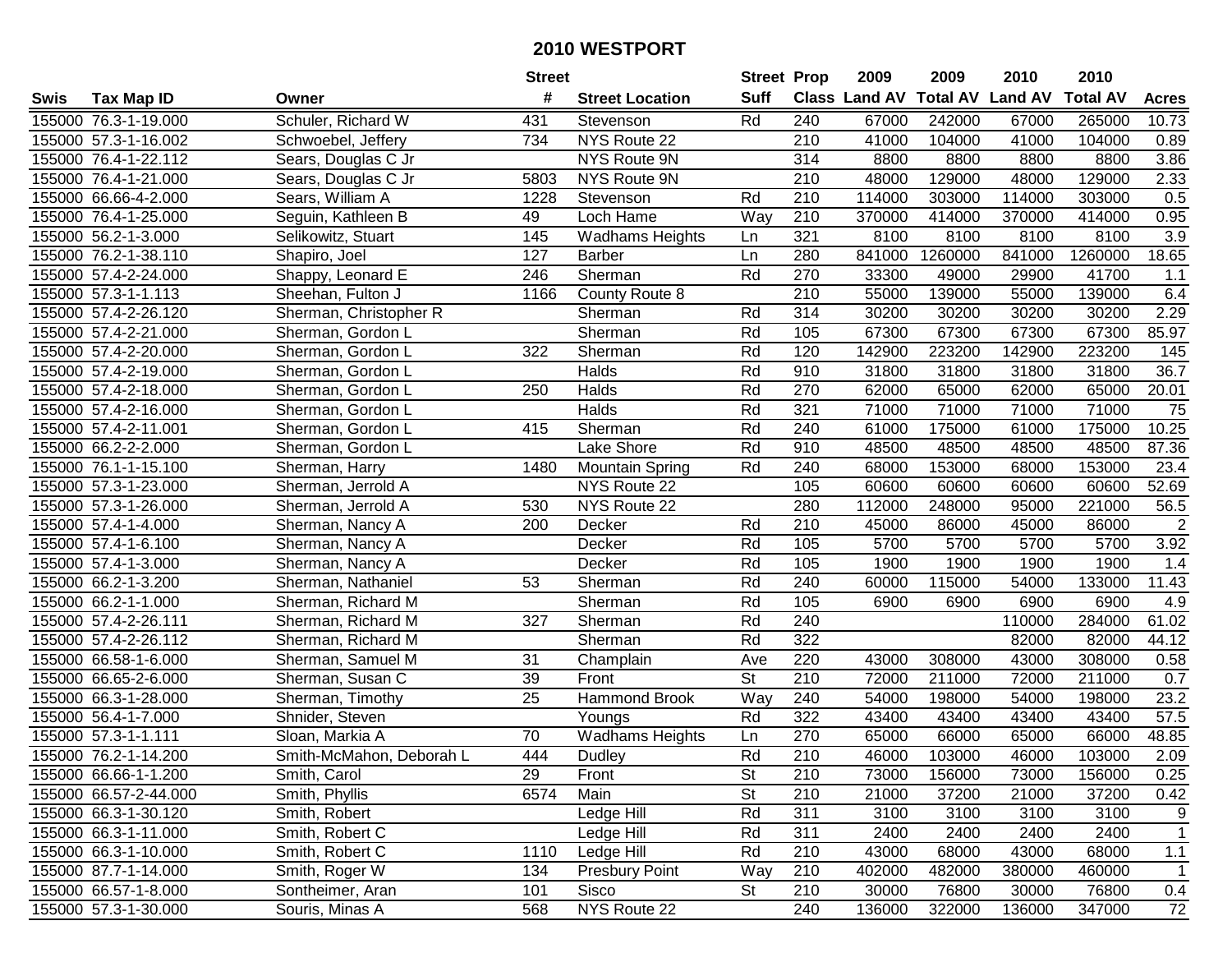# 2010 WESTPORT

| Swis | Tax Map ID | Owner | Street # | Street Location | Street Suff | Prop Class | 2009 Land AV | 2009 Total AV | 2010 Land AV | 2010 Total AV | Acres |
|---|---|---|---|---|---|---|---|---|---|---|---|
| 155000 | 76.3-1-19.000 | Schuler, Richard W | 431 | Stevenson | Rd | 240 | 67000 | 242000 | 67000 | 265000 | 10.73 |
| 155000 | 57.3-1-16.002 | Schwoebel, Jeffery | 734 | NYS Route 22 | | 210 | 41000 | 104000 | 41000 | 104000 | 0.89 |
| 155000 | 76.4-1-22.112 | Sears, Douglas C Jr | | NYS Route 9N | | 314 | 8800 | 8800 | 8800 | 8800 | 3.86 |
| 155000 | 76.4-1-21.000 | Sears, Douglas C Jr | 5803 | NYS Route 9N | | 210 | 48000 | 129000 | 48000 | 129000 | 2.33 |
| 155000 | 66.66-4-2.000 | Sears, William A | 1228 | Stevenson | Rd | 210 | 114000 | 303000 | 114000 | 303000 | 0.5 |
| 155000 | 76.4-1-25.000 | Seguin, Kathleen B | 49 | Loch Hame | Way | 210 | 370000 | 414000 | 370000 | 414000 | 0.95 |
| 155000 | 56.2-1-3.000 | Selikowitz, Stuart | 145 | Wadhams Heights | Ln | 321 | 8100 | 8100 | 8100 | 8100 | 3.9 |
| 155000 | 76.2-1-38.110 | Shapiro, Joel | 127 | Barber | Ln | 280 | 841000 | 1260000 | 841000 | 1260000 | 18.65 |
| 155000 | 57.4-2-24.000 | Shappy, Leonard E | 246 | Sherman | Rd | 270 | 33300 | 49000 | 29900 | 41700 | 1.1 |
| 155000 | 57.3-1-1.113 | Sheehan, Fulton J | 1166 | County Route 8 | | 210 | 55000 | 139000 | 55000 | 139000 | 6.4 |
| 155000 | 57.4-2-26.120 | Sherman, Christopher R | | Sherman | Rd | 314 | 30200 | 30200 | 30200 | 30200 | 2.29 |
| 155000 | 57.4-2-21.000 | Sherman, Gordon L | | Sherman | Rd | 105 | 67300 | 67300 | 67300 | 67300 | 85.97 |
| 155000 | 57.4-2-20.000 | Sherman, Gordon L | 322 | Sherman | Rd | 120 | 142900 | 223200 | 142900 | 223200 | 145 |
| 155000 | 57.4-2-19.000 | Sherman, Gordon L | | Halds | Rd | 910 | 31800 | 31800 | 31800 | 31800 | 36.7 |
| 155000 | 57.4-2-18.000 | Sherman, Gordon L | 250 | Halds | Rd | 270 | 62000 | 65000 | 62000 | 65000 | 20.01 |
| 155000 | 57.4-2-16.000 | Sherman, Gordon L | | Halds | Rd | 321 | 71000 | 71000 | 71000 | 71000 | 75 |
| 155000 | 57.4-2-11.001 | Sherman, Gordon L | 415 | Sherman | Rd | 240 | 61000 | 175000 | 61000 | 175000 | 10.25 |
| 155000 | 66.2-2-2.000 | Sherman, Gordon L | | Lake Shore | Rd | 910 | 48500 | 48500 | 48500 | 48500 | 87.36 |
| 155000 | 76.1-1-15.100 | Sherman, Harry | 1480 | Mountain Spring | Rd | 240 | 68000 | 153000 | 68000 | 153000 | 23.4 |
| 155000 | 57.3-1-23.000 | Sherman, Jerrold A | | NYS Route 22 | | 105 | 60600 | 60600 | 60600 | 60600 | 52.69 |
| 155000 | 57.3-1-26.000 | Sherman, Jerrold A | 530 | NYS Route 22 | | 280 | 112000 | 248000 | 95000 | 221000 | 56.5 |
| 155000 | 57.4-1-4.000 | Sherman, Nancy A | 200 | Decker | Rd | 210 | 45000 | 86000 | 45000 | 86000 | 2 |
| 155000 | 57.4-1-6.100 | Sherman, Nancy A | | Decker | Rd | 105 | 5700 | 5700 | 5700 | 5700 | 3.92 |
| 155000 | 57.4-1-3.000 | Sherman, Nancy A | | Decker | Rd | 105 | 1900 | 1900 | 1900 | 1900 | 1.4 |
| 155000 | 66.2-1-3.200 | Sherman, Nathaniel | 53 | Sherman | Rd | 240 | 60000 | 115000 | 54000 | 133000 | 11.43 |
| 155000 | 66.2-1-1.000 | Sherman, Richard M | | Sherman | Rd | 105 | 6900 | 6900 | 6900 | 6900 | 4.9 |
| 155000 | 57.4-2-26.111 | Sherman, Richard M | 327 | Sherman | Rd | 240 | | | 110000 | 284000 | 61.02 |
| 155000 | 57.4-2-26.112 | Sherman, Richard M | | Sherman | Rd | 322 | | | 82000 | 82000 | 44.12 |
| 155000 | 66.58-1-6.000 | Sherman, Samuel M | 31 | Champlain | Ave | 220 | 43000 | 308000 | 43000 | 308000 | 0.58 |
| 155000 | 66.65-2-6.000 | Sherman, Susan C | 39 | Front | St | 210 | 72000 | 211000 | 72000 | 211000 | 0.7 |
| 155000 | 66.3-1-28.000 | Sherman, Timothy | 25 | Hammond Brook | Way | 240 | 54000 | 198000 | 54000 | 198000 | 23.2 |
| 155000 | 56.4-1-7.000 | Shnider, Steven | | Youngs | Rd | 322 | 43400 | 43400 | 43400 | 43400 | 57.5 |
| 155000 | 57.3-1-1.111 | Sloan, Markia A | 70 | Wadhams Heights | Ln | 270 | 65000 | 66000 | 65000 | 66000 | 48.85 |
| 155000 | 76.2-1-14.200 | Smith-McMahon, Deborah L | 444 | Dudley | Rd | 210 | 46000 | 103000 | 46000 | 103000 | 2.09 |
| 155000 | 66.66-1-1.200 | Smith, Carol | 29 | Front | St | 210 | 73000 | 156000 | 73000 | 156000 | 0.25 |
| 155000 | 66.57-2-44.000 | Smith, Phyllis | 6574 | Main | St | 210 | 21000 | 37200 | 21000 | 37200 | 0.42 |
| 155000 | 66.3-1-30.120 | Smith, Robert | | Ledge Hill | Rd | 311 | 3100 | 3100 | 3100 | 3100 | 9 |
| 155000 | 66.3-1-11.000 | Smith, Robert C | | Ledge Hill | Rd | 311 | 2400 | 2400 | 2400 | 2400 | 1 |
| 155000 | 66.3-1-10.000 | Smith, Robert C | 1110 | Ledge Hill | Rd | 210 | 43000 | 68000 | 43000 | 68000 | 1.1 |
| 155000 | 87.7-1-14.000 | Smith, Roger W | 134 | Presbury Point | Way | 210 | 402000 | 482000 | 380000 | 460000 | 1 |
| 155000 | 66.57-1-8.000 | Sontheimer, Aran | 101 | Sisco | St | 210 | 30000 | 76800 | 30000 | 76800 | 0.4 |
| 155000 | 57.3-1-30.000 | Souris, Minas A | 568 | NYS Route 22 | | 240 | 136000 | 322000 | 136000 | 347000 | 72 |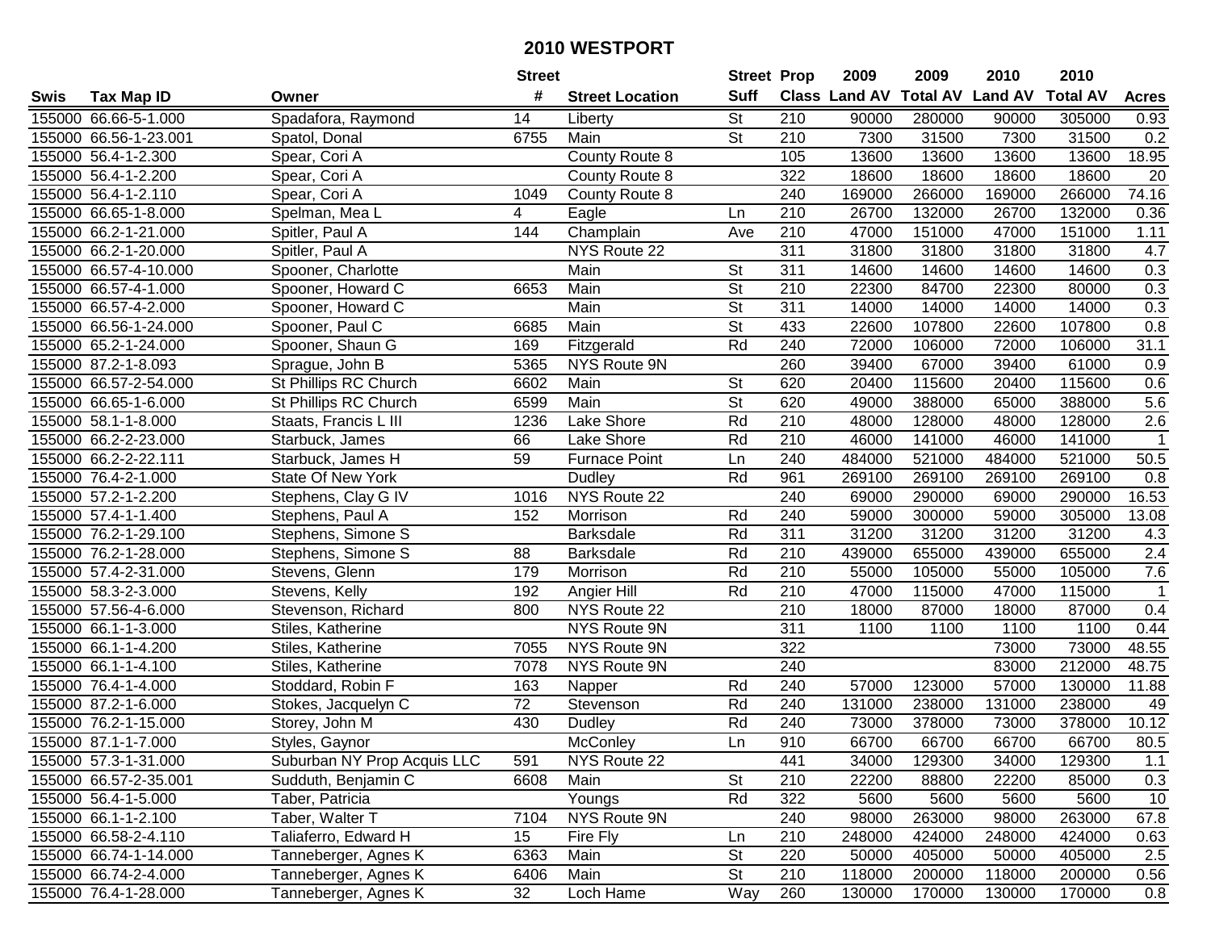# 2010 WESTPORT

| Swis | Tax Map ID | Owner | Street # | Street Location | Street Suff | Prop Class | 2009 Land AV | 2009 Total AV | 2010 Land AV | 2010 Total AV | Acres |
|---|---|---|---|---|---|---|---|---|---|---|---|
| 155000 | 66.66-5-1.000 | Spadafora, Raymond | 14 | Liberty | St | 210 | 90000 | 280000 | 90000 | 305000 | 0.93 |
| 155000 | 66.56-1-23.001 | Spatol, Donal | 6755 | Main | St | 210 | 7300 | 31500 | 7300 | 31500 | 0.2 |
| 155000 | 56.4-1-2.300 | Spear, Cori A | | County Route 8 | | 105 | 13600 | 13600 | 13600 | 13600 | 18.95 |
| 155000 | 56.4-1-2.200 | Spear, Cori A | | County Route 8 | | 322 | 18600 | 18600 | 18600 | 18600 | 20 |
| 155000 | 56.4-1-2.110 | Spear, Cori A | 1049 | County Route 8 | | 240 | 169000 | 266000 | 169000 | 266000 | 74.16 |
| 155000 | 66.65-1-8.000 | Spelman, Mea L | 4 | Eagle | Ln | 210 | 26700 | 132000 | 26700 | 132000 | 0.36 |
| 155000 | 66.2-1-21.000 | Spitler, Paul A | 144 | Champlain | Ave | 210 | 47000 | 151000 | 47000 | 151000 | 1.11 |
| 155000 | 66.2-1-20.000 | Spitler, Paul A | | NYS Route 22 | | 311 | 31800 | 31800 | 31800 | 31800 | 4.7 |
| 155000 | 66.57-4-10.000 | Spooner, Charlotte | | Main | St | 311 | 14600 | 14600 | 14600 | 14600 | 0.3 |
| 155000 | 66.57-4-1.000 | Spooner, Howard C | 6653 | Main | St | 210 | 22300 | 84700 | 22300 | 80000 | 0.3 |
| 155000 | 66.57-4-2.000 | Spooner, Howard C | | Main | St | 311 | 14000 | 14000 | 14000 | 14000 | 0.3 |
| 155000 | 66.56-1-24.000 | Spooner, Paul C | 6685 | Main | St | 433 | 22600 | 107800 | 22600 | 107800 | 0.8 |
| 155000 | 65.2-1-24.000 | Spooner, Shaun G | 169 | Fitzgerald | Rd | 240 | 72000 | 106000 | 72000 | 106000 | 31.1 |
| 155000 | 87.2-1-8.093 | Sprague, John B | 5365 | NYS Route 9N | | 260 | 39400 | 67000 | 39400 | 61000 | 0.9 |
| 155000 | 66.57-2-54.000 | St Phillips RC Church | 6602 | Main | St | 620 | 20400 | 115600 | 20400 | 115600 | 0.6 |
| 155000 | 66.65-1-6.000 | St Phillips RC Church | 6599 | Main | St | 620 | 49000 | 388000 | 65000 | 388000 | 5.6 |
| 155000 | 58.1-1-8.000 | Staats, Francis L III | 1236 | Lake Shore | Rd | 210 | 48000 | 128000 | 48000 | 128000 | 2.6 |
| 155000 | 66.2-2-23.000 | Starbuck, James | 66 | Lake Shore | Rd | 210 | 46000 | 141000 | 46000 | 141000 | 1 |
| 155000 | 66.2-2-22.111 | Starbuck, James H | 59 | Furnace Point | Ln | 240 | 484000 | 521000 | 484000 | 521000 | 50.5 |
| 155000 | 76.4-2-1.000 | State Of New York | | Dudley | Rd | 961 | 269100 | 269100 | 269100 | 269100 | 0.8 |
| 155000 | 57.2-1-2.200 | Stephens, Clay G IV | 1016 | NYS Route 22 | | 240 | 69000 | 290000 | 69000 | 290000 | 16.53 |
| 155000 | 57.4-1-1.400 | Stephens, Paul A | 152 | Morrison | Rd | 240 | 59000 | 300000 | 59000 | 305000 | 13.08 |
| 155000 | 76.2-1-29.100 | Stephens, Simone S | | Barksdale | Rd | 311 | 31200 | 31200 | 31200 | 31200 | 4.3 |
| 155000 | 76.2-1-28.000 | Stephens, Simone S | 88 | Barksdale | Rd | 210 | 439000 | 655000 | 439000 | 655000 | 2.4 |
| 155000 | 57.4-2-31.000 | Stevens, Glenn | 179 | Morrison | Rd | 210 | 55000 | 105000 | 55000 | 105000 | 7.6 |
| 155000 | 58.3-2-3.000 | Stevens, Kelly | 192 | Angier Hill | Rd | 210 | 47000 | 115000 | 47000 | 115000 | 1 |
| 155000 | 57.56-4-6.000 | Stevenson, Richard | 800 | NYS Route 22 | | 210 | 18000 | 87000 | 18000 | 87000 | 0.4 |
| 155000 | 66.1-1-3.000 | Stiles, Katherine | | NYS Route 9N | | 311 | 1100 | 1100 | 1100 | 1100 | 0.44 |
| 155000 | 66.1-1-4.200 | Stiles, Katherine | 7055 | NYS Route 9N | | 322 | | | 73000 | 73000 | 48.55 |
| 155000 | 66.1-1-4.100 | Stiles, Katherine | 7078 | NYS Route 9N | | 240 | | | 83000 | 212000 | 48.75 |
| 155000 | 76.4-1-4.000 | Stoddard, Robin F | 163 | Napper | Rd | 240 | 57000 | 123000 | 57000 | 130000 | 11.88 |
| 155000 | 87.2-1-6.000 | Stokes, Jacquelyn C | 72 | Stevenson | Rd | 240 | 131000 | 238000 | 131000 | 238000 | 49 |
| 155000 | 76.2-1-15.000 | Storey, John M | 430 | Dudley | Rd | 240 | 73000 | 378000 | 73000 | 378000 | 10.12 |
| 155000 | 87.1-1-7.000 | Styles, Gaynor | | McConley | Ln | 910 | 66700 | 66700 | 66700 | 66700 | 80.5 |
| 155000 | 57.3-1-31.000 | Suburban NY Prop Acquis LLC | 591 | NYS Route 22 | | 441 | 34000 | 129300 | 34000 | 129300 | 1.1 |
| 155000 | 66.57-2-35.001 | Sudduth, Benjamin C | 6608 | Main | St | 210 | 22200 | 88800 | 22200 | 85000 | 0.3 |
| 155000 | 56.4-1-5.000 | Taber, Patricia | | Youngs | Rd | 322 | 5600 | 5600 | 5600 | 5600 | 10 |
| 155000 | 66.1-1-2.100 | Taber, Walter T | 7104 | NYS Route 9N | | 240 | 98000 | 263000 | 98000 | 263000 | 67.8 |
| 155000 | 66.58-2-4.110 | Taliaferro, Edward H | 15 | Fire Fly | Ln | 210 | 248000 | 424000 | 248000 | 424000 | 0.63 |
| 155000 | 66.74-1-14.000 | Tanneberger, Agnes K | 6363 | Main | St | 220 | 50000 | 405000 | 50000 | 405000 | 2.5 |
| 155000 | 66.74-2-4.000 | Tanneberger, Agnes K | 6406 | Main | St | 210 | 118000 | 200000 | 118000 | 200000 | 0.56 |
| 155000 | 76.4-1-28.000 | Tanneberger, Agnes K | 32 | Loch Hame | Way | 260 | 130000 | 170000 | 130000 | 170000 | 0.8 |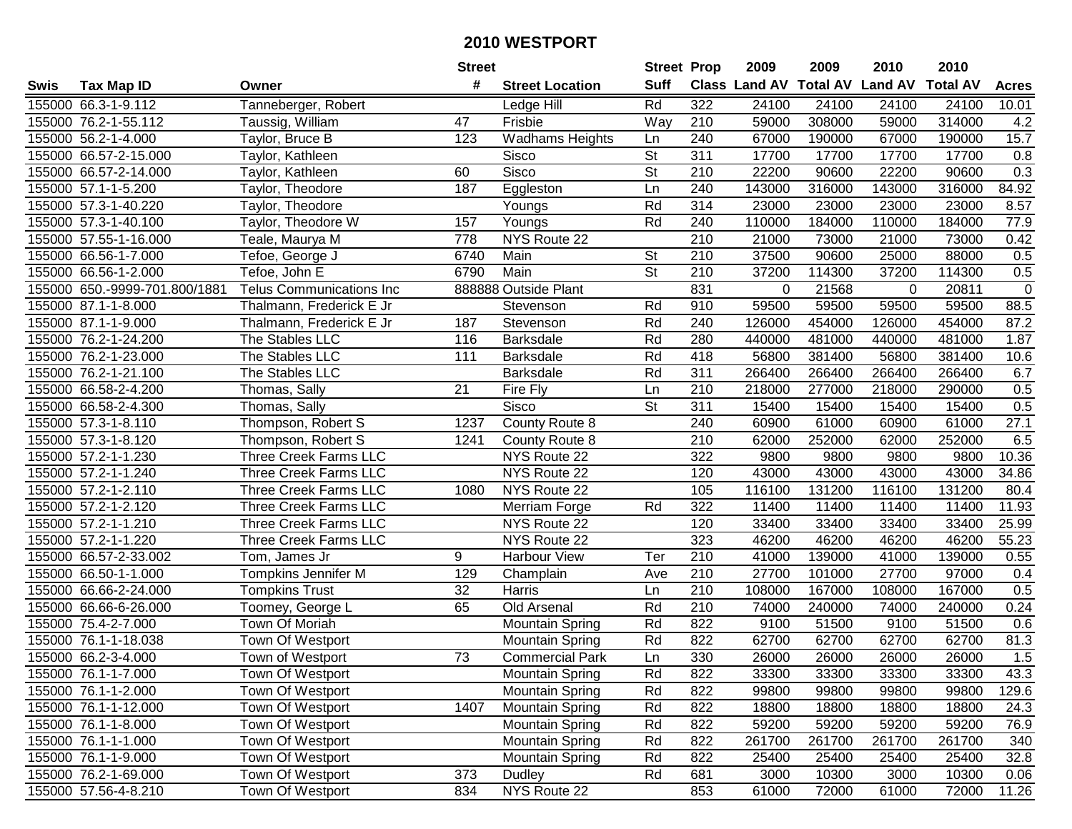# 2010 WESTPORT

| Swis | Tax Map ID | Owner | Street # | Street Location | Street Suff | Prop Class | 2009 Land AV | 2009 Total AV | 2010 Land AV | 2010 Total AV | Acres |
|---|---|---|---|---|---|---|---|---|---|---|---|
| 155000 | 66.3-1-9.112 | Tanneberger, Robert | | Ledge Hill | Rd | 322 | 24100 | 24100 | 24100 | 24100 | 10.01 |
| 155000 | 76.2-1-55.112 | Taussig, William | 47 | Frisbie | Way | 210 | 59000 | 308000 | 59000 | 314000 | 4.2 |
| 155000 | 56.2-1-4.000 | Taylor, Bruce B | 123 | Wadhams Heights | Ln | 240 | 67000 | 190000 | 67000 | 190000 | 15.7 |
| 155000 | 66.57-2-15.000 | Taylor, Kathleen | | Sisco | St | 311 | 17700 | 17700 | 17700 | 17700 | 0.8 |
| 155000 | 66.57-2-14.000 | Taylor, Kathleen | 60 | Sisco | St | 210 | 22200 | 90600 | 22200 | 90600 | 0.3 |
| 155000 | 57.1-1-5.200 | Taylor, Theodore | 187 | Eggleston | Ln | 240 | 143000 | 316000 | 143000 | 316000 | 84.92 |
| 155000 | 57.3-1-40.220 | Taylor, Theodore | | Youngs | Rd | 314 | 23000 | 23000 | 23000 | 23000 | 8.57 |
| 155000 | 57.3-1-40.100 | Taylor, Theodore W | 157 | Youngs | Rd | 240 | 110000 | 184000 | 110000 | 184000 | 77.9 |
| 155000 | 57.55-1-16.000 | Teale, Maurya M | 778 | NYS Route 22 | | 210 | 21000 | 73000 | 21000 | 73000 | 0.42 |
| 155000 | 66.56-1-7.000 | Tefoe, George J | 6740 | Main | St | 210 | 37500 | 90600 | 25000 | 88000 | 0.5 |
| 155000 | 66.56-1-2.000 | Tefoe, John E | 6790 | Main | St | 210 | 37200 | 114300 | 37200 | 114300 | 0.5 |
| 155000 | 650.-9999-701.800/1881 | Telus Communications Inc | 888888 | Outside Plant | | 831 | 0 | 21568 | 0 | 20811 | 0 |
| 155000 | 87.1-1-8.000 | Thalmann, Frederick E Jr | | Stevenson | Rd | 910 | 59500 | 59500 | 59500 | 59500 | 88.5 |
| 155000 | 87.1-1-9.000 | Thalmann, Frederick E Jr | 187 | Stevenson | Rd | 240 | 126000 | 454000 | 126000 | 454000 | 87.2 |
| 155000 | 76.2-1-24.200 | The Stables LLC | 116 | Barksdale | Rd | 280 | 440000 | 481000 | 440000 | 481000 | 1.87 |
| 155000 | 76.2-1-23.000 | The Stables LLC | 111 | Barksdale | Rd | 418 | 56800 | 381400 | 56800 | 381400 | 10.6 |
| 155000 | 76.2-1-21.100 | The Stables LLC | | Barksdale | Rd | 311 | 266400 | 266400 | 266400 | 266400 | 6.7 |
| 155000 | 66.58-2-4.200 | Thomas, Sally | 21 | Fire Fly | Ln | 210 | 218000 | 277000 | 218000 | 290000 | 0.5 |
| 155000 | 66.58-2-4.300 | Thomas, Sally | | Sisco | St | 311 | 15400 | 15400 | 15400 | 15400 | 0.5 |
| 155000 | 57.3-1-8.110 | Thompson, Robert S | 1237 | County Route 8 | | 240 | 60900 | 61000 | 60900 | 61000 | 27.1 |
| 155000 | 57.3-1-8.120 | Thompson, Robert S | 1241 | County Route 8 | | 210 | 62000 | 252000 | 62000 | 252000 | 6.5 |
| 155000 | 57.2-1-1.230 | Three Creek Farms LLC | | NYS Route 22 | | 322 | 9800 | 9800 | 9800 | 9800 | 10.36 |
| 155000 | 57.2-1-1.240 | Three Creek Farms LLC | | NYS Route 22 | | 120 | 43000 | 43000 | 43000 | 43000 | 34.86 |
| 155000 | 57.2-1-2.110 | Three Creek Farms LLC | 1080 | NYS Route 22 | | 105 | 116100 | 131200 | 116100 | 131200 | 80.4 |
| 155000 | 57.2-1-2.120 | Three Creek Farms LLC | | Merriam Forge | Rd | 322 | 11400 | 11400 | 11400 | 11400 | 11.93 |
| 155000 | 57.2-1-1.210 | Three Creek Farms LLC | | NYS Route 22 | | 120 | 33400 | 33400 | 33400 | 33400 | 25.99 |
| 155000 | 57.2-1-1.220 | Three Creek Farms LLC | | NYS Route 22 | | 323 | 46200 | 46200 | 46200 | 46200 | 55.23 |
| 155000 | 66.57-2-33.002 | Tom, James Jr | 9 | Harbour View | Ter | 210 | 41000 | 139000 | 41000 | 139000 | 0.55 |
| 155000 | 66.50-1-1.000 | Tompkins Jennifer M | 129 | Champlain | Ave | 210 | 27700 | 101000 | 27700 | 97000 | 0.4 |
| 155000 | 66.66-2-24.000 | Tompkins Trust | 32 | Harris | Ln | 210 | 108000 | 167000 | 108000 | 167000 | 0.5 |
| 155000 | 66.66-6-26.000 | Toomey, George L | 65 | Old Arsenal | Rd | 210 | 74000 | 240000 | 74000 | 240000 | 0.24 |
| 155000 | 75.4-2-7.000 | Town Of Moriah | | Mountain Spring | Rd | 822 | 9100 | 51500 | 9100 | 51500 | 0.6 |
| 155000 | 76.1-1-18.038 | Town Of Westport | | Mountain Spring | Rd | 822 | 62700 | 62700 | 62700 | 62700 | 81.3 |
| 155000 | 66.2-3-4.000 | Town of Westport | 73 | Commercial Park | Ln | 330 | 26000 | 26000 | 26000 | 26000 | 1.5 |
| 155000 | 76.1-1-7.000 | Town Of Westport | | Mountain Spring | Rd | 822 | 33300 | 33300 | 33300 | 33300 | 43.3 |
| 155000 | 76.1-1-2.000 | Town Of Westport | | Mountain Spring | Rd | 822 | 99800 | 99800 | 99800 | 99800 | 129.6 |
| 155000 | 76.1-1-12.000 | Town Of Westport | 1407 | Mountain Spring | Rd | 822 | 18800 | 18800 | 18800 | 18800 | 24.3 |
| 155000 | 76.1-1-8.000 | Town Of Westport | | Mountain Spring | Rd | 822 | 59200 | 59200 | 59200 | 59200 | 76.9 |
| 155000 | 76.1-1-1.000 | Town Of Westport | | Mountain Spring | Rd | 822 | 261700 | 261700 | 261700 | 261700 | 340 |
| 155000 | 76.1-1-9.000 | Town Of Westport | | Mountain Spring | Rd | 822 | 25400 | 25400 | 25400 | 25400 | 32.8 |
| 155000 | 76.2-1-69.000 | Town Of Westport | 373 | Dudley | Rd | 681 | 3000 | 10300 | 3000 | 10300 | 0.06 |
| 155000 | 57.56-4-8.210 | Town Of Westport | 834 | NYS Route 22 | | 853 | 61000 | 72000 | 61000 | 72000 | 11.26 |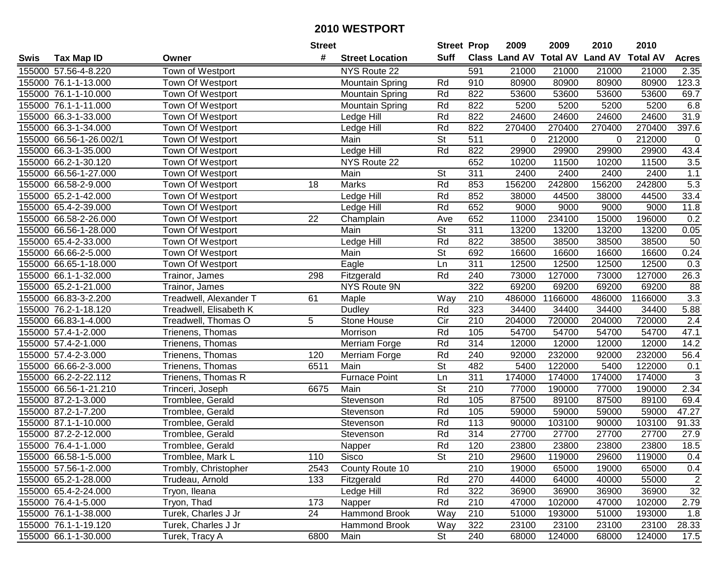# 2010 WESTPORT

| Swis | Tax Map ID | Owner | Street # | Street Location | Street Suff | Prop Class | 2009 Land AV | 2009 Total AV | 2010 Land AV | 2010 Total AV | Acres |
|---|---|---|---|---|---|---|---|---|---|---|---|
| 155000 | 57.56-4-8.220 | Town of Westport | | NYS Route 22 | | 591 | 21000 | 21000 | 21000 | 21000 | 2.35 |
| 155000 | 76.1-1-13.000 | Town Of Westport | | Mountain Spring | Rd | 910 | 80900 | 80900 | 80900 | 80900 | 123.3 |
| 155000 | 76.1-1-10.000 | Town Of Westport | | Mountain Spring | Rd | 822 | 53600 | 53600 | 53600 | 53600 | 69.7 |
| 155000 | 76.1-1-11.000 | Town Of Westport | | Mountain Spring | Rd | 822 | 5200 | 5200 | 5200 | 5200 | 6.8 |
| 155000 | 66.3-1-33.000 | Town Of Westport | | Ledge Hill | Rd | 822 | 24600 | 24600 | 24600 | 24600 | 31.9 |
| 155000 | 66.3-1-34.000 | Town Of Westport | | Ledge Hill | Rd | 822 | 270400 | 270400 | 270400 | 270400 | 397.6 |
| 155000 | 66.56-1-26.002/1 | Town Of Westport | | Main | St | 511 | 0 | 212000 | 0 | 212000 | 0 |
| 155000 | 66.3-1-35.000 | Town Of Westport | | Ledge Hill | Rd | 822 | 29900 | 29900 | 29900 | 29900 | 43.4 |
| 155000 | 66.2-1-30.120 | Town Of Westport | | NYS Route 22 | | 652 | 10200 | 11500 | 10200 | 11500 | 3.5 |
| 155000 | 66.56-1-27.000 | Town Of Westport | | Main | St | 311 | 2400 | 2400 | 2400 | 2400 | 1.1 |
| 155000 | 66.58-2-9.000 | Town Of Westport | 18 | Marks | Rd | 853 | 156200 | 242800 | 156200 | 242800 | 5.3 |
| 155000 | 65.2-1-42.000 | Town Of Westport | | Ledge Hill | Rd | 852 | 38000 | 44500 | 38000 | 44500 | 33.4 |
| 155000 | 65.4-2-39.000 | Town Of Westport | | Ledge Hill | Rd | 652 | 9000 | 9000 | 9000 | 9000 | 11.8 |
| 155000 | 66.58-2-26.000 | Town Of Westport | 22 | Champlain | Ave | 652 | 11000 | 234100 | 15000 | 196000 | 0.2 |
| 155000 | 66.56-1-28.000 | Town Of Westport | | Main | St | 311 | 13200 | 13200 | 13200 | 13200 | 0.05 |
| 155000 | 65.4-2-33.000 | Town Of Westport | | Ledge Hill | Rd | 822 | 38500 | 38500 | 38500 | 38500 | 50 |
| 155000 | 66.66-2-5.000 | Town Of Westport | | Main | St | 692 | 16600 | 16600 | 16600 | 16600 | 0.24 |
| 155000 | 66.65-1-18.000 | Town Of Westport | | Eagle | Ln | 311 | 12500 | 12500 | 12500 | 12500 | 0.3 |
| 155000 | 66.1-1-32.000 | Trainor, James | 298 | Fitzgerald | Rd | 240 | 73000 | 127000 | 73000 | 127000 | 26.3 |
| 155000 | 65.2-1-21.000 | Trainor, James | | NYS Route 9N | | 322 | 69200 | 69200 | 69200 | 69200 | 88 |
| 155000 | 66.83-3-2.200 | Treadwell, Alexander T | 61 | Maple | Way | 210 | 486000 | 1166000 | 486000 | 1166000 | 3.3 |
| 155000 | 76.2-1-18.120 | Treadwell, Elisabeth K | | Dudley | Rd | 323 | 34400 | 34400 | 34400 | 34400 | 5.88 |
| 155000 | 66.83-1-4.000 | Treadwell, Thomas O | 5 | Stone House | Cir | 210 | 204000 | 720000 | 204000 | 720000 | 2.4 |
| 155000 | 57.4-1-2.000 | Trienens, Thomas | | Morrison | Rd | 105 | 54700 | 54700 | 54700 | 54700 | 47.1 |
| 155000 | 57.4-2-1.000 | Trienens, Thomas | | Merriam Forge | Rd | 314 | 12000 | 12000 | 12000 | 12000 | 14.2 |
| 155000 | 57.4-2-3.000 | Trienens, Thomas | 120 | Merriam Forge | Rd | 240 | 92000 | 232000 | 92000 | 232000 | 56.4 |
| 155000 | 66.66-2-3.000 | Trienens, Thomas | 6511 | Main | St | 482 | 5400 | 122000 | 5400 | 122000 | 0.1 |
| 155000 | 66.2-2-22.112 | Trienens, Thomas R | | Furnace Point | Ln | 311 | 174000 | 174000 | 174000 | 174000 | 3 |
| 155000 | 66.56-1-21.210 | Trinceri, Joseph | 6675 | Main | St | 210 | 77000 | 190000 | 77000 | 190000 | 2.34 |
| 155000 | 87.2-1-3.000 | Tromblee, Gerald | | Stevenson | Rd | 105 | 87500 | 89100 | 87500 | 89100 | 69.4 |
| 155000 | 87.2-1-7.200 | Tromblee, Gerald | | Stevenson | Rd | 105 | 59000 | 59000 | 59000 | 59000 | 47.27 |
| 155000 | 87.1-1-10.000 | Tromblee, Gerald | | Stevenson | Rd | 113 | 90000 | 103100 | 90000 | 103100 | 91.33 |
| 155000 | 87.2-2-12.000 | Tromblee, Gerald | | Stevenson | Rd | 314 | 27700 | 27700 | 27700 | 27700 | 27.9 |
| 155000 | 76.4-1-1.000 | Tromblee, Gerald | | Napper | Rd | 120 | 23800 | 23800 | 23800 | 23800 | 18.5 |
| 155000 | 66.58-1-5.000 | Tromblee, Mark L | 110 | Sisco | St | 210 | 29600 | 119000 | 29600 | 119000 | 0.4 |
| 155000 | 57.56-1-2.000 | Trombly, Christopher | 2543 | County Route 10 | | 210 | 19000 | 65000 | 19000 | 65000 | 0.4 |
| 155000 | 65.2-1-28.000 | Trudeau, Arnold | 133 | Fitzgerald | Rd | 270 | 44000 | 64000 | 40000 | 55000 | 2 |
| 155000 | 65.4-2-24.000 | Tryon, Ileana | | Ledge Hill | Rd | 322 | 36900 | 36900 | 36900 | 36900 | 32 |
| 155000 | 76.4-1-5.000 | Tryon, Thad | 173 | Napper | Rd | 210 | 47000 | 102000 | 47000 | 102000 | 2.79 |
| 155000 | 76.1-1-38.000 | Turek, Charles J Jr | 24 | Hammond Brook | Way | 210 | 51000 | 193000 | 51000 | 193000 | 1.8 |
| 155000 | 76.1-1-19.120 | Turek, Charles J Jr | | Hammond Brook | Way | 322 | 23100 | 23100 | 23100 | 23100 | 28.33 |
| 155000 | 66.1-1-30.000 | Turek, Tracy A | 6800 | Main | St | 240 | 68000 | 124000 | 68000 | 124000 | 17.5 |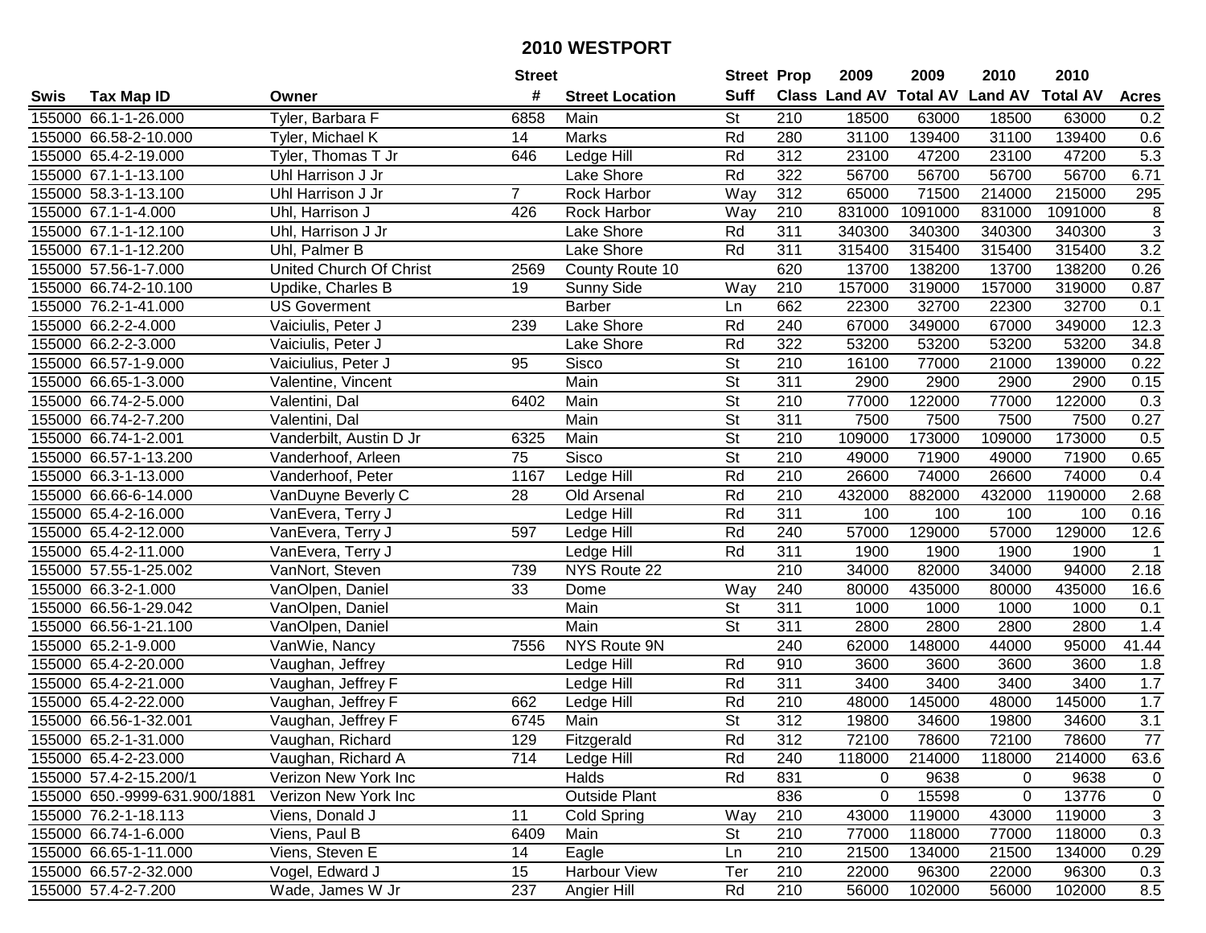# 2010 WESTPORT

| Swis | Tax Map ID | Owner | Street # | Street Location | Street Suff | Prop Class | 2009 Land AV | 2009 Total AV | 2010 Land AV | 2010 Total AV | Acres |
|---|---|---|---|---|---|---|---|---|---|---|---|
| 155000 | 66.1-1-26.000 | Tyler, Barbara F | 6858 | Main | St | 210 | 18500 | 63000 | 18500 | 63000 | 0.2 |
| 155000 | 66.58-2-10.000 | Tyler, Michael K | 14 | Marks | Rd | 280 | 31100 | 139400 | 31100 | 139400 | 0.6 |
| 155000 | 65.4-2-19.000 | Tyler, Thomas T Jr | 646 | Ledge Hill | Rd | 312 | 23100 | 47200 | 23100 | 47200 | 5.3 |
| 155000 | 67.1-1-13.100 | Uhl Harrison J Jr | | Lake Shore | Rd | 322 | 56700 | 56700 | 56700 | 56700 | 6.71 |
| 155000 | 58.3-1-13.100 | Uhl Harrison J Jr | 7 | Rock Harbor | Way | 312 | 65000 | 71500 | 214000 | 215000 | 295 |
| 155000 | 67.1-1-4.000 | Uhl, Harrison J | 426 | Rock Harbor | Way | 210 | 831000 | 1091000 | 831000 | 1091000 | 8 |
| 155000 | 67.1-1-12.100 | Uhl, Harrison J Jr | | Lake Shore | Rd | 311 | 340300 | 340300 | 340300 | 340300 | 3 |
| 155000 | 67.1-1-12.200 | Uhl, Palmer B | | Lake Shore | Rd | 311 | 315400 | 315400 | 315400 | 315400 | 3.2 |
| 155000 | 57.56-1-7.000 | United Church Of Christ | 2569 | County Route 10 | | 620 | 13700 | 138200 | 13700 | 138200 | 0.26 |
| 155000 | 66.74-2-10.100 | Updike, Charles B | 19 | Sunny Side | Way | 210 | 157000 | 319000 | 157000 | 319000 | 0.87 |
| 155000 | 76.2-1-41.000 | US Goverment | | Barber | Ln | 662 | 22300 | 32700 | 22300 | 32700 | 0.1 |
| 155000 | 66.2-2-4.000 | Vaiciulis, Peter J | 239 | Lake Shore | Rd | 240 | 67000 | 349000 | 67000 | 349000 | 12.3 |
| 155000 | 66.2-2-3.000 | Vaiciulis, Peter J | | Lake Shore | Rd | 322 | 53200 | 53200 | 53200 | 53200 | 34.8 |
| 155000 | 66.57-1-9.000 | Vaiciulius, Peter J | 95 | Sisco | St | 210 | 16100 | 77000 | 21000 | 139000 | 0.22 |
| 155000 | 66.65-1-3.000 | Valentine, Vincent | | Main | St | 311 | 2900 | 2900 | 2900 | 2900 | 0.15 |
| 155000 | 66.74-2-5.000 | Valentini, Dal | 6402 | Main | St | 210 | 77000 | 122000 | 77000 | 122000 | 0.3 |
| 155000 | 66.74-2-7.200 | Valentini, Dal | | Main | St | 311 | 7500 | 7500 | 7500 | 7500 | 0.27 |
| 155000 | 66.74-1-2.001 | Vanderbilt, Austin D Jr | 6325 | Main | St | 210 | 109000 | 173000 | 109000 | 173000 | 0.5 |
| 155000 | 66.57-1-13.200 | Vanderhoof, Arleen | 75 | Sisco | St | 210 | 49000 | 71900 | 49000 | 71900 | 0.65 |
| 155000 | 66.3-1-13.000 | Vanderhoof, Peter | 1167 | Ledge Hill | Rd | 210 | 26600 | 74000 | 26600 | 74000 | 0.4 |
| 155000 | 66.66-6-14.000 | VanDuyne Beverly C | 28 | Old Arsenal | Rd | 210 | 432000 | 882000 | 432000 | 1190000 | 2.68 |
| 155000 | 65.4-2-16.000 | VanEvera, Terry J | | Ledge Hill | Rd | 311 | 100 | 100 | 100 | 100 | 0.16 |
| 155000 | 65.4-2-12.000 | VanEvera, Terry J | 597 | Ledge Hill | Rd | 240 | 57000 | 129000 | 57000 | 129000 | 12.6 |
| 155000 | 65.4-2-11.000 | VanEvera, Terry J | | Ledge Hill | Rd | 311 | 1900 | 1900 | 1900 | 1900 | 1 |
| 155000 | 57.55-1-25.002 | VanNort, Steven | 739 | NYS Route 22 | | 210 | 34000 | 82000 | 34000 | 94000 | 2.18 |
| 155000 | 66.3-2-1.000 | VanOlpen, Daniel | 33 | Dome | Way | 240 | 80000 | 435000 | 80000 | 435000 | 16.6 |
| 155000 | 66.56-1-29.042 | VanOlpen, Daniel | | Main | St | 311 | 1000 | 1000 | 1000 | 1000 | 0.1 |
| 155000 | 66.56-1-21.100 | VanOlpen, Daniel | | Main | St | 311 | 2800 | 2800 | 2800 | 2800 | 1.4 |
| 155000 | 65.2-1-9.000 | VanWie, Nancy | 7556 | NYS Route 9N | | 240 | 62000 | 148000 | 44000 | 95000 | 41.44 |
| 155000 | 65.4-2-20.000 | Vaughan, Jeffrey | | Ledge Hill | Rd | 910 | 3600 | 3600 | 3600 | 3600 | 1.8 |
| 155000 | 65.4-2-21.000 | Vaughan, Jeffrey F | | Ledge Hill | Rd | 311 | 3400 | 3400 | 3400 | 3400 | 1.7 |
| 155000 | 65.4-2-22.000 | Vaughan, Jeffrey F | 662 | Ledge Hill | Rd | 210 | 48000 | 145000 | 48000 | 145000 | 1.7 |
| 155000 | 66.56-1-32.001 | Vaughan, Jeffrey F | 6745 | Main | St | 312 | 19800 | 34600 | 19800 | 34600 | 3.1 |
| 155000 | 65.2-1-31.000 | Vaughan, Richard | 129 | Fitzgerald | Rd | 312 | 72100 | 78600 | 72100 | 78600 | 77 |
| 155000 | 65.4-2-23.000 | Vaughan, Richard A | 714 | Ledge Hill | Rd | 240 | 118000 | 214000 | 118000 | 214000 | 63.6 |
| 155000 | 57.4-2-15.200/1 | Verizon New York Inc | | Halds | Rd | 831 | 0 | 9638 | 0 | 9638 | 0 |
| 155000 | 650.-9999-631.900/1881 | Verizon New York Inc | | Outside Plant | | 836 | 0 | 15598 | 0 | 13776 | 0 |
| 155000 | 76.2-1-18.113 | Viens, Donald J | 11 | Cold Spring | Way | 210 | 43000 | 119000 | 43000 | 119000 | 3 |
| 155000 | 66.74-1-6.000 | Viens, Paul B | 6409 | Main | St | 210 | 77000 | 118000 | 77000 | 118000 | 0.3 |
| 155000 | 66.65-1-11.000 | Viens, Steven E | 14 | Eagle | Ln | 210 | 21500 | 134000 | 21500 | 134000 | 0.29 |
| 155000 | 66.57-2-32.000 | Vogel, Edward J | 15 | Harbour View | Ter | 210 | 22000 | 96300 | 22000 | 96300 | 0.3 |
| 155000 | 57.4-2-7.200 | Wade, James W Jr | 237 | Angier Hill | Rd | 210 | 56000 | 102000 | 56000 | 102000 | 8.5 |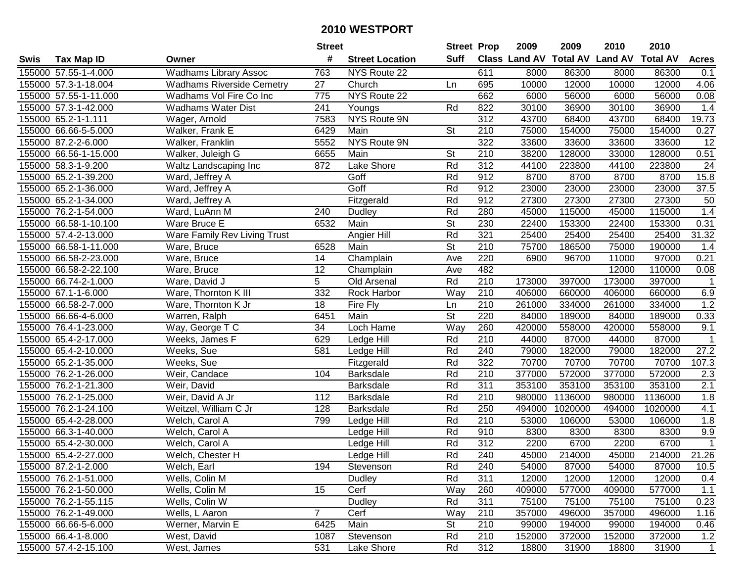# 2010 WESTPORT

| Swis | Tax Map ID | Owner | Street # | Street Location | Street Suff | Prop Class | 2009 Land AV | 2009 Total AV | 2010 Land AV | 2010 Total AV | Acres |
|---|---|---|---|---|---|---|---|---|---|---|---|
| 155000 | 57.55-1-4.000 | Wadhams Library Assoc | 763 | NYS Route 22 | | 611 | 8000 | 86300 | 8000 | 86300 | 0.1 |
| 155000 | 57.3-1-18.004 | Wadhams Riverside Cemetry | 27 | Church | Ln | 695 | 10000 | 12000 | 10000 | 12000 | 4.06 |
| 155000 | 57.55-1-11.000 | Wadhams Vol Fire Co Inc | 775 | NYS Route 22 | | 662 | 6000 | 56000 | 6000 | 56000 | 0.08 |
| 155000 | 57.3-1-42.000 | Wadhams Water Dist | 241 | Youngs | Rd | 822 | 30100 | 36900 | 30100 | 36900 | 1.4 |
| 155000 | 65.2-1-1.111 | Wager, Arnold | 7583 | NYS Route 9N | | 312 | 43700 | 68400 | 43700 | 68400 | 19.73 |
| 155000 | 66.66-5-5.000 | Walker, Frank E | 6429 | Main | St | 210 | 75000 | 154000 | 75000 | 154000 | 0.27 |
| 155000 | 87.2-2-6.000 | Walker, Franklin | 5552 | NYS Route 9N | | 322 | 33600 | 33600 | 33600 | 33600 | 12 |
| 155000 | 66.56-1-15.000 | Walker, Juleigh G | 6655 | Main | St | 210 | 38200 | 128000 | 33000 | 128000 | 0.51 |
| 155000 | 58.3-1-9.200 | Waltz Landscaping Inc | 872 | Lake Shore | Rd | 312 | 44100 | 223800 | 44100 | 223800 | 24 |
| 155000 | 65.2-1-39.200 | Ward, Jeffrey A | | Goff | Rd | 912 | 8700 | 8700 | 8700 | 8700 | 15.8 |
| 155000 | 65.2-1-36.000 | Ward, Jeffrey A | | Goff | Rd | 912 | 23000 | 23000 | 23000 | 23000 | 37.5 |
| 155000 | 65.2-1-34.000 | Ward, Jeffrey A | | Fitzgerald | Rd | 912 | 27300 | 27300 | 27300 | 27300 | 50 |
| 155000 | 76.2-1-54.000 | Ward, LuAnn M | 240 | Dudley | Rd | 280 | 45000 | 115000 | 45000 | 115000 | 1.4 |
| 155000 | 66.58-1-10.100 | Ware Bruce E | 6532 | Main | St | 230 | 22400 | 153300 | 22400 | 153300 | 0.31 |
| 155000 | 57.4-2-13.000 | Ware Family Rev Living Trust | | Angier Hill | Rd | 321 | 25400 | 25400 | 25400 | 25400 | 31.32 |
| 155000 | 66.58-1-11.000 | Ware, Bruce | 6528 | Main | St | 210 | 75700 | 186500 | 75000 | 190000 | 1.4 |
| 155000 | 66.58-2-23.000 | Ware, Bruce | 14 | Champlain | Ave | 220 | 6900 | 96700 | 11000 | 97000 | 0.21 |
| 155000 | 66.58-2-22.100 | Ware, Bruce | 12 | Champlain | Ave | 482 | | | 12000 | 110000 | 0.08 |
| 155000 | 66.74-2-1.000 | Ware, David J | 5 | Old Arsenal | Rd | 210 | 173000 | 397000 | 173000 | 397000 | 1 |
| 155000 | 67.1-1-6.000 | Ware, Thornton K III | 332 | Rock Harbor | Way | 210 | 406000 | 660000 | 406000 | 660000 | 6.9 |
| 155000 | 66.58-2-7.000 | Ware, Thornton K Jr | 18 | Fire Fly | Ln | 210 | 261000 | 334000 | 261000 | 334000 | 1.2 |
| 155000 | 66.66-4-6.000 | Warren, Ralph | 6451 | Main | St | 220 | 84000 | 189000 | 84000 | 189000 | 0.33 |
| 155000 | 76.4-1-23.000 | Way, George T C | 34 | Loch Hame | Way | 260 | 420000 | 558000 | 420000 | 558000 | 9.1 |
| 155000 | 65.4-2-17.000 | Weeks, James F | 629 | Ledge Hill | Rd | 210 | 44000 | 87000 | 44000 | 87000 | 1 |
| 155000 | 65.4-2-10.000 | Weeks, Sue | 581 | Ledge Hill | Rd | 240 | 79000 | 182000 | 79000 | 182000 | 27.2 |
| 155000 | 65.2-1-35.000 | Weeks, Sue | | Fitzgerald | Rd | 322 | 70700 | 70700 | 70700 | 70700 | 107.3 |
| 155000 | 76.2-1-26.000 | Weir, Candace | 104 | Barksdale | Rd | 210 | 377000 | 572000 | 377000 | 572000 | 2.3 |
| 155000 | 76.2-1-21.300 | Weir, David | | Barksdale | Rd | 311 | 353100 | 353100 | 353100 | 353100 | 2.1 |
| 155000 | 76.2-1-25.000 | Weir, David A Jr | 112 | Barksdale | Rd | 210 | 980000 | 1136000 | 980000 | 1136000 | 1.8 |
| 155000 | 76.2-1-24.100 | Weitzel, William C Jr | 128 | Barksdale | Rd | 250 | 494000 | 1020000 | 494000 | 1020000 | 4.1 |
| 155000 | 65.4-2-28.000 | Welch, Carol A | 799 | Ledge Hill | Rd | 210 | 53000 | 106000 | 53000 | 106000 | 1.8 |
| 155000 | 66.3-1-40.000 | Welch, Carol A | | Ledge Hill | Rd | 910 | 8300 | 8300 | 8300 | 8300 | 9.9 |
| 155000 | 65.4-2-30.000 | Welch, Carol A | | Ledge Hill | Rd | 312 | 2200 | 6700 | 2200 | 6700 | 1 |
| 155000 | 65.4-2-27.000 | Welch, Chester H | | Ledge Hill | Rd | 240 | 45000 | 214000 | 45000 | 214000 | 21.26 |
| 155000 | 87.2-1-2.000 | Welch, Earl | 194 | Stevenson | Rd | 240 | 54000 | 87000 | 54000 | 87000 | 10.5 |
| 155000 | 76.2-1-51.000 | Wells, Colin M | | Dudley | Rd | 311 | 12000 | 12000 | 12000 | 12000 | 0.4 |
| 155000 | 76.2-1-50.000 | Wells, Colin M | 15 | Cerf | Way | 260 | 409000 | 577000 | 409000 | 577000 | 1.1 |
| 155000 | 76.2-1-55.115 | Wells, Colin W | | Dudley | Rd | 311 | 75100 | 75100 | 75100 | 75100 | 0.23 |
| 155000 | 76.2-1-49.000 | Wells, L Aaron | 7 | Cerf | Way | 210 | 357000 | 496000 | 357000 | 496000 | 1.16 |
| 155000 | 66.66-5-6.000 | Werner, Marvin E | 6425 | Main | St | 210 | 99000 | 194000 | 99000 | 194000 | 0.46 |
| 155000 | 66.4-1-8.000 | West, David | 1087 | Stevenson | Rd | 210 | 152000 | 372000 | 152000 | 372000 | 1.2 |
| 155000 | 57.4-2-15.100 | West, James | 531 | Lake Shore | Rd | 312 | 18800 | 31900 | 18800 | 31900 | 1 |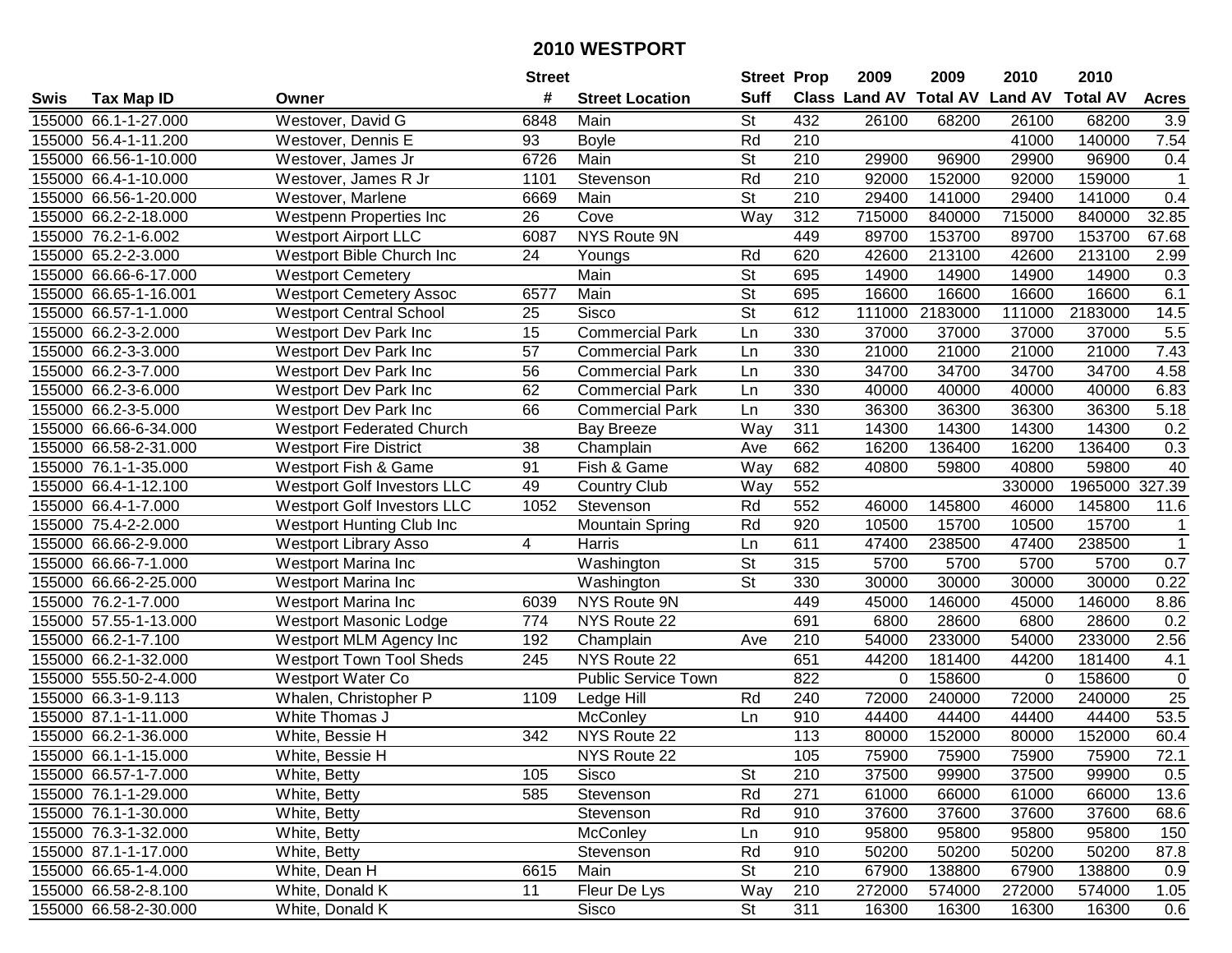# 2010 WESTPORT

| Swis | Tax Map ID | Owner | Street # | Street Location | Street Suff | Prop Class | 2009 Land AV | 2009 Total AV | 2010 Land AV | 2010 Total AV | Acres |
|---|---|---|---|---|---|---|---|---|---|---|---|
| 155000 | 66.1-1-27.000 | Westover, David G | 6848 | Main | St | 432 | 26100 | 68200 | 26100 | 68200 | 3.9 |
| 155000 | 56.4-1-11.200 | Westover, Dennis E | 93 | Boyle | Rd | 210 | | | 41000 | 140000 | 7.54 |
| 155000 | 66.56-1-10.000 | Westover, James Jr | 6726 | Main | St | 210 | 29900 | 96900 | 29900 | 96900 | 0.4 |
| 155000 | 66.4-1-10.000 | Westover, James R Jr | 1101 | Stevenson | Rd | 210 | 92000 | 152000 | 92000 | 159000 | 1 |
| 155000 | 66.56-1-20.000 | Westover, Marlene | 6669 | Main | St | 210 | 29400 | 141000 | 29400 | 141000 | 0.4 |
| 155000 | 66.2-2-18.000 | Westpenn Properties Inc | 26 | Cove | Way | 312 | 715000 | 840000 | 715000 | 840000 | 32.85 |
| 155000 | 76.2-1-6.002 | Westport Airport LLC | 6087 | NYS Route 9N | | 449 | 89700 | 153700 | 89700 | 153700 | 67.68 |
| 155000 | 65.2-2-3.000 | Westport Bible Church Inc | 24 | Youngs | Rd | 620 | 42600 | 213100 | 42600 | 213100 | 2.99 |
| 155000 | 66.66-6-17.000 | Westport Cemetery | | Main | St | 695 | 14900 | 14900 | 14900 | 14900 | 0.3 |
| 155000 | 66.65-1-16.001 | Westport Cemetery Assoc | 6577 | Main | St | 695 | 16600 | 16600 | 16600 | 16600 | 6.1 |
| 155000 | 66.57-1-1.000 | Westport Central School | 25 | Sisco | St | 612 | 111000 | 2183000 | 111000 | 2183000 | 14.5 |
| 155000 | 66.2-3-2.000 | Westport Dev Park Inc | 15 | Commercial Park | Ln | 330 | 37000 | 37000 | 37000 | 37000 | 5.5 |
| 155000 | 66.2-3-3.000 | Westport Dev Park Inc | 57 | Commercial Park | Ln | 330 | 21000 | 21000 | 21000 | 21000 | 7.43 |
| 155000 | 66.2-3-7.000 | Westport Dev Park Inc | 56 | Commercial Park | Ln | 330 | 34700 | 34700 | 34700 | 34700 | 4.58 |
| 155000 | 66.2-3-6.000 | Westport Dev Park Inc | 62 | Commercial Park | Ln | 330 | 40000 | 40000 | 40000 | 40000 | 6.83 |
| 155000 | 66.2-3-5.000 | Westport Dev Park Inc | 66 | Commercial Park | Ln | 330 | 36300 | 36300 | 36300 | 36300 | 5.18 |
| 155000 | 66.66-6-34.000 | Westport Federated Church | | Bay Breeze | Way | 311 | 14300 | 14300 | 14300 | 14300 | 0.2 |
| 155000 | 66.58-2-31.000 | Westport Fire District | 38 | Champlain | Ave | 662 | 16200 | 136400 | 16200 | 136400 | 0.3 |
| 155000 | 76.1-1-35.000 | Westport Fish & Game | 91 | Fish & Game | Way | 682 | 40800 | 59800 | 40800 | 59800 | 40 |
| 155000 | 66.4-1-12.100 | Westport Golf Investors LLC | 49 | Country Club | Way | 552 | | | 330000 | 1965000 | 327.39 |
| 155000 | 66.4-1-7.000 | Westport Golf Investors LLC | 1052 | Stevenson | Rd | 552 | 46000 | 145800 | 46000 | 145800 | 11.6 |
| 155000 | 75.4-2-2.000 | Westport Hunting Club Inc | | Mountain Spring | Rd | 920 | 10500 | 15700 | 10500 | 15700 | 1 |
| 155000 | 66.66-2-9.000 | Westport Library Asso | 4 | Harris | Ln | 611 | 47400 | 238500 | 47400 | 238500 | 1 |
| 155000 | 66.66-7-1.000 | Westport Marina Inc | | Washington | St | 315 | 5700 | 5700 | 5700 | 5700 | 0.7 |
| 155000 | 66.66-2-25.000 | Westport Marina Inc | | Washington | St | 330 | 30000 | 30000 | 30000 | 30000 | 0.22 |
| 155000 | 76.2-1-7.000 | Westport Marina Inc | 6039 | NYS Route 9N | | 449 | 45000 | 146000 | 45000 | 146000 | 8.86 |
| 155000 | 57.55-1-13.000 | Westport Masonic Lodge | 774 | NYS Route 22 | | 691 | 6800 | 28600 | 6800 | 28600 | 0.2 |
| 155000 | 66.2-1-7.100 | Westport MLM Agency Inc | 192 | Champlain | Ave | 210 | 54000 | 233000 | 54000 | 233000 | 2.56 |
| 155000 | 66.2-1-32.000 | Westport Town Tool Sheds | 245 | NYS Route 22 | | 651 | 44200 | 181400 | 44200 | 181400 | 4.1 |
| 155000 | 555.50-2-4.000 | Westport Water Co | | Public Service Town | | 822 | 0 | 158600 | 0 | 158600 | 0 |
| 155000 | 66.3-1-9.113 | Whalen, Christopher P | 1109 | Ledge Hill | Rd | 240 | 72000 | 240000 | 72000 | 240000 | 25 |
| 155000 | 87.1-1-11.000 | White Thomas J | | McConley | Ln | 910 | 44400 | 44400 | 44400 | 44400 | 53.5 |
| 155000 | 66.2-1-36.000 | White, Bessie H | 342 | NYS Route 22 | | 113 | 80000 | 152000 | 80000 | 152000 | 60.4 |
| 155000 | 66.1-1-15.000 | White, Bessie H | | NYS Route 22 | | 105 | 75900 | 75900 | 75900 | 75900 | 72.1 |
| 155000 | 66.57-1-7.000 | White, Betty | 105 | Sisco | St | 210 | 37500 | 99900 | 37500 | 99900 | 0.5 |
| 155000 | 76.1-1-29.000 | White, Betty | 585 | Stevenson | Rd | 271 | 61000 | 66000 | 61000 | 66000 | 13.6 |
| 155000 | 76.1-1-30.000 | White, Betty | | Stevenson | Rd | 910 | 37600 | 37600 | 37600 | 37600 | 68.6 |
| 155000 | 76.3-1-32.000 | White, Betty | | McConley | Ln | 910 | 95800 | 95800 | 95800 | 95800 | 150 |
| 155000 | 87.1-1-17.000 | White, Betty | | Stevenson | Rd | 910 | 50200 | 50200 | 50200 | 50200 | 87.8 |
| 155000 | 66.65-1-4.000 | White, Dean H | 6615 | Main | St | 210 | 67900 | 138800 | 67900 | 138800 | 0.9 |
| 155000 | 66.58-2-8.100 | White, Donald K | 11 | Fleur De Lys | Way | 210 | 272000 | 574000 | 272000 | 574000 | 1.05 |
| 155000 | 66.58-2-30.000 | White, Donald K | | Sisco | St | 311 | 16300 | 16300 | 16300 | 16300 | 0.6 |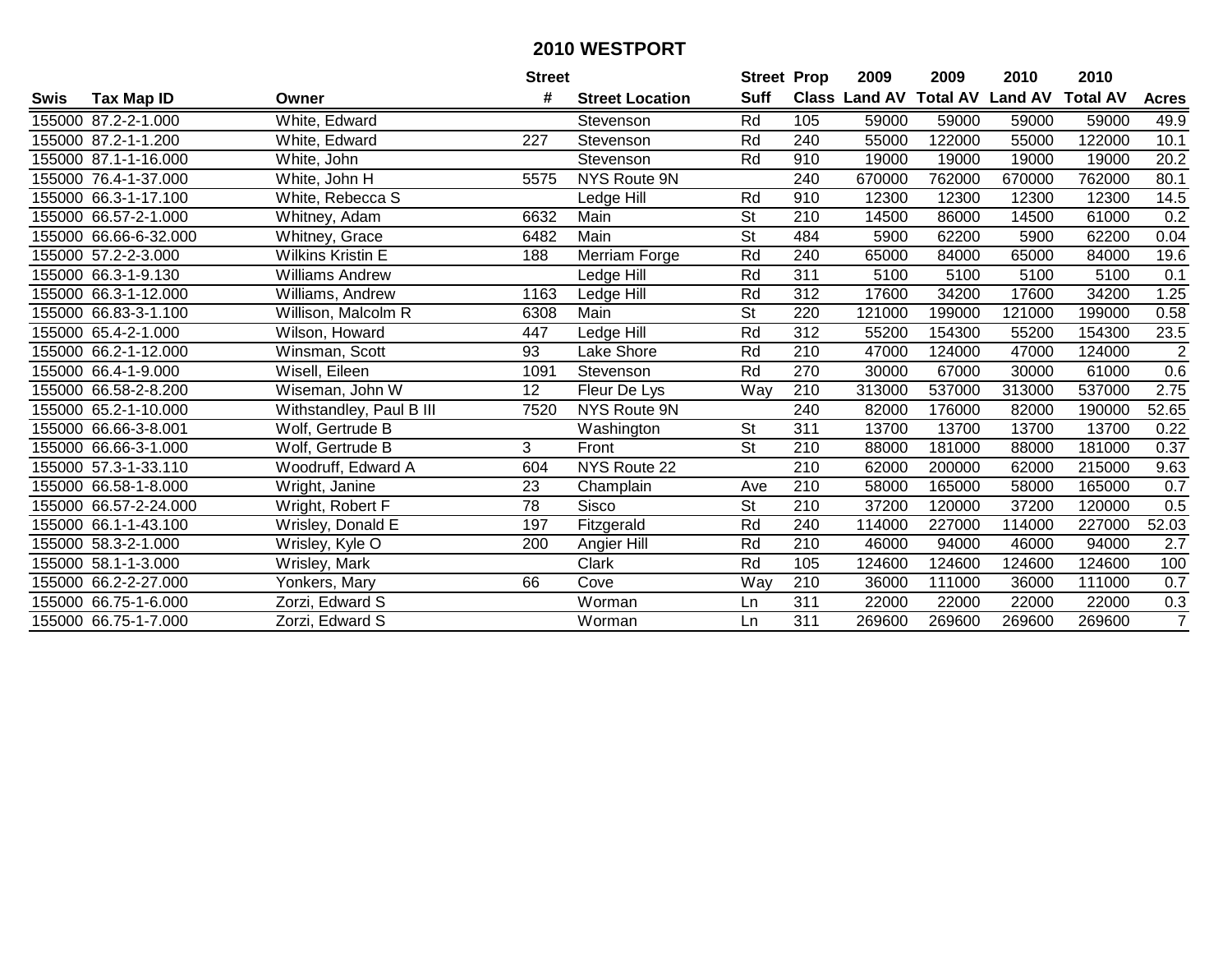# 2010 WESTPORT

| Swis | Tax Map ID | Owner | Street # | Street Location | Street Suff | Prop Class | 2009 Land AV | 2009 Total AV | 2010 Land AV | 2010 Total AV | Acres |
|---|---|---|---|---|---|---|---|---|---|---|---|
| 155000 | 87.2-2-1.000 | White, Edward | | Stevenson | Rd | 105 | 59000 | 59000 | 59000 | 59000 | 49.9 |
| 155000 | 87.2-1-1.200 | White, Edward | 227 | Stevenson | Rd | 240 | 55000 | 122000 | 55000 | 122000 | 10.1 |
| 155000 | 87.1-1-16.000 | White, John | | Stevenson | Rd | 910 | 19000 | 19000 | 19000 | 19000 | 20.2 |
| 155000 | 76.4-1-37.000 | White, John H | 5575 | NYS Route 9N | | 240 | 670000 | 762000 | 670000 | 762000 | 80.1 |
| 155000 | 66.3-1-17.100 | White, Rebecca S | | Ledge Hill | Rd | 910 | 12300 | 12300 | 12300 | 12300 | 14.5 |
| 155000 | 66.57-2-1.000 | Whitney, Adam | 6632 | Main | St | 210 | 14500 | 86000 | 14500 | 61000 | 0.2 |
| 155000 | 66.66-6-32.000 | Whitney, Grace | 6482 | Main | St | 484 | 5900 | 62200 | 5900 | 62200 | 0.04 |
| 155000 | 57.2-2-3.000 | Wilkins Kristin E | 188 | Merriam Forge | Rd | 240 | 65000 | 84000 | 65000 | 84000 | 19.6 |
| 155000 | 66.3-1-9.130 | Williams Andrew | | Ledge Hill | Rd | 311 | 5100 | 5100 | 5100 | 5100 | 0.1 |
| 155000 | 66.3-1-12.000 | Williams, Andrew | 1163 | Ledge Hill | Rd | 312 | 17600 | 34200 | 17600 | 34200 | 1.25 |
| 155000 | 66.83-3-1.100 | Willison, Malcolm R | 6308 | Main | St | 220 | 121000 | 199000 | 121000 | 199000 | 0.58 |
| 155000 | 65.4-2-1.000 | Wilson, Howard | 447 | Ledge Hill | Rd | 312 | 55200 | 154300 | 55200 | 154300 | 23.5 |
| 155000 | 66.2-1-12.000 | Winsman, Scott | 93 | Lake Shore | Rd | 210 | 47000 | 124000 | 47000 | 124000 | 2 |
| 155000 | 66.4-1-9.000 | Wisell, Eileen | 1091 | Stevenson | Rd | 270 | 30000 | 67000 | 30000 | 61000 | 0.6 |
| 155000 | 66.58-2-8.200 | Wiseman, John W | 12 | Fleur De Lys | Way | 210 | 313000 | 537000 | 313000 | 537000 | 2.75 |
| 155000 | 65.2-1-10.000 | Withstandley, Paul B III | 7520 | NYS Route 9N | | 240 | 82000 | 176000 | 82000 | 190000 | 52.65 |
| 155000 | 66.66-3-8.001 | Wolf, Gertrude B | | Washington | St | 311 | 13700 | 13700 | 13700 | 13700 | 0.22 |
| 155000 | 66.66-3-1.000 | Wolf, Gertrude B | 3 | Front | St | 210 | 88000 | 181000 | 88000 | 181000 | 0.37 |
| 155000 | 57.3-1-33.110 | Woodruff, Edward A | 604 | NYS Route 22 | | 210 | 62000 | 200000 | 62000 | 215000 | 9.63 |
| 155000 | 66.58-1-8.000 | Wright, Janine | 23 | Champlain | Ave | 210 | 58000 | 165000 | 58000 | 165000 | 0.7 |
| 155000 | 66.57-2-24.000 | Wright, Robert F | 78 | Sisco | St | 210 | 37200 | 120000 | 37200 | 120000 | 0.5 |
| 155000 | 66.1-1-43.100 | Wrisley, Donald E | 197 | Fitzgerald | Rd | 240 | 114000 | 227000 | 114000 | 227000 | 52.03 |
| 155000 | 58.3-2-1.000 | Wrisley, Kyle O | 200 | Angier Hill | Rd | 210 | 46000 | 94000 | 46000 | 94000 | 2.7 |
| 155000 | 58.1-1-3.000 | Wrisley, Mark | | Clark | Rd | 105 | 124600 | 124600 | 124600 | 124600 | 100 |
| 155000 | 66.2-2-27.000 | Yonkers, Mary | 66 | Cove | Way | 210 | 36000 | 111000 | 36000 | 111000 | 0.7 |
| 155000 | 66.75-1-6.000 | Zorzi, Edward S | | Worman | Ln | 311 | 22000 | 22000 | 22000 | 22000 | 0.3 |
| 155000 | 66.75-1-7.000 | Zorzi, Edward S | | Worman | Ln | 311 | 269600 | 269600 | 269600 | 269600 | 7 |